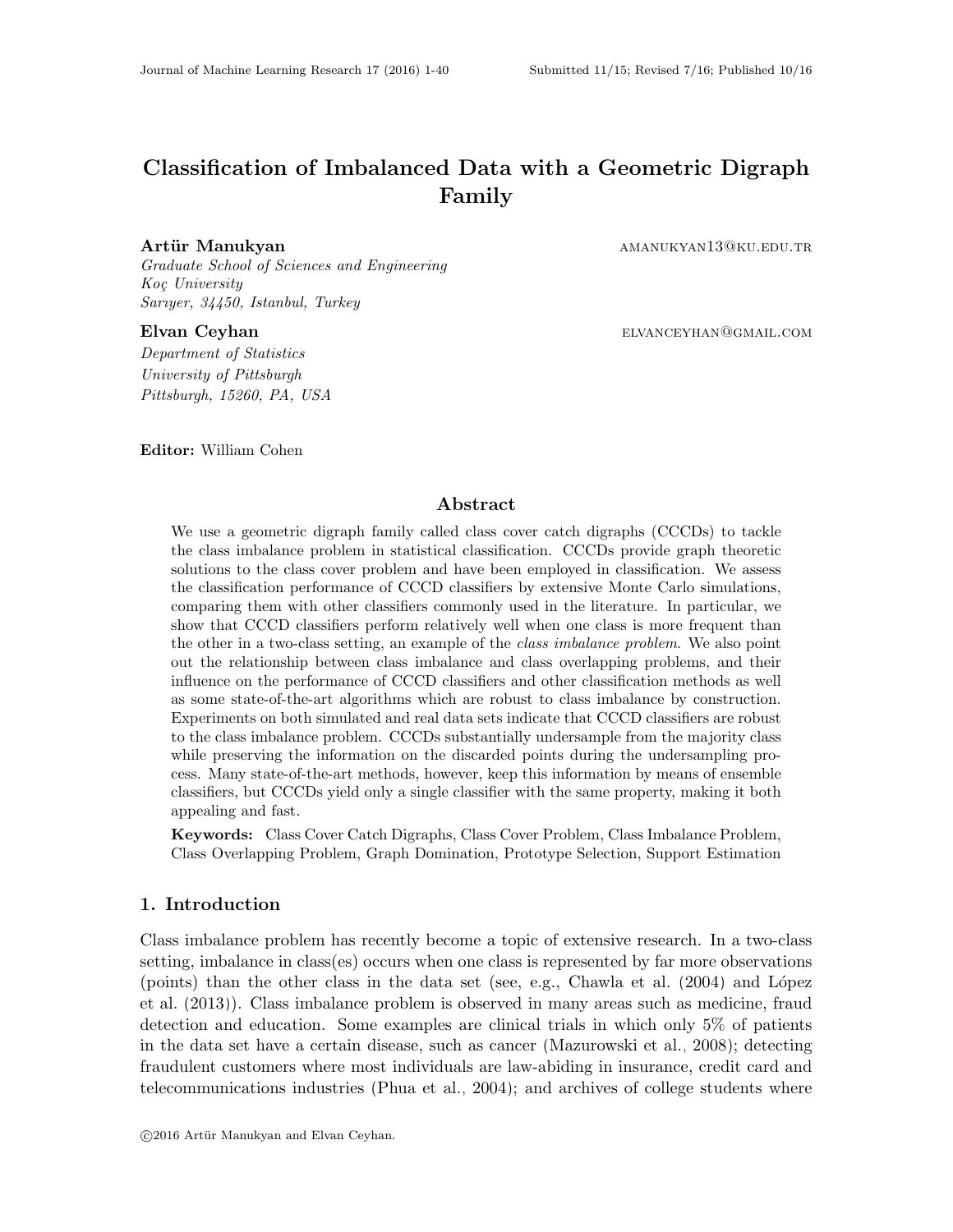# Classification of Imbalanced Data with a Geometric Digraph Family

**Artür Manukyan** AMANUKYAN13@KU.EDU.TR
*Graduate School of Sciences and Engineering*
*Koç University*
*Sarıyer, 34450, Istanbul, Turkey*

**Elvan Ceyhan** ELVANCEYHAN@GMAIL.COM
*Department of Statistics*
*University of Pittsburgh*
*Pittsburgh, 15260, PA, USA*

**Editor:** William Cohen

## Abstract

We use a geometric digraph family called class cover catch digraphs (CCCDs) to tackle the class imbalance problem in statistical classification. CCCDs provide graph theoretic solutions to the class cover problem and have been employed in classification. We assess the classification performance of CCCD classifiers by extensive Monte Carlo simulations, comparing them with other classifiers commonly used in the literature. In particular, we show that CCCD classifiers perform relatively well when one class is more frequent than the other in a two-class setting, an example of the *class imbalance problem*. We also point out the relationship between class imbalance and class overlapping problems, and their influence on the performance of CCCD classifiers and other classification methods as well as some state-of-the-art algorithms which are robust to class imbalance by construction. Experiments on both simulated and real data sets indicate that CCCD classifiers are robust to the class imbalance problem. CCCDs substantially undersample from the majority class while preserving the information on the discarded points during the undersampling process. Many state-of-the-art methods, however, keep this information by means of ensemble classifiers, but CCCDs yield only a single classifier with the same property, making it both appealing and fast.

**Keywords:** Class Cover Catch Digraphs, Class Cover Problem, Class Imbalance Problem, Class Overlapping Problem, Graph Domination, Prototype Selection, Support Estimation

## 1. Introduction

Class imbalance problem has recently become a topic of extensive research. In a two-class setting, imbalance in class(es) occurs when one class is represented by far more observations (points) than the other class in the data set (see, e.g., Chawla et al. (2004) and López et al. (2013)). Class imbalance problem is observed in many areas such as medicine, fraud detection and education. Some examples are clinical trials in which only 5% of patients in the data set have a certain disease, such as cancer (Mazurowski et al., 2008); detecting fraudulent customers where most individuals are law-abiding in insurance, credit card and telecommunications industries (Phua et al., 2004); and archives of college students where

©2016 Artür Manukyan and Elvan Ceyhan.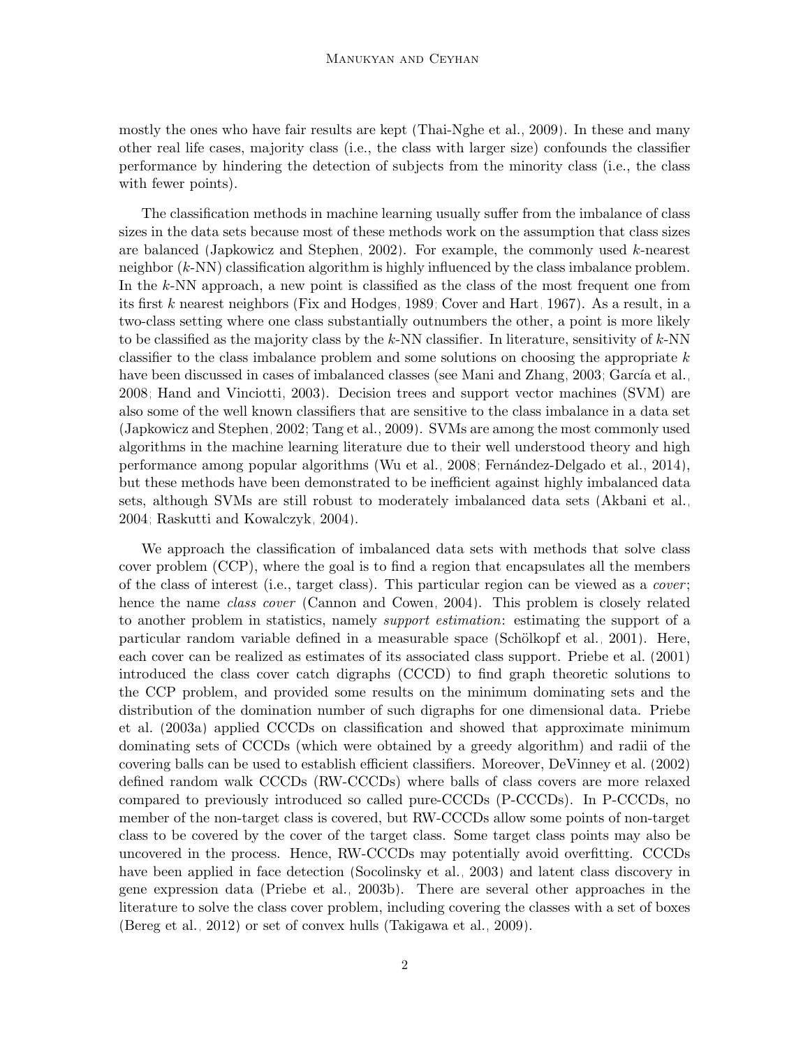mostly the ones who have fair results are kept (Thai-Nghe et al., 2009). In these and many other real life cases, majority class (i.e., the class with larger size) confounds the classifier performance by hindering the detection of subjects from the minority class (i.e., the class with fewer points).

The classification methods in machine learning usually suffer from the imbalance of class sizes in the data sets because most of these methods work on the assumption that class sizes are balanced (Japkowicz and Stephen, 2002). For example, the commonly used $k$-nearest neighbor ($k$-NN) classification algorithm is highly influenced by the class imbalance problem. In the $k$-NN approach, a new point is classified as the class of the most frequent one from its first $k$ nearest neighbors (Fix and Hodges, 1989; Cover and Hart, 1967). As a result, in a two-class setting where one class substantially outnumbers the other, a point is more likely to be classified as the majority class by the $k$-NN classifier. In literature, sensitivity of $k$-NN classifier to the class imbalance problem and some solutions on choosing the appropriate $k$ have been discussed in cases of imbalanced classes (see Mani and Zhang, 2003; García et al., 2008; Hand and Vinciotti, 2003). Decision trees and support vector machines (SVM) are also some of the well known classifiers that are sensitive to the class imbalance in a data set (Japkowicz and Stephen, 2002; Tang et al., 2009). SVMs are among the most commonly used algorithms in the machine learning literature due to their well understood theory and high performance among popular algorithms (Wu et al., 2008; Fernández-Delgado et al., 2014), but these methods have been demonstrated to be inefficient against highly imbalanced data sets, although SVMs are still robust to moderately imbalanced data sets (Akbani et al., 2004; Raskutti and Kowalczyk, 2004).

We approach the classification of imbalanced data sets with methods that solve class cover problem (CCP), where the goal is to find a region that encapsulates all the members of the class of interest (i.e., target class). This particular region can be viewed as a *cover*; hence the name *class cover* (Cannon and Cowen, 2004). This problem is closely related to another problem in statistics, namely *support estimation*: estimating the support of a particular random variable defined in a measurable space (Schölkopf et al., 2001). Here, each cover can be realized as estimates of its associated class support. Priebe et al. (2001) introduced the class cover catch digraphs (CCCD) to find graph theoretic solutions to the CCP problem, and provided some results on the minimum dominating sets and the distribution of the domination number of such digraphs for one dimensional data. Priebe et al. (2003a) applied CCCDs on classification and showed that approximate minimum dominating sets of CCCDs (which were obtained by a greedy algorithm) and radii of the covering balls can be used to establish efficient classifiers. Moreover, DeVinney et al. (2002) defined random walk CCCDs (RW-CCCDs) where balls of class covers are more relaxed compared to previously introduced so called pure-CCCDs (P-CCCDs). In P-CCCDs, no member of the non-target class is covered, but RW-CCCDs allow some points of non-target class to be covered by the cover of the target class. Some target class points may also be uncovered in the process. Hence, RW-CCCDs may potentially avoid overfitting. CCCDs have been applied in face detection (Socolinsky et al., 2003) and latent class discovery in gene expression data (Priebe et al., 2003b). There are several other approaches in the literature to solve the class cover problem, including covering the classes with a set of boxes (Bereg et al., 2012) or set of convex hulls (Takigawa et al., 2009).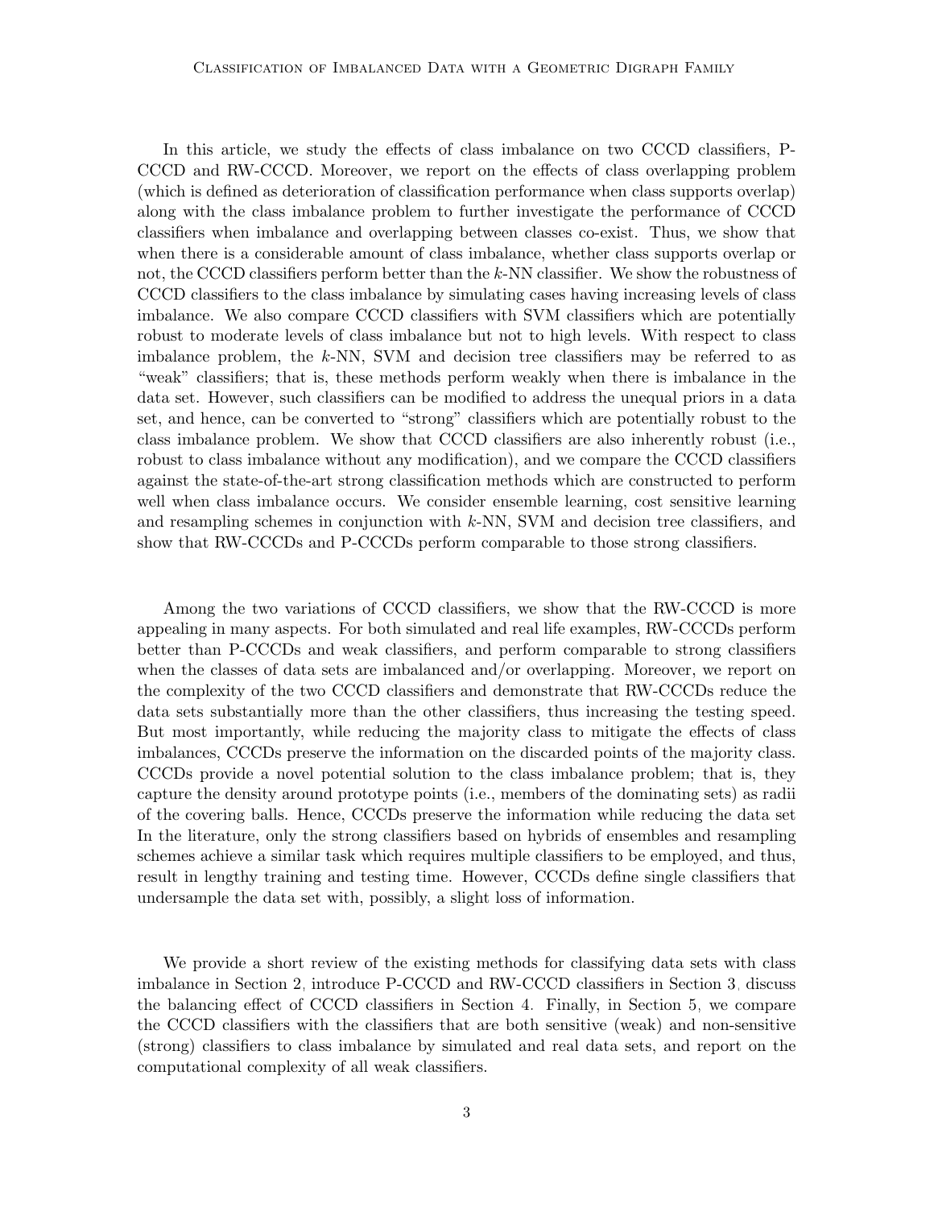In this article, we study the effects of class imbalance on two CCCD classifiers, P-CCCD and RW-CCCD. Moreover, we report on the effects of class overlapping problem (which is defined as deterioration of classification performance when class supports overlap) along with the class imbalance problem to further investigate the performance of CCCD classifiers when imbalance and overlapping between classes co-exist. Thus, we show that when there is a considerable amount of class imbalance, whether class supports overlap or not, the CCCD classifiers perform better than the $k$-NN classifier. We show the robustness of CCCD classifiers to the class imbalance by simulating cases having increasing levels of class imbalance. We also compare CCCD classifiers with SVM classifiers which are potentially robust to moderate levels of class imbalance but not to high levels. With respect to class imbalance problem, the $k$-NN, SVM and decision tree classifiers may be referred to as "weak" classifiers; that is, these methods perform weakly when there is imbalance in the data set. However, such classifiers can be modified to address the unequal priors in a data set, and hence, can be converted to "strong" classifiers which are potentially robust to the class imbalance problem. We show that CCCD classifiers are also inherently robust (i.e., robust to class imbalance without any modification), and we compare the CCCD classifiers against the state-of-the-art strong classification methods which are constructed to perform well when class imbalance occurs. We consider ensemble learning, cost sensitive learning and resampling schemes in conjunction with $k$-NN, SVM and decision tree classifiers, and show that RW-CCCDs and P-CCCDs perform comparable to those strong classifiers.

Among the two variations of CCCD classifiers, we show that the RW-CCCD is more appealing in many aspects. For both simulated and real life examples, RW-CCCDs perform better than P-CCCDs and weak classifiers, and perform comparable to strong classifiers when the classes of data sets are imbalanced and/or overlapping. Moreover, we report on the complexity of the two CCCD classifiers and demonstrate that RW-CCCDs reduce the data sets substantially more than the other classifiers, thus increasing the testing speed. But most importantly, while reducing the majority class to mitigate the effects of class imbalances, CCCDs preserve the information on the discarded points of the majority class. CCCDs provide a novel potential solution to the class imbalance problem; that is, they capture the density around prototype points (i.e., members of the dominating sets) as radii of the covering balls. Hence, CCCDs preserve the information while reducing the data set In the literature, only the strong classifiers based on hybrids of ensembles and resampling schemes achieve a similar task which requires multiple classifiers to be employed, and thus, result in lengthy training and testing time. However, CCCDs define single classifiers that undersample the data set with, possibly, a slight loss of information.

We provide a short review of the existing methods for classifying data sets with class imbalance in Section 2, introduce P-CCCD and RW-CCCD classifiers in Section 3, discuss the balancing effect of CCCD classifiers in Section 4. Finally, in Section 5, we compare the CCCD classifiers with the classifiers that are both sensitive (weak) and non-sensitive (strong) classifiers to class imbalance by simulated and real data sets, and report on the computational complexity of all weak classifiers.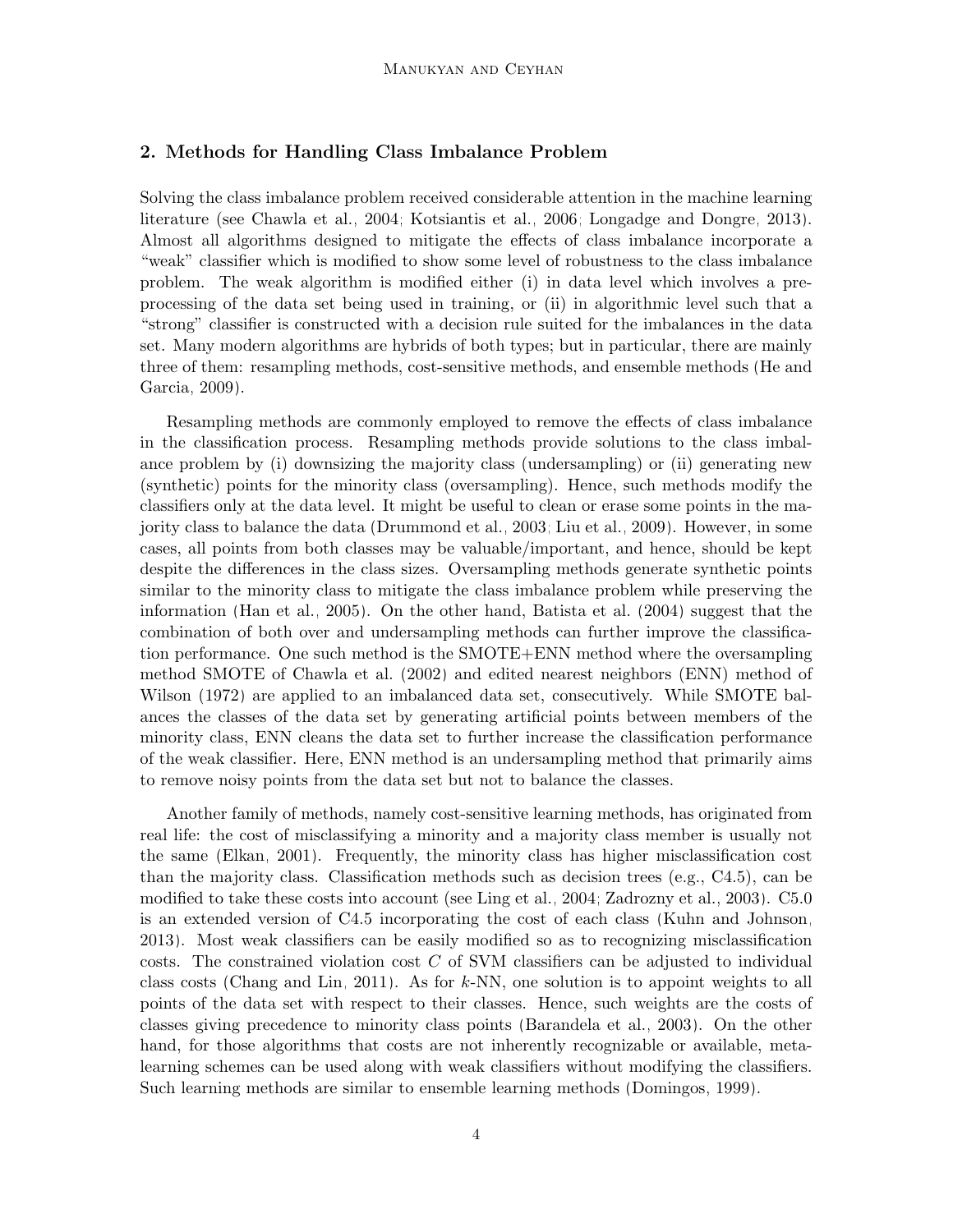## 2. Methods for Handling Class Imbalance Problem

Solving the class imbalance problem received considerable attention in the machine learning literature (see Chawla et al., 2004; Kotsiantis et al., 2006; Longadge and Dongre, 2013). Almost all algorithms designed to mitigate the effects of class imbalance incorporate a "weak" classifier which is modified to show some level of robustness to the class imbalance problem. The weak algorithm is modified either (i) in data level which involves a preprocessing of the data set being used in training, or (ii) in algorithmic level such that a "strong" classifier is constructed with a decision rule suited for the imbalances in the data set. Many modern algorithms are hybrids of both types; but in particular, there are mainly three of them: resampling methods, cost-sensitive methods, and ensemble methods (He and Garcia, 2009).

Resampling methods are commonly employed to remove the effects of class imbalance in the classification process. Resampling methods provide solutions to the class imbalance problem by (i) downsizing the majority class (undersampling) or (ii) generating new (synthetic) points for the minority class (oversampling). Hence, such methods modify the classifiers only at the data level. It might be useful to clean or erase some points in the majority class to balance the data (Drummond et al., 2003; Liu et al., 2009). However, in some cases, all points from both classes may be valuable/important, and hence, should be kept despite the differences in the class sizes. Oversampling methods generate synthetic points similar to the minority class to mitigate the class imbalance problem while preserving the information (Han et al., 2005). On the other hand, Batista et al. (2004) suggest that the combination of both over and undersampling methods can further improve the classification performance. One such method is the SMOTE+ENN method where the oversampling method SMOTE of Chawla et al. (2002) and edited nearest neighbors (ENN) method of Wilson (1972) are applied to an imbalanced data set, consecutively. While SMOTE balances the classes of the data set by generating artificial points between members of the minority class, ENN cleans the data set to further increase the classification performance of the weak classifier. Here, ENN method is an undersampling method that primarily aims to remove noisy points from the data set but not to balance the classes.

Another family of methods, namely cost-sensitive learning methods, has originated from real life: the cost of misclassifying a minority and a majority class member is usually not the same (Elkan, 2001). Frequently, the minority class has higher misclassification cost than the majority class. Classification methods such as decision trees (e.g., C4.5), can be modified to take these costs into account (see Ling et al., 2004; Zadrozny et al., 2003). C5.0 is an extended version of C4.5 incorporating the cost of each class (Kuhn and Johnson, 2013). Most weak classifiers can be easily modified so as to recognizing misclassification costs. The constrained violation cost $C$ of SVM classifiers can be adjusted to individual class costs (Chang and Lin, 2011). As for $k$-NN, one solution is to appoint weights to all points of the data set with respect to their classes. Hence, such weights are the costs of classes giving precedence to minority class points (Barandela et al., 2003). On the other hand, for those algorithms that costs are not inherently recognizable or available, meta-learning schemes can be used along with weak classifiers without modifying the classifiers. Such learning methods are similar to ensemble learning methods (Domingos, 1999).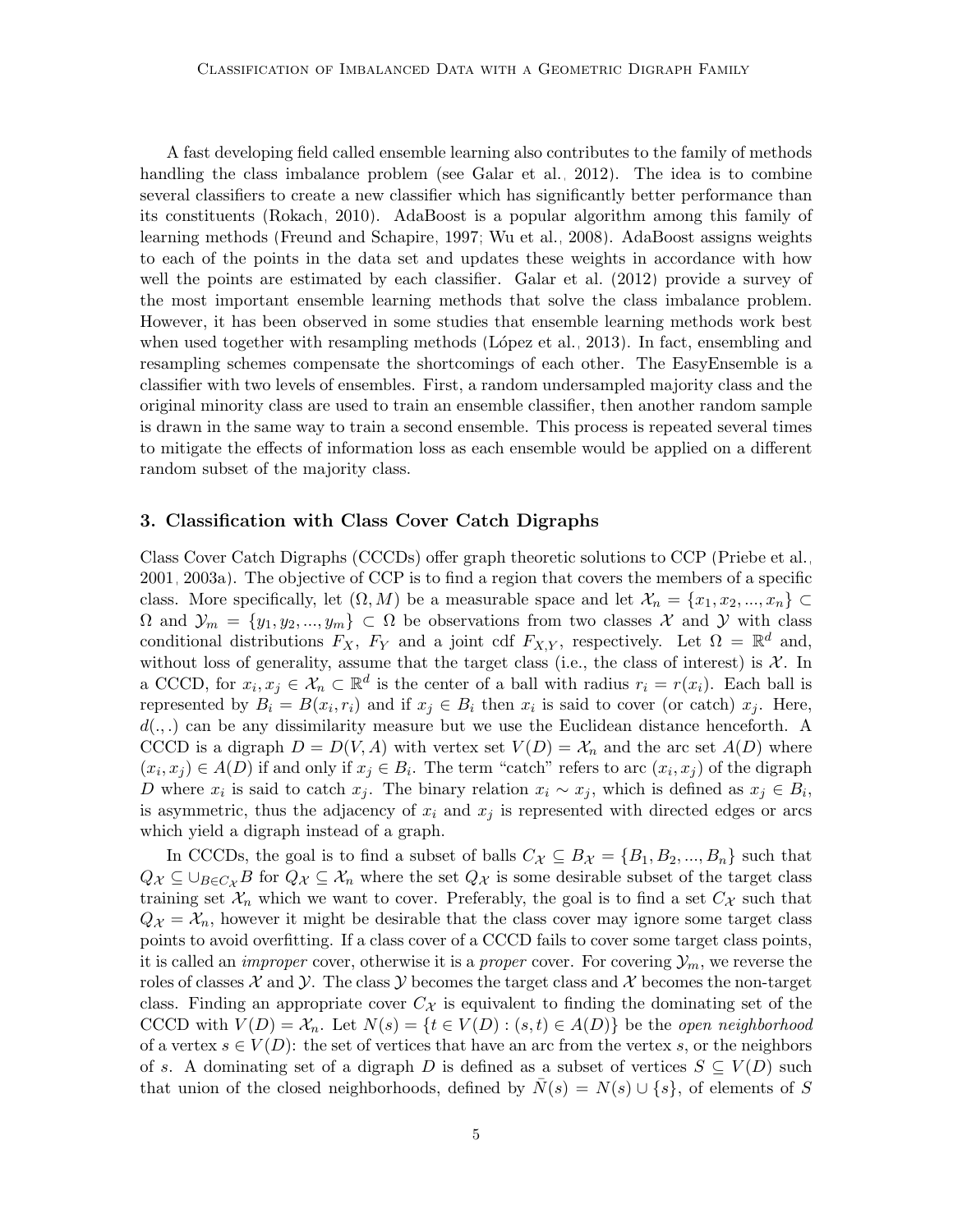A fast developing field called ensemble learning also contributes to the family of methods handling the class imbalance problem (see Galar et al., 2012). The idea is to combine several classifiers to create a new classifier which has significantly better performance than its constituents (Rokach, 2010). AdaBoost is a popular algorithm among this family of learning methods (Freund and Schapire, 1997; Wu et al., 2008). AdaBoost assigns weights to each of the points in the data set and updates these weights in accordance with how well the points are estimated by each classifier. Galar et al. (2012) provide a survey of the most important ensemble learning methods that solve the class imbalance problem. However, it has been observed in some studies that ensemble learning methods work best when used together with resampling methods (López et al., 2013). In fact, ensembling and resampling schemes compensate the shortcomings of each other. The EasyEnsemble is a classifier with two levels of ensembles. First, a random undersampled majority class and the original minority class are used to train an ensemble classifier, then another random sample is drawn in the same way to train a second ensemble. This process is repeated several times to mitigate the effects of information loss as each ensemble would be applied on a different random subset of the majority class.

## 3. Classification with Class Cover Catch Digraphs

Class Cover Catch Digraphs (CCCDs) offer graph theoretic solutions to CCP (Priebe et al., 2001, 2003a). The objective of CCP is to find a region that covers the members of a specific class. More specifically, let $(\Omega, M)$ be a measurable space and let $\mathcal{X}_n = \{x_1, x_2, ..., x_n\} \subset \Omega$ and $\mathcal{Y}_m = \{y_1, y_2, ..., y_m\} \subset \Omega$ be observations from two classes $\mathcal{X}$ and $\mathcal{Y}$ with class conditional distributions $F_X$, $F_Y$ and a joint cdf $F_{X,Y}$, respectively. Let $\Omega = \mathbb{R}^d$ and, without loss of generality, assume that the target class (i.e., the class of interest) is $\mathcal{X}$. In a CCCD, for $x_i, x_j \in \mathcal{X}_n \subset \mathbb{R}^d$ is the center of a ball with radius $r_i = r(x_i)$. Each ball is represented by $B_i = B(x_i, r_i)$ and if $x_j \in B_i$ then $x_i$ is said to cover (or catch) $x_j$. Here, $d(.,.)$ can be any dissimilarity measure but we use the Euclidean distance henceforth. A CCCD is a digraph $D = D(V, A)$ with vertex set $V(D) = \mathcal{X}_n$ and the arc set $A(D)$ where $(x_i, x_j) \in A(D)$ if and only if $x_j \in B_i$. The term "catch" refers to arc $(x_i, x_j)$ of the digraph $D$ where $x_i$ is said to catch $x_j$. The binary relation $x_i \sim x_j$, which is defined as $x_j \in B_i$, is asymmetric, thus the adjacency of $x_i$ and $x_j$ is represented with directed edges or arcs which yield a digraph instead of a graph.

In CCCDs, the goal is to find a subset of balls $C_{\mathcal{X}} \subseteq B_{\mathcal{X}} = \{B_1, B_2, ..., B_n\}$ such that $Q_{\mathcal{X}} \subseteq \cup_{B \in C_{\mathcal{X}}} B$ for $Q_{\mathcal{X}} \subseteq \mathcal{X}_n$ where the set $Q_{\mathcal{X}}$ is some desirable subset of the target class training set $\mathcal{X}_n$ which we want to cover. Preferably, the goal is to find a set $C_{\mathcal{X}}$ such that $Q_{\mathcal{X}} = \mathcal{X}_n$, however it might be desirable that the class cover may ignore some target class points to avoid overfitting. If a class cover of a CCCD fails to cover some target class points, it is called an *improper* cover, otherwise it is a *proper* cover. For covering $\mathcal{Y}_m$, we reverse the roles of classes $\mathcal{X}$ and $\mathcal{Y}$. The class $\mathcal{Y}$ becomes the target class and $\mathcal{X}$ becomes the non-target class. Finding an appropriate cover $C_{\mathcal{X}}$ is equivalent to finding the dominating set of the CCCD with $V(D) = \mathcal{X}_n$. Let $N(s) = \{t \in V(D) : (s, t) \in A(D)\}$ be the *open neighborhood* of a vertex $s \in V(D)$: the set of vertices that have an arc from the vertex $s$, or the neighbors of $s$. A dominating set of a digraph $D$ is defined as a subset of vertices $S \subseteq V(D)$ such that union of the closed neighborhoods, defined by $\bar{N}(s) = N(s) \cup \{s\}$, of elements of $S$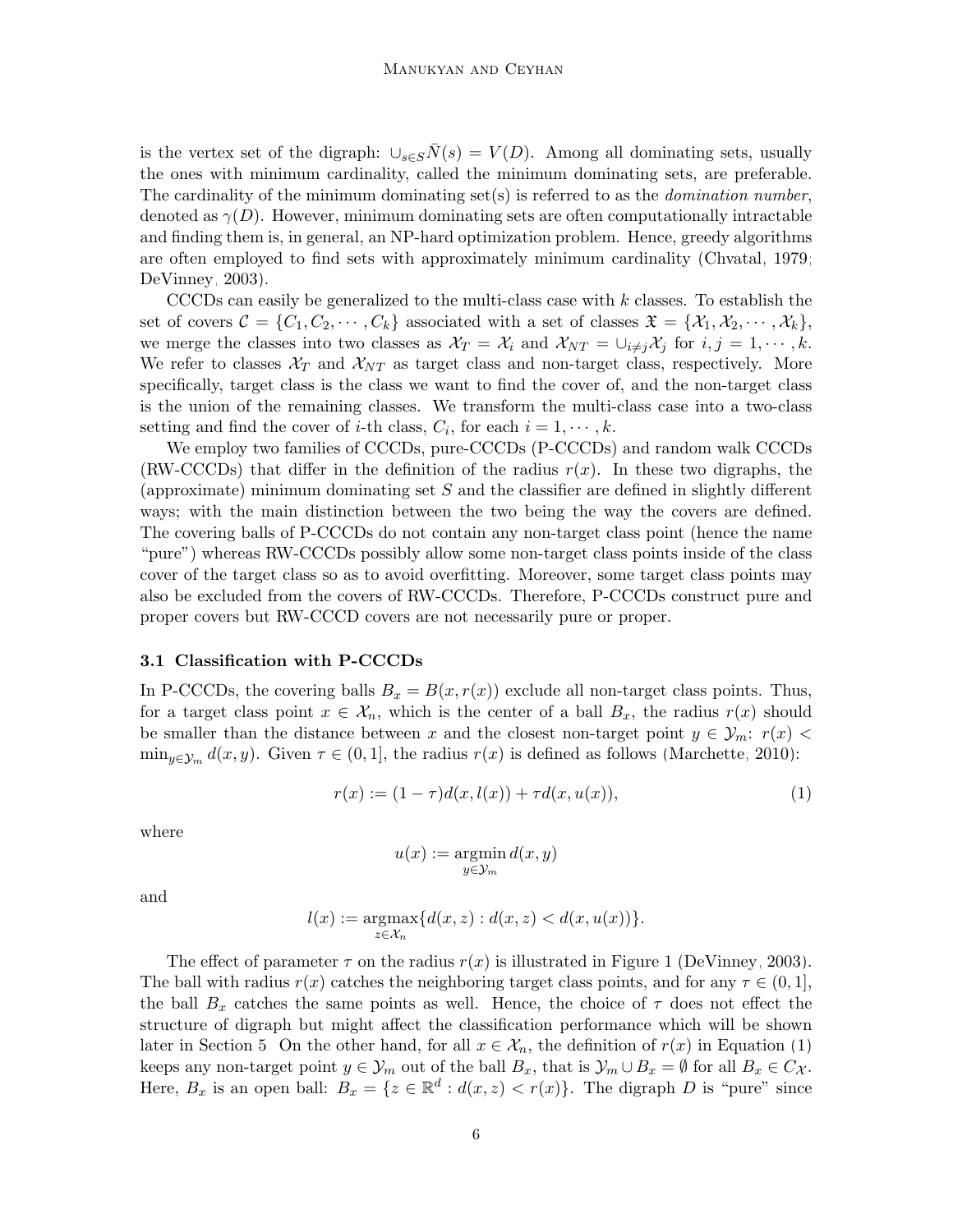is the vertex set of the digraph: $\cup_{s \in S} \bar{N}(s) = V(D)$. Among all dominating sets, usually the ones with minimum cardinality, called the minimum dominating sets, are preferable. The cardinality of the minimum dominating set(s) is referred to as the *domination number*, denoted as $\gamma(D)$. However, minimum dominating sets are often computationally intractable and finding them is, in general, an NP-hard optimization problem. Hence, greedy algorithms are often employed to find sets with approximately minimum cardinality (Chvatal, 1979; DeVinney, 2003).

CCCDs can easily be generalized to the multi-class case with $k$ classes. To establish the set of covers $\mathcal{C} = \{C_1, C_2, \cdots, C_k\}$ associated with a set of classes $\mathfrak{X} = \{\mathcal{X}_1, \mathcal{X}_2, \cdots, \mathcal{X}_k\}$, we merge the classes into two classes as $\mathcal{X}_T = \mathcal{X}_i$ and $\mathcal{X}_{NT} = \cup_{i \neq j} \mathcal{X}_j$ for $i, j = 1, \cdots, k$. We refer to classes $\mathcal{X}_T$ and $\mathcal{X}_{NT}$ as target class and non-target class, respectively. More specifically, target class is the class we want to find the cover of, and the non-target class is the union of the remaining classes. We transform the multi-class case into a two-class setting and find the cover of $i$-th class, $C_i$, for each $i = 1, \cdots, k$.

We employ two families of CCCDs, pure-CCCDs (P-CCCDs) and random walk CCCDs (RW-CCCDs) that differ in the definition of the radius $r(x)$. In these two digraphs, the (approximate) minimum dominating set $S$ and the classifier are defined in slightly different ways; with the main distinction between the two being the way the covers are defined. The covering balls of P-CCCDs do not contain any non-target class point (hence the name "pure") whereas RW-CCCDs possibly allow some non-target class points inside of the class cover of the target class so as to avoid overfitting. Moreover, some target class points may also be excluded from the covers of RW-CCCDs. Therefore, P-CCCDs construct pure and proper covers but RW-CCCD covers are not necessarily pure or proper.

### 3.1 Classification with P-CCCDs

In P-CCCDs, the covering balls $B_x = B(x, r(x))$ exclude all non-target class points. Thus, for a target class point $x \in \mathcal{X}_n$, which is the center of a ball $B_x$, the radius $r(x)$ should be smaller than the distance between $x$ and the closest non-target point $y \in \mathcal{Y}_m$: $r(x) < \min_{y \in \mathcal{Y}_m} d(x, y)$. Given $\tau \in (0, 1]$, the radius $r(x)$ is defined as follows (Marchette, 2010):

$$r(x) := (1 - \tau) d(x, l(x)) + \tau d(x, u(x)), \tag{1}$$

where

$$u(x) := \operatorname*{argmin}_{y \in \mathcal{Y}_m} d(x, y)$$

and

$$l(x) := \operatorname*{argmax}_{z \in \mathcal{X}_n} \{d(x, z) : d(x, z) < d(x, u(x))\}.$$

The effect of parameter $\tau$ on the radius $r(x)$ is illustrated in Figure 1 (DeVinney, 2003). The ball with radius $r(x)$ catches the neighboring target class points, and for any $\tau \in (0, 1]$, the ball $B_x$ catches the same points as well. Hence, the choice of $\tau$ does not effect the structure of digraph but might affect the classification performance which will be shown later in Section 5. On the other hand, for all $x \in \mathcal{X}_n$, the definition of $r(x)$ in Equation (1) keeps any non-target point $y \in \mathcal{Y}_m$ out of the ball $B_x$, that is $\mathcal{Y}_m \cup B_x = \emptyset$ for all $B_x \in C_{\mathcal{X}}$. Here, $B_x$ is an open ball: $B_x = \{z \in \mathbb{R}^d : d(x, z) < r(x)\}$. The digraph $D$ is "pure" since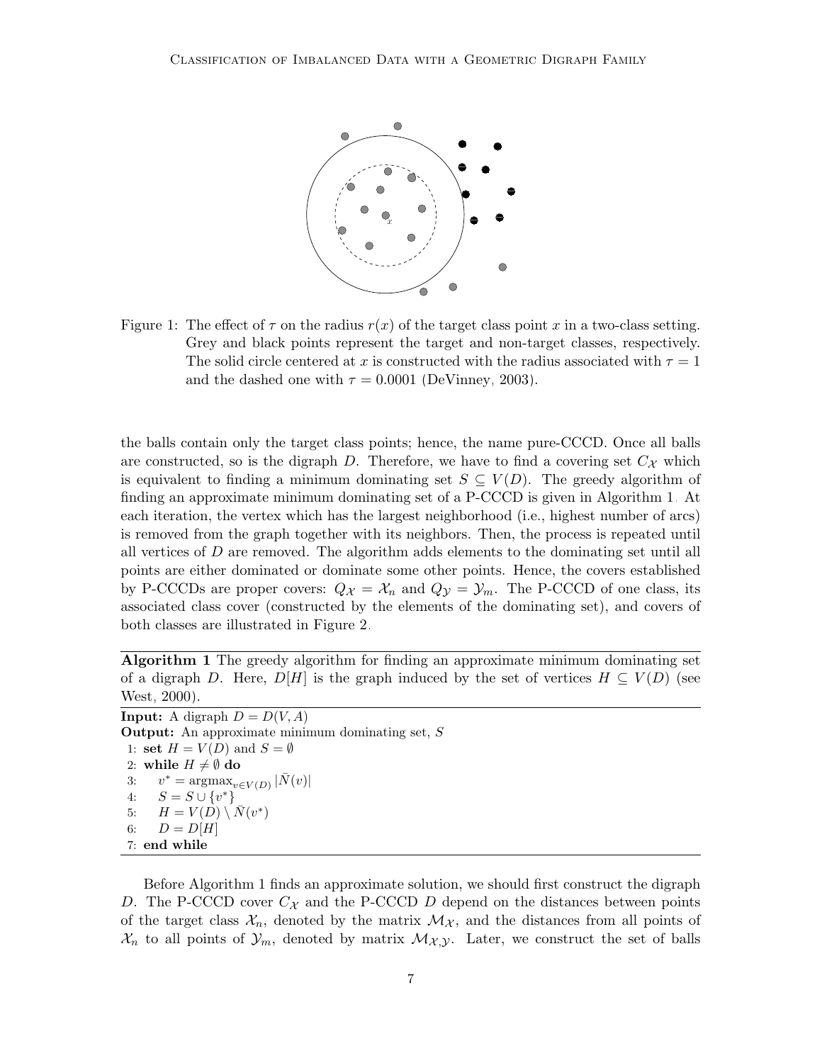Figure 1: The effect of $\tau$ on the radius $r(x)$ of the target class point $x$ in a two-class setting. Grey and black points represent the target and non-target classes, respectively. The solid circle centered at $x$ is constructed with the radius associated with $\tau = 1$ and the dashed one with $\tau = 0.0001$ (DeVinney, 2003).

the balls contain only the target class points; hence, the name pure-CCCD. Once all balls are constructed, so is the digraph $D$. Therefore, we have to find a covering set $C_{\mathcal{X}}$ which is equivalent to finding a minimum dominating set $S \subseteq V(D)$. The greedy algorithm of finding an approximate minimum dominating set of a P-CCCD is given in Algorithm 1. At each iteration, the vertex which has the largest neighborhood (i.e., highest number of arcs) is removed from the graph together with its neighbors. Then, the process is repeated until all vertices of $D$ are removed. The algorithm adds elements to the dominating set until all points are either dominated or dominate some other points. Hence, the covers established by P-CCCDs are proper covers: $Q_{\mathcal{X}} = \mathcal{X}_n$ and $Q_{\mathcal{Y}} = \mathcal{Y}_m$. The P-CCCD of one class, its associated class cover (constructed by the elements of the dominating set), and covers of both classes are illustrated in Figure 2.

**Algorithm 1** The greedy algorithm for finding an approximate minimum dominating set of a digraph $D$. Here, $D[H]$ is the graph induced by the set of vertices $H \subseteq V(D)$ (see West, 2000).

**Input:** A digraph $D = D(V, A)$
**Output:** An approximate minimum dominating set, $S$

1: **set** $H = V(D)$ and $S = \emptyset$
2: **while** $H \neq \emptyset$ **do**
3: $\quad v^* = \text{argmax}_{v \in V(D)} |\bar{N}(v)|$
4: $\quad S = S \cup \{v^*\}$
5: $\quad H = V(D) \setminus \bar{N}(v^*)$
6: $\quad D = D[H]$
7: **end while**

Before Algorithm 1 finds an approximate solution, we should first construct the digraph $D$. The P-CCCD cover $C_{\mathcal{X}}$ and the P-CCCD $D$ depend on the distances between points of the target class $\mathcal{X}_n$, denoted by the matrix $\mathcal{M}_{\mathcal{X}}$, and the distances from all points of $\mathcal{X}_n$ to all points of $\mathcal{Y}_m$, denoted by matrix $\mathcal{M}_{\mathcal{X},\mathcal{Y}}$. Later, we construct the set of balls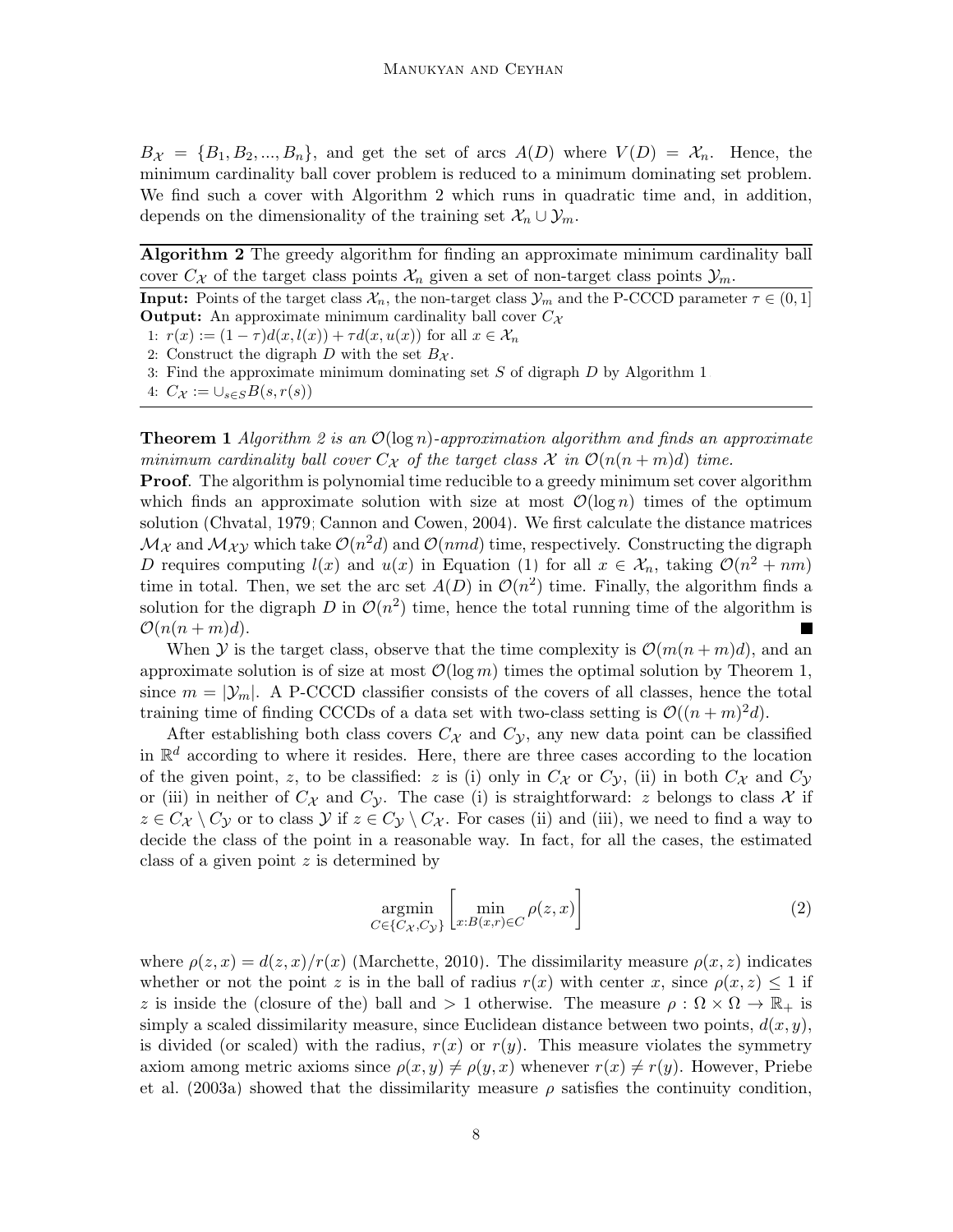$B_{\mathcal{X}} = \{B_1, B_2, ..., B_n\}$, and get the set of arcs $A(D)$ where $V(D) = \mathcal{X}_n$. Hence, the minimum cardinality ball cover problem is reduced to a minimum dominating set problem. We find such a cover with Algorithm 2 which runs in quadratic time and, in addition, depends on the dimensionality of the training set $\mathcal{X}_n \cup \mathcal{Y}_m$.

---

**Algorithm 2** The greedy algorithm for finding an approximate minimum cardinality ball cover $C_{\mathcal{X}}$ of the target class points $\mathcal{X}_n$ given a set of non-target class points $\mathcal{Y}_m$.

---

**Input:** Points of the target class $\mathcal{X}_n$, the non-target class $\mathcal{Y}_m$ and the P-CCCD parameter $\tau \in (0, 1]$
**Output:** An approximate minimum cardinality ball cover $C_{\mathcal{X}}$

1: $r(x) := (1 - \tau)d(x, l(x)) + \tau d(x, u(x))$ for all $x \in \mathcal{X}_n$
2: Construct the digraph $D$ with the set $B_{\mathcal{X}}$.
3: Find the approximate minimum dominating set $S$ of digraph $D$ by Algorithm 1
4: $C_{\mathcal{X}} := \cup_{s \in S} B(s, r(s))$

---

**Theorem 1** *Algorithm 2 is an $\mathcal{O}(\log n)$-approximation algorithm and finds an approximate minimum cardinality ball cover $C_{\mathcal{X}}$ of the target class $\mathcal{X}$ in $\mathcal{O}(n(n + m)d)$ time.*

**Proof**. The algorithm is polynomial time reducible to a greedy minimum set cover algorithm which finds an approximate solution with size at most $\mathcal{O}(\log n)$ times of the optimum solution (Chvatal, 1979; Cannon and Cowen, 2004). We first calculate the distance matrices $\mathcal{M}_{\mathcal{X}}$ and $\mathcal{M}_{\mathcal{X}\mathcal{Y}}$ which take $\mathcal{O}(n^2 d)$ and $\mathcal{O}(nmd)$ time, respectively. Constructing the digraph $D$ requires computing $l(x)$ and $u(x)$ in Equation (1) for all $x \in \mathcal{X}_n$, taking $\mathcal{O}(n^2 + nm)$ time in total. Then, we set the arc set $A(D)$ in $\mathcal{O}(n^2)$ time. Finally, the algorithm finds a solution for the digraph $D$ in $\mathcal{O}(n^2)$ time, hence the total running time of the algorithm is $\mathcal{O}(n(n + m)d)$. ■

When $\mathcal{Y}$ is the target class, observe that the time complexity is $\mathcal{O}(m(n + m)d)$, and an approximate solution is of size at most $\mathcal{O}(\log m)$ times the optimal solution by Theorem 1, since $m = |\mathcal{Y}_m|$. A P-CCCD classifier consists of the covers of all classes, hence the total training time of finding CCCDs of a data set with two-class setting is $\mathcal{O}((n + m)^2 d)$.

After establishing both class covers $C_{\mathcal{X}}$ and $C_{\mathcal{Y}}$, any new data point can be classified in $\mathbb{R}^d$ according to where it resides. Here, there are three cases according to the location of the given point, $z$, to be classified: $z$ is (i) only in $C_{\mathcal{X}}$ or $C_{\mathcal{Y}}$, (ii) in both $C_{\mathcal{X}}$ and $C_{\mathcal{Y}}$ or (iii) in neither of $C_{\mathcal{X}}$ and $C_{\mathcal{Y}}$. The case (i) is straightforward: $z$ belongs to class $\mathcal{X}$ if $z \in C_{\mathcal{X}} \setminus C_{\mathcal{Y}}$ or to class $\mathcal{Y}$ if $z \in C_{\mathcal{Y}} \setminus C_{\mathcal{X}}$. For cases (ii) and (iii), we need to find a way to decide the class of the point in a reasonable way. In fact, for all the cases, the estimated class of a given point $z$ is determined by

$$\underset{C \in \{C_{\mathcal{X}}, C_{\mathcal{Y}}\}}{\operatorname{argmin}} \left[ \min_{x : B(x,r) \in C} \rho(z, x) \right] \tag{2}$$

where $\rho(z, x) = d(z, x)/r(x)$ (Marchette, 2010). The dissimilarity measure $\rho(x, z)$ indicates whether or not the point $z$ is in the ball of radius $r(x)$ with center $x$, since $\rho(x, z) \leq 1$ if $z$ is inside the (closure of the) ball and $> 1$ otherwise. The measure $\rho : \Omega \times \Omega \to \mathbb{R}_+$ is simply a scaled dissimilarity measure, since Euclidean distance between two points, $d(x, y)$, is divided (or scaled) with the radius, $r(x)$ or $r(y)$. This measure violates the symmetry axiom among metric axioms since $\rho(x, y) \neq \rho(y, x)$ whenever $r(x) \neq r(y)$. However, Priebe et al. (2003a) showed that the dissimilarity measure $\rho$ satisfies the continuity condition,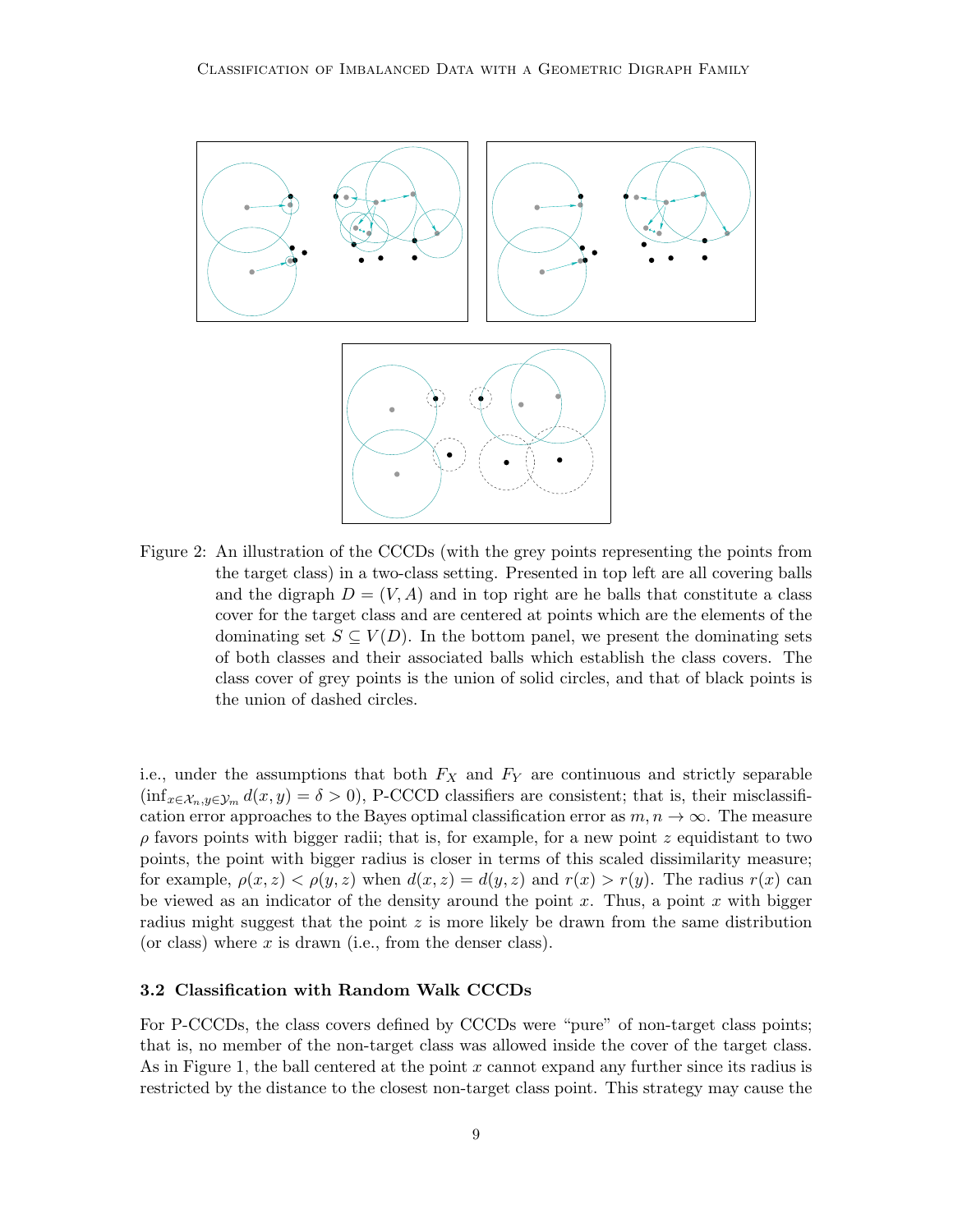Figure 2: An illustration of the CCCDs (with the grey points representing the points from the target class) in a two-class setting. Presented in top left are all covering balls and the digraph $D = (V, A)$ and in top right are he balls that constitute a class cover for the target class and are centered at points which are the elements of the dominating set $S \subseteq V(D)$. In the bottom panel, we present the dominating sets of both classes and their associated balls which establish the class covers. The class cover of grey points is the union of solid circles, and that of black points is the union of dashed circles.

i.e., under the assumptions that both $F_X$ and $F_Y$ are continuous and strictly separable ($\inf_{x \in \mathcal{X}_n, y \in \mathcal{Y}_m} d(x, y) = \delta > 0$), P-CCCD classifiers are consistent; that is, their misclassification error approaches to the Bayes optimal classification error as $m, n \to \infty$. The measure $\rho$ favors points with bigger radii; that is, for example, for a new point $z$ equidistant to two points, the point with bigger radius is closer in terms of this scaled dissimilarity measure; for example, $\rho(x, z) < \rho(y, z)$ when $d(x, z) = d(y, z)$ and $r(x) > r(y)$. The radius $r(x)$ can be viewed as an indicator of the density around the point $x$. Thus, a point $x$ with bigger radius might suggest that the point $z$ is more likely be drawn from the same distribution (or class) where $x$ is drawn (i.e., from the denser class).

### 3.2 Classification with Random Walk CCCDs

For P-CCCDs, the class covers defined by CCCDs were "pure" of non-target class points; that is, no member of the non-target class was allowed inside the cover of the target class. As in Figure 1, the ball centered at the point $x$ cannot expand any further since its radius is restricted by the distance to the closest non-target class point. This strategy may cause the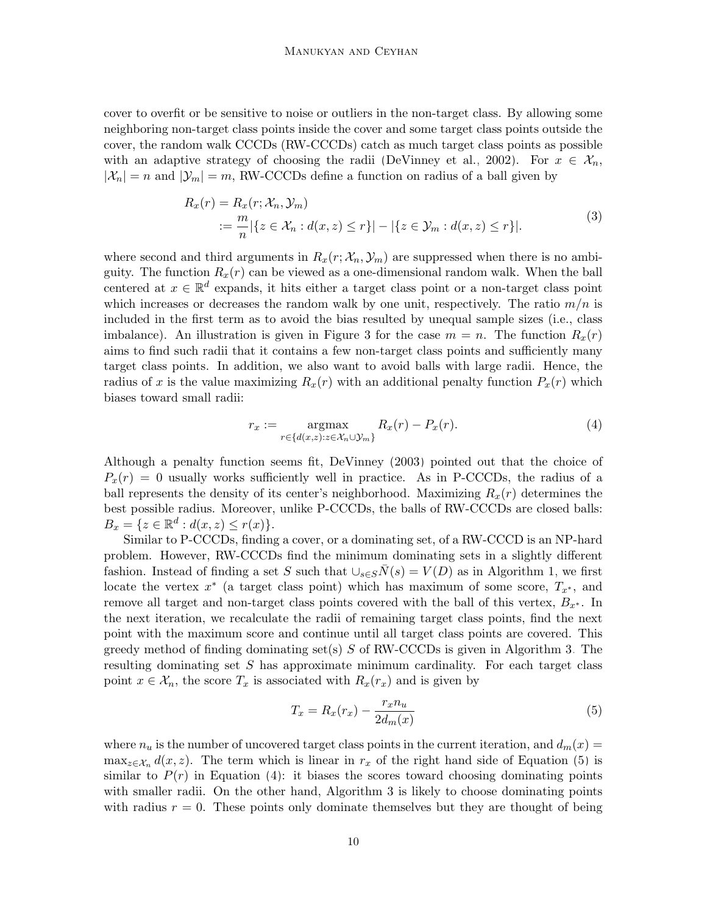cover to overfit or be sensitive to noise or outliers in the non-target class. By allowing some neighboring non-target class points inside the cover and some target class points outside the cover, the random walk CCCDs (RW-CCCDs) catch as much target class points as possible with an adaptive strategy of choosing the radii (DeVinney et al., 2002). For $x \in \mathcal{X}_n$, $|\mathcal{X}_n| = n$ and $|\mathcal{Y}_m| = m$, RW-CCCDs define a function on radius of a ball given by

$$
\begin{aligned}
R_x(r) &= R_x(r; \mathcal{X}_n, \mathcal{Y}_m) \\
&:= \frac{m}{n} |\{z \in \mathcal{X}_n : d(x, z) \leq r\}| - |\{z \in \mathcal{Y}_m : d(x, z) \leq r\}|.
\end{aligned}
\tag{3}
$$

where second and third arguments in $R_x(r; \mathcal{X}_n, \mathcal{Y}_m)$ are suppressed when there is no ambiguity. The function $R_x(r)$ can be viewed as a one-dimensional random walk. When the ball centered at $x \in \mathbb{R}^d$ expands, it hits either a target class point or a non-target class point which increases or decreases the random walk by one unit, respectively. The ratio $m/n$ is included in the first term as to avoid the bias resulted by unequal sample sizes (i.e., class imbalance). An illustration is given in Figure 3 for the case $m = n$. The function $R_x(r)$ aims to find such radii that it contains a few non-target class points and sufficiently many target class points. In addition, we also want to avoid balls with large radii. Hence, the radius of $x$ is the value maximizing $R_x(r)$ with an additional penalty function $P_x(r)$ which biases toward small radii:

$$
r_x := \underset{r \in \{d(x,z): z \in \mathcal{X}_n \cup \mathcal{Y}_m\}}{\operatorname{argmax}} R_x(r) - P_x(r). \tag{4}
$$

Although a penalty function seems fit, DeVinney (2003) pointed out that the choice of $P_x(r) = 0$ usually works sufficiently well in practice. As in P-CCCDs, the radius of a ball represents the density of its center's neighborhood. Maximizing $R_x(r)$ determines the best possible radius. Moreover, unlike P-CCCDs, the balls of RW-CCCDs are closed balls: $B_x = \{z \in \mathbb{R}^d : d(x, z) \leq r(x)\}$.

Similar to P-CCCDs, finding a cover, or a dominating set, of a RW-CCCD is an NP-hard problem. However, RW-CCCDs find the minimum dominating sets in a slightly different fashion. Instead of finding a set $S$ such that $\cup_{s \in S} \bar{N}(s) = V(D)$ as in Algorithm 1, we first locate the vertex $x^*$ (a target class point) which has maximum of some score, $T_{x^*}$, and remove all target and non-target class points covered with the ball of this vertex, $B_{x^*}$. In the next iteration, we recalculate the radii of remaining target class points, find the next point with the maximum score and continue until all target class points are covered. This greedy method of finding dominating set(s) $S$ of RW-CCCDs is given in Algorithm 3. The resulting dominating set $S$ has approximate minimum cardinality. For each target class point $x \in \mathcal{X}_n$, the score $T_x$ is associated with $R_x(r_x)$ and is given by

$$
T_x = R_x(r_x) - \frac{r_x n_u}{2 d_m(x)} \tag{5}
$$

where $n_u$ is the number of uncovered target class points in the current iteration, and $d_m(x) = \max_{z \in \mathcal{X}_n} d(x, z)$. The term which is linear in $r_x$ of the right hand side of Equation (5) is similar to $P(r)$ in Equation (4): it biases the scores toward choosing dominating points with smaller radii. On the other hand, Algorithm 3 is likely to choose dominating points with radius $r = 0$. These points only dominate themselves but they are thought of being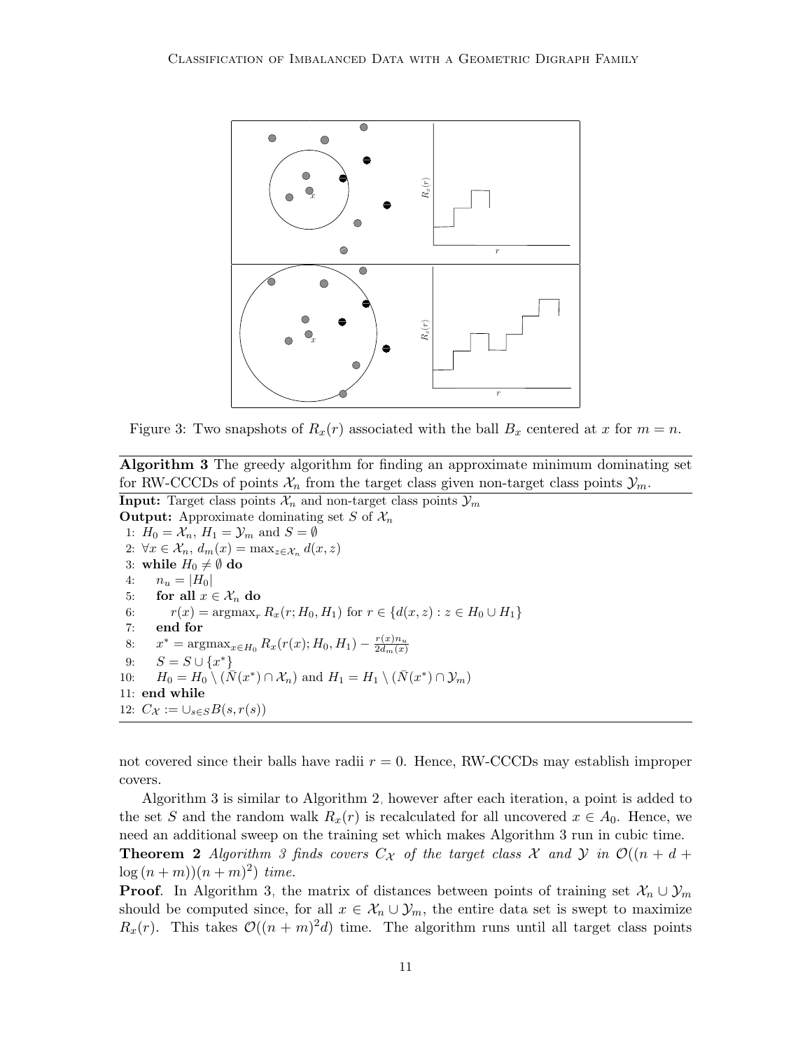Figure 3: Two snapshots of $R_x(r)$ associated with the ball $B_x$ centered at $x$ for $m = n$.

---

**Algorithm 3** The greedy algorithm for finding an approximate minimum dominating set for RW-CCCDs of points $\mathcal{X}_n$ from the target class given non-target class points $\mathcal{Y}_m$.

---

**Input:** Target class points $\mathcal{X}_n$ and non-target class points $\mathcal{Y}_m$

**Output:** Approximate dominating set $S$ of $\mathcal{X}_n$

1: $H_0 = \mathcal{X}_n$, $H_1 = \mathcal{Y}_m$ and $S = \emptyset$
2: $\forall x \in \mathcal{X}_n$, $d_m(x) = \max_{z \in \mathcal{X}_n} d(x, z)$
3: **while** $H_0 \neq \emptyset$ **do**
4: $\quad n_u = |H_0|$
5: $\quad$ **for all** $x \in \mathcal{X}_n$ **do**
6: $\quad\quad r(x) = \operatorname{argmax}_r R_x(r; H_0, H_1)$ for $r \in \{d(x, z) : z \in H_0 \cup H_1\}$
7: $\quad$ **end for**
8: $\quad x^* = \operatorname{argmax}_{x \in H_0} R_x(r(x); H_0, H_1) - \frac{r(x) n_u}{2 d_m(x)}$
9: $\quad S = S \cup \{x^*\}$
10: $\quad H_0 = H_0 \setminus (\bar{N}(x^*) \cap \mathcal{X}_n)$ and $H_1 = H_1 \setminus (\bar{N}(x^*) \cap \mathcal{Y}_m)$
11: **end while**
12: $C_{\mathcal{X}} := \cup_{s \in S} B(s, r(s))$

---

not covered since their balls have radii $r = 0$. Hence, RW-CCCDs may establish improper covers.

Algorithm 3 is similar to Algorithm 2, however after each iteration, a point is added to the set $S$ and the random walk $R_x(r)$ is recalculated for all uncovered $x \in A_0$. Hence, we need an additional sweep on the training set which makes Algorithm 3 run in cubic time.

**Theorem 2** *Algorithm 3 finds covers $C_{\mathcal{X}}$ of the target class $\mathcal{X}$ and $\mathcal{Y}$ in $\mathcal{O}((n + d + \log(n + m))(n + m)^2)$ time.*

**Proof**. In Algorithm 3, the matrix of distances between points of training set $\mathcal{X}_n \cup \mathcal{Y}_m$ should be computed since, for all $x \in \mathcal{X}_n \cup \mathcal{Y}_m$, the entire data set is swept to maximize $R_x(r)$. This takes $\mathcal{O}((n + m)^2 d)$ time. The algorithm runs until all target class points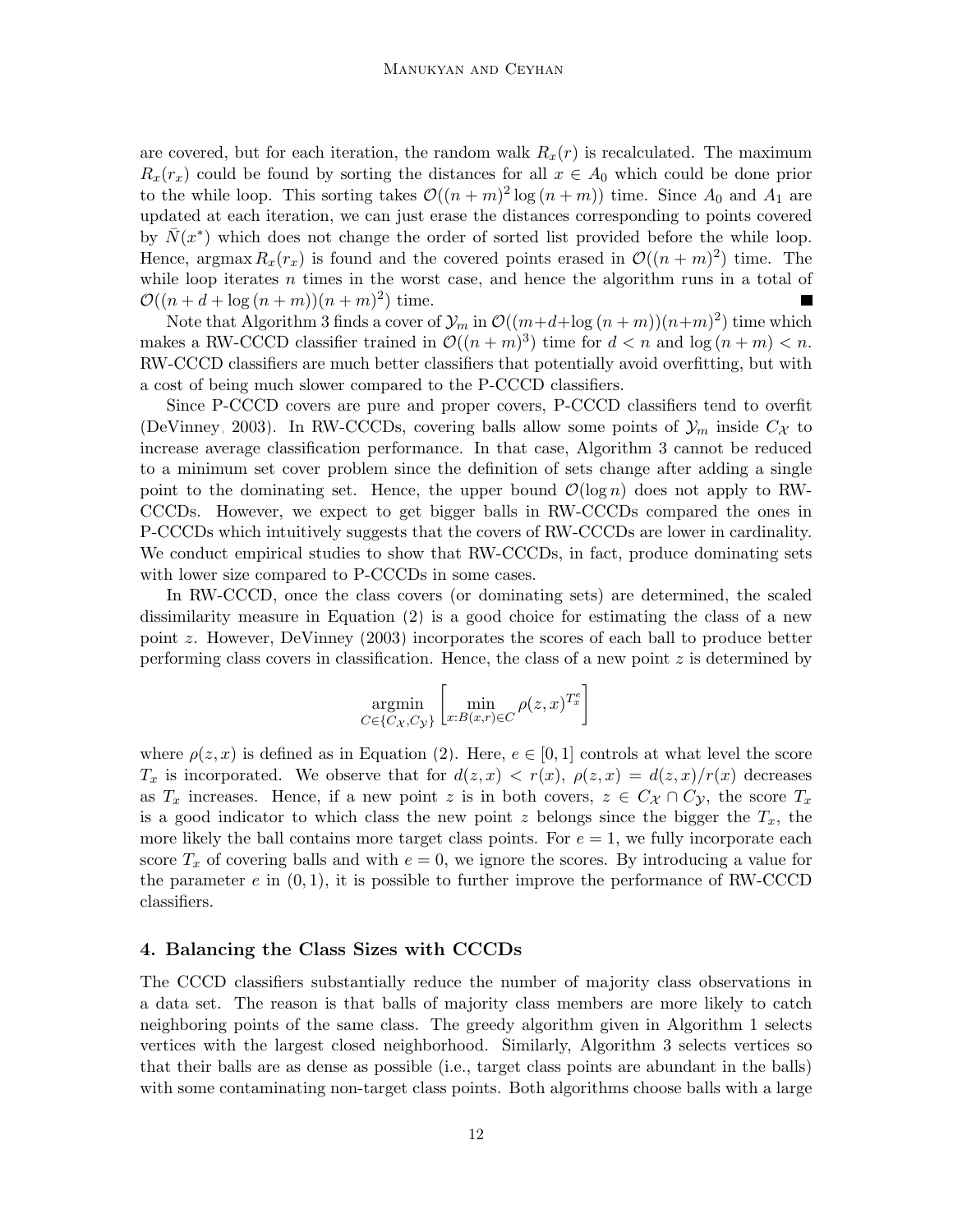are covered, but for each iteration, the random walk $R_x(r)$ is recalculated. The maximum $R_x(r_x)$ could be found by sorting the distances for all $x \in A_0$ which could be done prior to the while loop. This sorting takes $\mathcal{O}((n+m)^2 \log(n+m))$ time. Since $A_0$ and $A_1$ are updated at each iteration, we can just erase the distances corresponding to points covered by $\bar{N}(x^*)$ which does not change the order of sorted list provided before the while loop. Hence, $\operatorname{argmax} R_x(r_x)$ is found and the covered points erased in $\mathcal{O}((n+m)^2)$ time. The while loop iterates $n$ times in the worst case, and hence the algorithm runs in a total of $\mathcal{O}((n+d+\log(n+m))(n+m)^2)$ time. ∎

Note that Algorithm 3 finds a cover of $\mathcal{Y}_m$ in $\mathcal{O}((m+d+\log(n+m))(n+m)^2)$ time which makes a RW-CCCD classifier trained in $\mathcal{O}((n+m)^3)$ time for $d < n$ and $\log(n+m) < n$. RW-CCCD classifiers are much better classifiers that potentially avoid overfitting, but with a cost of being much slower compared to the P-CCCD classifiers.

Since P-CCCD covers are pure and proper covers, P-CCCD classifiers tend to overfit (DeVinney, 2003). In RW-CCCDs, covering balls allow some points of $\mathcal{Y}_m$ inside $C_\mathcal{X}$ to increase average classification performance. In that case, Algorithm 3 cannot be reduced to a minimum set cover problem since the definition of sets change after adding a single point to the dominating set. Hence, the upper bound $\mathcal{O}(\log n)$ does not apply to RW-CCCDs. However, we expect to get bigger balls in RW-CCCDs compared the ones in P-CCCDs which intuitively suggests that the covers of RW-CCCDs are lower in cardinality. We conduct empirical studies to show that RW-CCCDs, in fact, produce dominating sets with lower size compared to P-CCCDs in some cases.

In RW-CCCD, once the class covers (or dominating sets) are determined, the scaled dissimilarity measure in Equation (2) is a good choice for estimating the class of a new point $z$. However, DeVinney (2003) incorporates the scores of each ball to produce better performing class covers in classification. Hence, the class of a new point $z$ is determined by

$$\underset{C \in \{C_\mathcal{X}, C_\mathcal{Y}\}}{\operatorname{argmin}} \left[ \min_{x : B(x,r) \in C} \rho(z,x)^{T_x^e} \right]$$

where $\rho(z,x)$ is defined as in Equation (2). Here, $e \in [0,1]$ controls at what level the score $T_x$ is incorporated. We observe that for $d(z,x) < r(x)$, $\rho(z,x) = d(z,x)/r(x)$ decreases as $T_x$ increases. Hence, if a new point $z$ is in both covers, $z \in C_\mathcal{X} \cap C_\mathcal{Y}$, the score $T_x$ is a good indicator to which class the new point $z$ belongs since the bigger the $T_x$, the more likely the ball contains more target class points. For $e = 1$, we fully incorporate each score $T_x$ of covering balls and with $e = 0$, we ignore the scores. By introducing a value for the parameter $e$ in $(0,1)$, it is possible to further improve the performance of RW-CCCD classifiers.

## 4. Balancing the Class Sizes with CCCDs

The CCCD classifiers substantially reduce the number of majority class observations in a data set. The reason is that balls of majority class members are more likely to catch neighboring points of the same class. The greedy algorithm given in Algorithm 1 selects vertices with the largest closed neighborhood. Similarly, Algorithm 3 selects vertices so that their balls are as dense as possible (i.e., target class points are abundant in the balls) with some contaminating non-target class points. Both algorithms choose balls with a large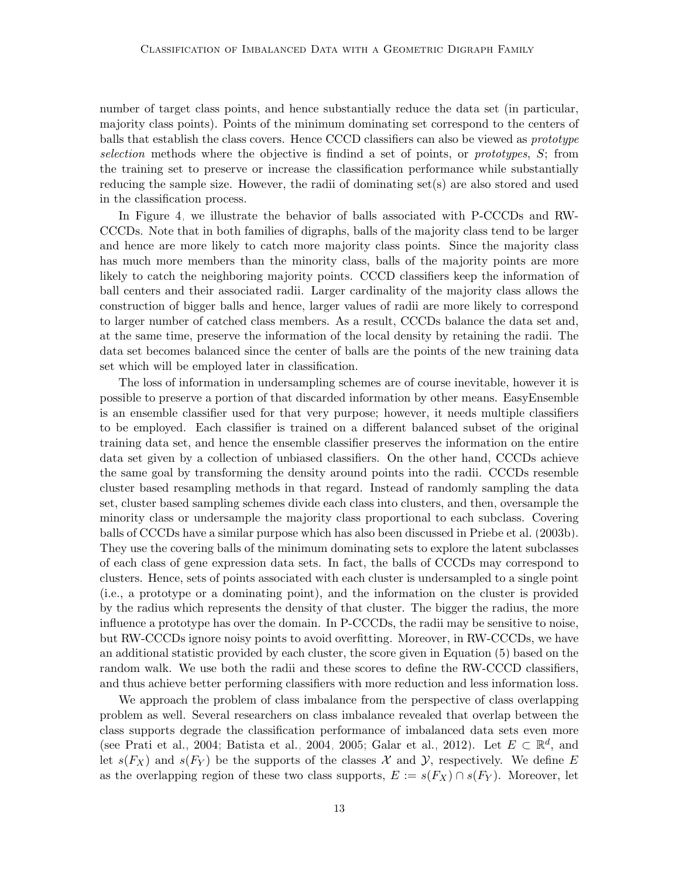number of target class points, and hence substantially reduce the data set (in particular, majority class points). Points of the minimum dominating set correspond to the centers of balls that establish the class covers. Hence CCCD classifiers can also be viewed as *prototype selection* methods where the objective is findind a set of points, or *prototypes*, $S$; from the training set to preserve or increase the classification performance while substantially reducing the sample size. However, the radii of dominating set(s) are also stored and used in the classification process.

In Figure 4, we illustrate the behavior of balls associated with P-CCCDs and RW-CCCDs. Note that in both families of digraphs, balls of the majority class tend to be larger and hence are more likely to catch more majority class points. Since the majority class has much more members than the minority class, balls of the majority points are more likely to catch the neighboring majority points. CCCD classifiers keep the information of ball centers and their associated radii. Larger cardinality of the majority class allows the construction of bigger balls and hence, larger values of radii are more likely to correspond to larger number of catched class members. As a result, CCCDs balance the data set and, at the same time, preserve the information of the local density by retaining the radii. The data set becomes balanced since the center of balls are the points of the new training data set which will be employed later in classification.

The loss of information in undersampling schemes are of course inevitable, however it is possible to preserve a portion of that discarded information by other means. EasyEnsemble is an ensemble classifier used for that very purpose; however, it needs multiple classifiers to be employed. Each classifier is trained on a different balanced subset of the original training data set, and hence the ensemble classifier preserves the information on the entire data set given by a collection of unbiased classifiers. On the other hand, CCCDs achieve the same goal by transforming the density around points into the radii. CCCDs resemble cluster based resampling methods in that regard. Instead of randomly sampling the data set, cluster based sampling schemes divide each class into clusters, and then, oversample the minority class or undersample the majority class proportional to each subclass. Covering balls of CCCDs have a similar purpose which has also been discussed in Priebe et al. (2003b). They use the covering balls of the minimum dominating sets to explore the latent subclasses of each class of gene expression data sets. In fact, the balls of CCCDs may correspond to clusters. Hence, sets of points associated with each cluster is undersampled to a single point (i.e., a prototype or a dominating point), and the information on the cluster is provided by the radius which represents the density of that cluster. The bigger the radius, the more influence a prototype has over the domain. In P-CCCDs, the radii may be sensitive to noise, but RW-CCCDs ignore noisy points to avoid overfitting. Moreover, in RW-CCCDs, we have an additional statistic provided by each cluster, the score given in Equation (5) based on the random walk. We use both the radii and these scores to define the RW-CCCD classifiers, and thus achieve better performing classifiers with more reduction and less information loss.

We approach the problem of class imbalance from the perspective of class overlapping problem as well. Several researchers on class imbalance revealed that overlap between the class supports degrade the classification performance of imbalanced data sets even more (see Prati et al., 2004; Batista et al., 2004, 2005; Galar et al., 2012). Let $E \subset \mathbb{R}^d$, and let $s(F_X)$ and $s(F_Y)$ be the supports of the classes $\mathcal{X}$ and $\mathcal{Y}$, respectively. We define $E$ as the overlapping region of these two class supports, $E := s(F_X) \cap s(F_Y)$. Moreover, let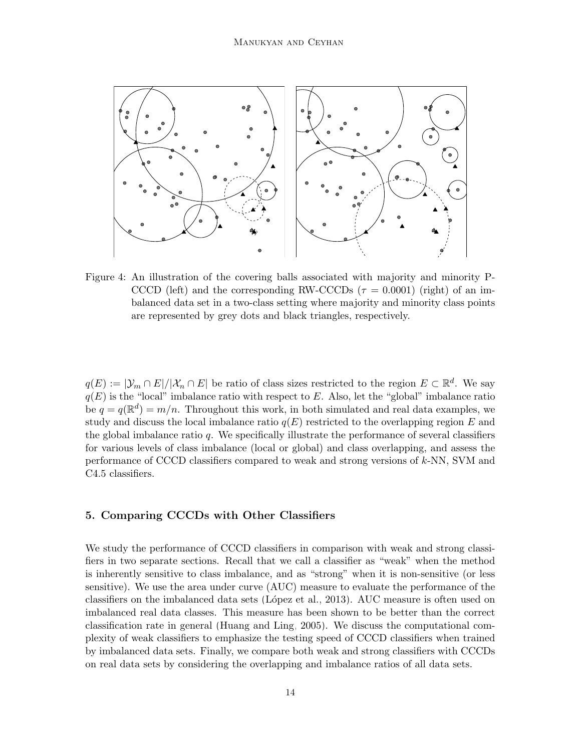Figure 4: An illustration of the covering balls associated with majority and minority P-CCCD (left) and the corresponding RW-CCCDs ($\tau = 0.0001$) (right) of an imbalanced data set in a two-class setting where majority and minority class points are represented by grey dots and black triangles, respectively.

$q(E) := |\mathcal{Y}_m \cap E|/|\mathcal{X}_n \cap E|$ be ratio of class sizes restricted to the region $E \subset \mathbb{R}^d$. We say $q(E)$ is the "local" imbalance ratio with respect to $E$. Also, let the "global" imbalance ratio be $q = q(\mathbb{R}^d) = m/n$. Throughout this work, in both simulated and real data examples, we study and discuss the local imbalance ratio $q(E)$ restricted to the overlapping region $E$ and the global imbalance ratio $q$. We specifically illustrate the performance of several classifiers for various levels of class imbalance (local or global) and class overlapping, and assess the performance of CCCD classifiers compared to weak and strong versions of $k$-NN, SVM and C4.5 classifiers.

## 5. Comparing CCCDs with Other Classifiers

We study the performance of CCCD classifiers in comparison with weak and strong classifiers in two separate sections. Recall that we call a classifier as "weak" when the method is inherently sensitive to class imbalance, and as "strong" when it is non-sensitive (or less sensitive). We use the area under curve (AUC) measure to evaluate the performance of the classifiers on the imbalanced data sets (López et al., 2013). AUC measure is often used on imbalanced real data classes. This measure has been shown to be better than the correct classification rate in general (Huang and Ling, 2005). We discuss the computational complexity of weak classifiers to emphasize the testing speed of CCCD classifiers when trained by imbalanced data sets. Finally, we compare both weak and strong classifiers with CCCDs on real data sets by considering the overlapping and imbalance ratios of all data sets.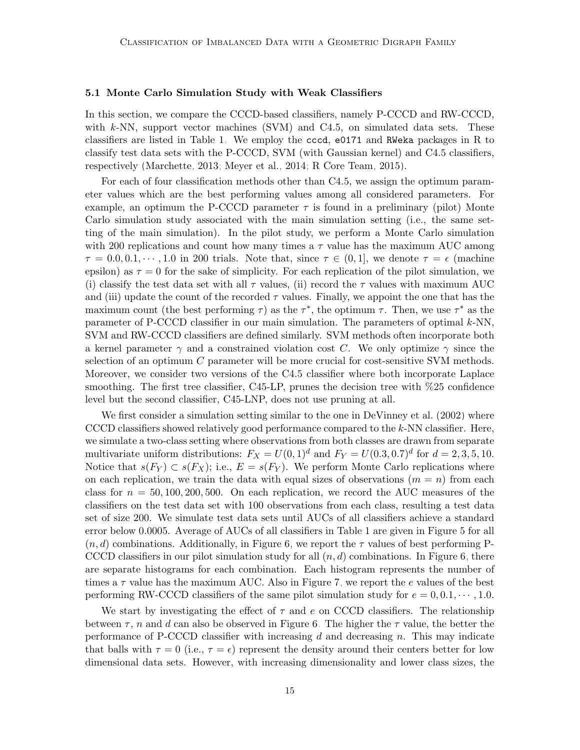### 5.1 Monte Carlo Simulation Study with Weak Classifiers

In this section, we compare the CCCD-based classifiers, namely P-CCCD and RW-CCCD, with $k$-NN, support vector machines (SVM) and C4.5, on simulated data sets. These classifiers are listed in Table 1. We employ the `cccd`, `e0171` and `RWeka` packages in R to classify test data sets with the P-CCCD, SVM (with Gaussian kernel) and C4.5 classifiers, respectively (Marchette, 2013; Meyer et al., 2014; R Core Team, 2015).

For each of four classification methods other than C4.5, we assign the optimum parameter values which are the best performing values among all considered parameters. For example, an optimum the P-CCCD parameter $\tau$ is found in a preliminary (pilot) Monte Carlo simulation study associated with the main simulation setting (i.e., the same setting of the main simulation). In the pilot study, we perform a Monte Carlo simulation with 200 replications and count how many times a $\tau$ value has the maximum AUC among $\tau = 0.0, 0.1, \cdots, 1.0$ in 200 trials. Note that, since $\tau \in (0, 1]$, we denote $\tau = \epsilon$ (machine epsilon) as $\tau = 0$ for the sake of simplicity. For each replication of the pilot simulation, we (i) classify the test data set with all $\tau$ values, (ii) record the $\tau$ values with maximum AUC and (iii) update the count of the recorded $\tau$ values. Finally, we appoint the one that has the maximum count (the best performing $\tau$) as the $\tau^*$, the optimum $\tau$. Then, we use $\tau^*$ as the parameter of P-CCCD classifier in our main simulation. The parameters of optimal $k$-NN, SVM and RW-CCCD classifiers are defined similarly. SVM methods often incorporate both a kernel parameter $\gamma$ and a constrained violation cost $C$. We only optimize $\gamma$ since the selection of an optimum $C$ parameter will be more crucial for cost-sensitive SVM methods. Moreover, we consider two versions of the C4.5 classifier where both incorporate Laplace smoothing. The first tree classifier, C45-LP, prunes the decision tree with %25 confidence level but the second classifier, C45-LNP, does not use pruning at all.

We first consider a simulation setting similar to the one in DeVinney et al. (2002) where CCCD classifiers showed relatively good performance compared to the $k$-NN classifier. Here, we simulate a two-class setting where observations from both classes are drawn from separate multivariate uniform distributions: $F_X = U(0, 1)^d$ and $F_Y = U(0.3, 0.7)^d$ for $d = 2, 3, 5, 10$. Notice that $s(F_Y) \subset s(F_X)$; i.e., $E = s(F_Y)$. We perform Monte Carlo replications where on each replication, we train the data with equal sizes of observations ($m = n$) from each class for $n = 50, 100, 200, 500$. On each replication, we record the AUC measures of the classifiers on the test data set with 100 observations from each class, resulting a test data set of size 200. We simulate test data sets until AUCs of all classifiers achieve a standard error below 0.0005. Average of AUCs of all classifiers in Table 1 are given in Figure 5 for all $(n, d)$ combinations. Additionally, in Figure 6, we report the $\tau$ values of best performing P-CCCD classifiers in our pilot simulation study for all $(n, d)$ combinations. In Figure 6, there are separate histograms for each combination. Each histogram represents the number of times a $\tau$ value has the maximum AUC. Also in Figure 7, we report the $e$ values of the best performing RW-CCCD classifiers of the same pilot simulation study for $e = 0, 0.1, \cdots, 1.0$.

We start by investigating the effect of $\tau$ and $e$ on CCCD classifiers. The relationship between $\tau$, $n$ and $d$ can also be observed in Figure 6. The higher the $\tau$ value, the better the performance of P-CCCD classifier with increasing $d$ and decreasing $n$. This may indicate that balls with $\tau = 0$ (i.e., $\tau = \epsilon$) represent the density around their centers better for low dimensional data sets. However, with increasing dimensionality and lower class sizes, the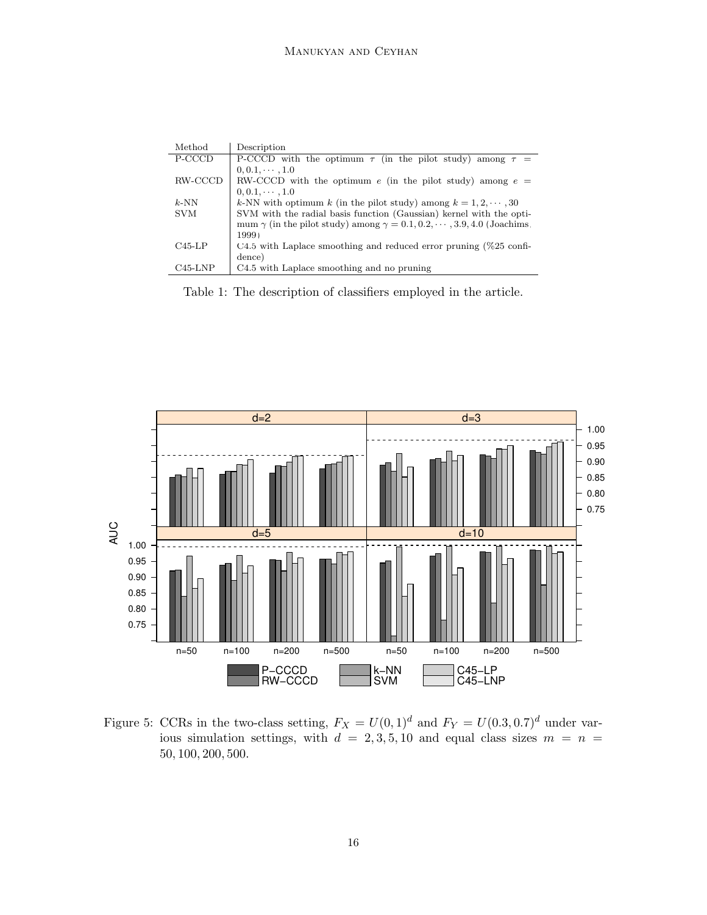| Method | Description |
|---|---|
| P-CCCD | P-CCCD with the optimum $\tau$ (in the pilot study) among $\tau = 0, 0.1, \cdots, 1.0$ |
| RW-CCCD | RW-CCCD with the optimum $e$ (in the pilot study) among $e = 0, 0.1, \cdots, 1.0$ |
| $k$-NN | $k$-NN with optimum $k$ (in the pilot study) among $k = 1, 2, \cdots, 30$ |
| SVM | SVM with the radial basis function (Gaussian) kernel with the optimum $\gamma$ (in the pilot study) among $\gamma = 0.1, 0.2, \cdots, 3.9, 4.0$ (Joachims, 1999) |
| C45-LP | C4.5 with Laplace smoothing and reduced error pruning (%25 confidence) |
| C45-LNP | C4.5 with Laplace smoothing and no pruning |

Table 1: The description of classifiers employed in the article.

Figure 5: CCRs in the two-class setting, $F_X = U(0,1)^d$ and $F_Y = U(0.3, 0.7)^d$ under various simulation settings, with $d = 2, 3, 5, 10$ and equal class sizes $m = n = 50, 100, 200, 500$.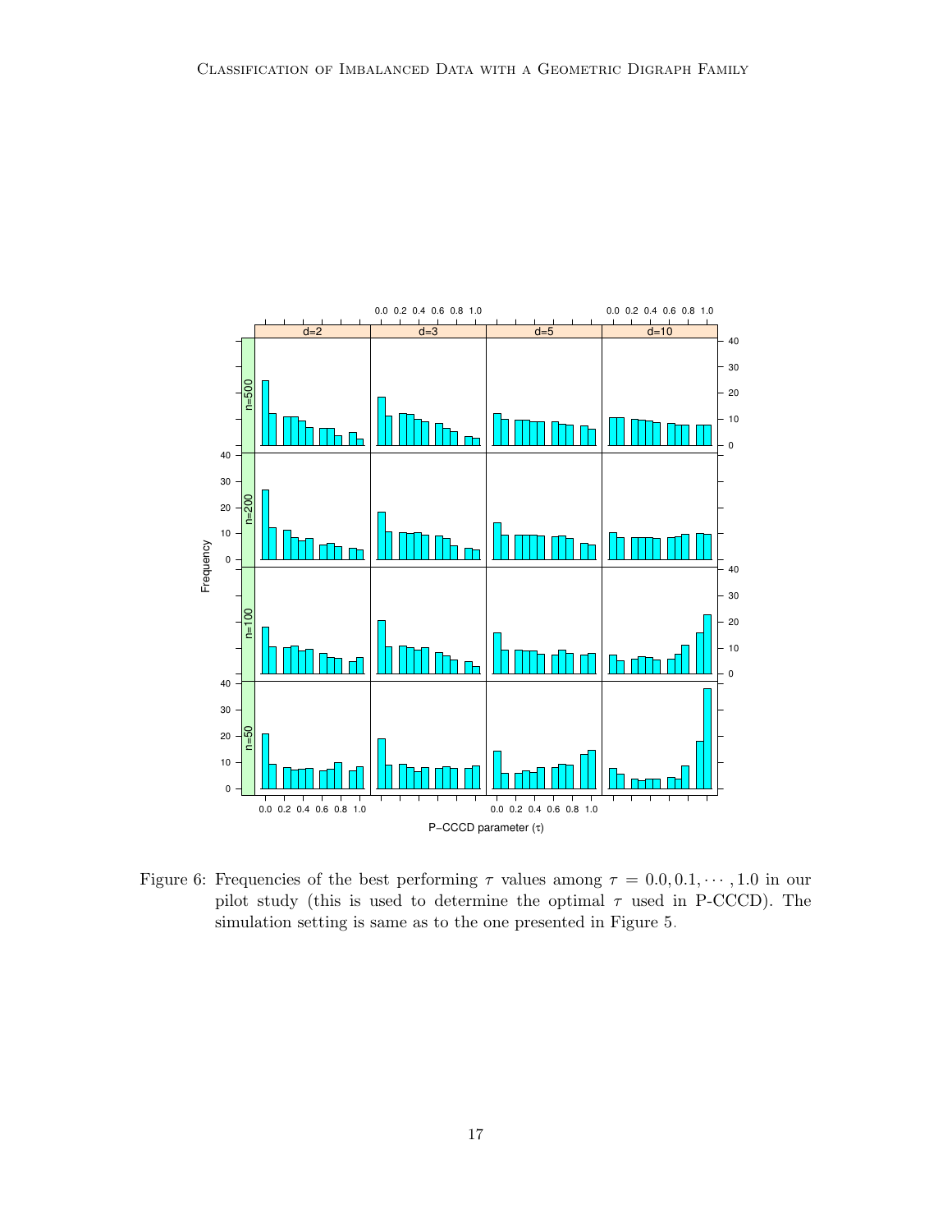Figure 6: Frequencies of the best performing $\tau$ values among $\tau = 0.0, 0.1, \cdots, 1.0$ in our pilot study (this is used to determine the optimal $\tau$ used in P-CCCD). The simulation setting is same as to the one presented in Figure 5.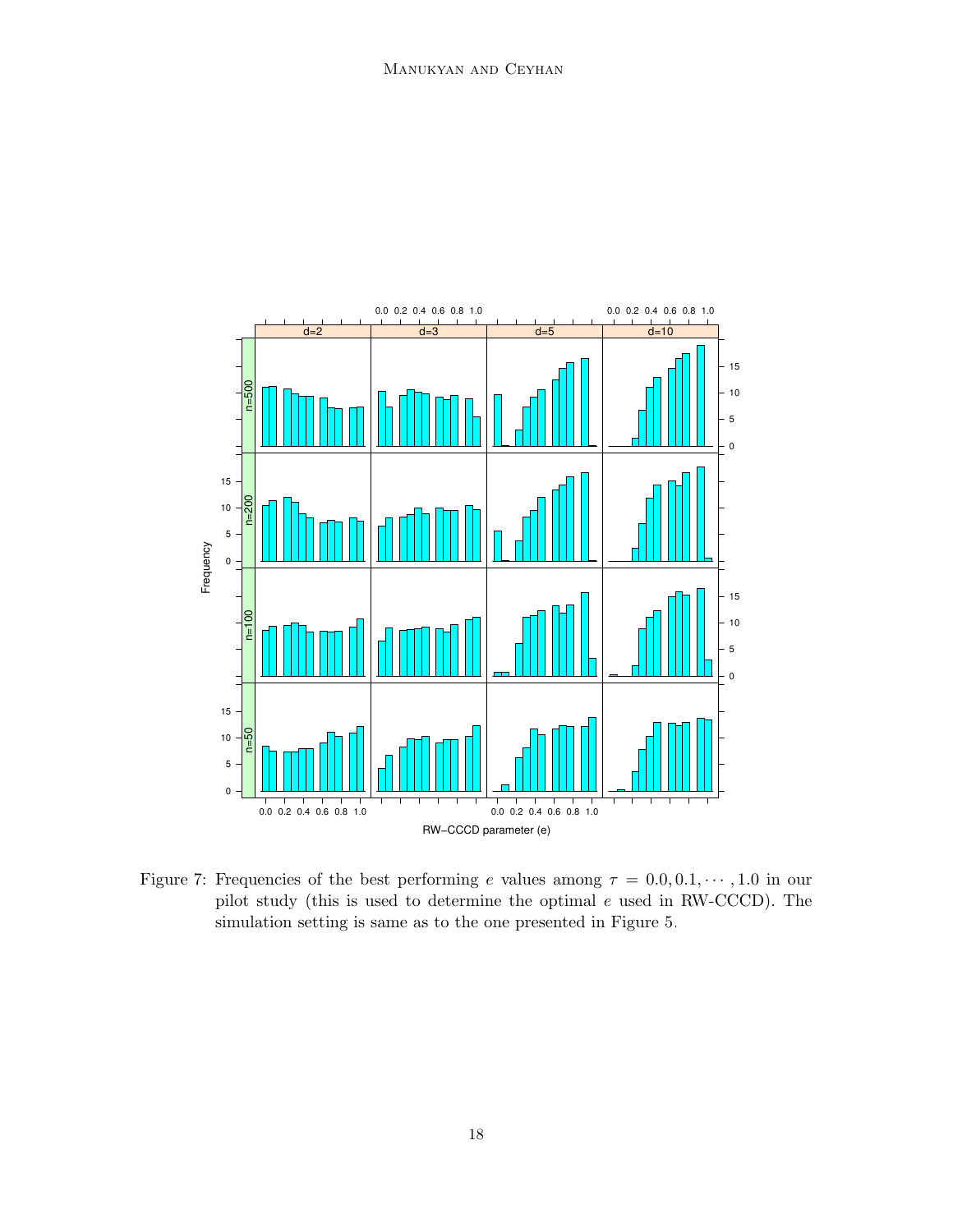Figure 7: Frequencies of the best performing $e$ values among $\tau = 0.0, 0.1, \cdots, 1.0$ in our pilot study (this is used to determine the optimal $e$ used in RW-CCCD). The simulation setting is same as to the one presented in Figure 5.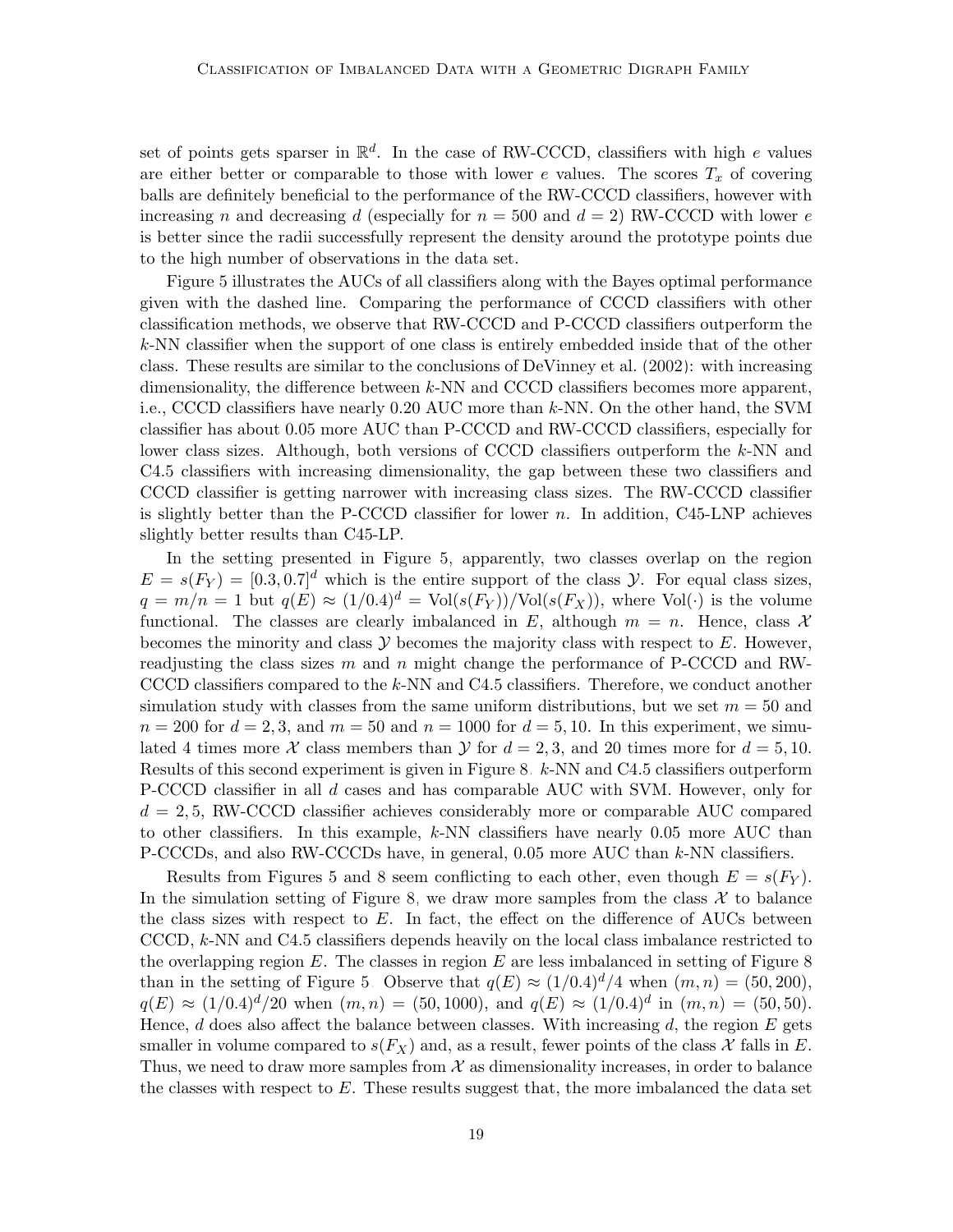set of points gets sparser in $\mathbb{R}^d$. In the case of RW-CCCD, classifiers with high $e$ values are either better or comparable to those with lower $e$ values. The scores $T_x$ of covering balls are definitely beneficial to the performance of the RW-CCCD classifiers, however with increasing $n$ and decreasing $d$ (especially for $n = 500$ and $d = 2$) RW-CCCD with lower $e$ is better since the radii successfully represent the density around the prototype points due to the high number of observations in the data set.

Figure 5 illustrates the AUCs of all classifiers along with the Bayes optimal performance given with the dashed line. Comparing the performance of CCCD classifiers with other classification methods, we observe that RW-CCCD and P-CCCD classifiers outperform the $k$-NN classifier when the support of one class is entirely embedded inside that of the other class. These results are similar to the conclusions of DeVinney et al. (2002): with increasing dimensionality, the difference between $k$-NN and CCCD classifiers becomes more apparent, i.e., CCCD classifiers have nearly 0.20 AUC more than $k$-NN. On the other hand, the SVM classifier has about 0.05 more AUC than P-CCCD and RW-CCCD classifiers, especially for lower class sizes. Although, both versions of CCCD classifiers outperform the $k$-NN and C4.5 classifiers with increasing dimensionality, the gap between these two classifiers and CCCD classifier is getting narrower with increasing class sizes. The RW-CCCD classifier is slightly better than the P-CCCD classifier for lower $n$. In addition, C45-LNP achieves slightly better results than C45-LP.

In the setting presented in Figure 5, apparently, two classes overlap on the region $E = s(F_Y) = [0.3, 0.7]^d$ which is the entire support of the class $\mathcal{Y}$. For equal class sizes, $q = m/n = 1$ but $q(E) \approx (1/0.4)^d = \text{Vol}(s(F_Y))/\text{Vol}(s(F_X))$, where $\text{Vol}(\cdot)$ is the volume functional. The classes are clearly imbalanced in $E$, although $m = n$. Hence, class $\mathcal{X}$ becomes the minority and class $\mathcal{Y}$ becomes the majority class with respect to $E$. However, readjusting the class sizes $m$ and $n$ might change the performance of P-CCCD and RW-CCCD classifiers compared to the $k$-NN and C4.5 classifiers. Therefore, we conduct another simulation study with classes from the same uniform distributions, but we set $m = 50$ and $n = 200$ for $d = 2, 3$, and $m = 50$ and $n = 1000$ for $d = 5, 10$. In this experiment, we simulated 4 times more $\mathcal{X}$ class members than $\mathcal{Y}$ for $d = 2, 3$, and 20 times more for $d = 5, 10$. Results of this second experiment is given in Figure 8. $k$-NN and C4.5 classifiers outperform P-CCCD classifier in all $d$ cases and has comparable AUC with SVM. However, only for $d = 2, 5$, RW-CCCD classifier achieves considerably more or comparable AUC compared to other classifiers. In this example, $k$-NN classifiers have nearly 0.05 more AUC than P-CCCDs, and also RW-CCCDs have, in general, 0.05 more AUC than $k$-NN classifiers.

Results from Figures 5 and 8 seem conflicting to each other, even though $E = s(F_Y)$. In the simulation setting of Figure 8, we draw more samples from the class $\mathcal{X}$ to balance the class sizes with respect to $E$. In fact, the effect on the difference of AUCs between CCCD, $k$-NN and C4.5 classifiers depends heavily on the local class imbalance restricted to the overlapping region $E$. The classes in region $E$ are less imbalanced in setting of Figure 8 than in the setting of Figure 5. Observe that $q(E) \approx (1/0.4)^d/4$ when $(m, n) = (50, 200)$, $q(E) \approx (1/0.4)^d/20$ when $(m, n) = (50, 1000)$, and $q(E) \approx (1/0.4)^d$ in $(m, n) = (50, 50)$. Hence, $d$ does also affect the balance between classes. With increasing $d$, the region $E$ gets smaller in volume compared to $s(F_X)$ and, as a result, fewer points of the class $\mathcal{X}$ falls in $E$. Thus, we need to draw more samples from $\mathcal{X}$ as dimensionality increases, in order to balance the classes with respect to $E$. These results suggest that, the more imbalanced the data set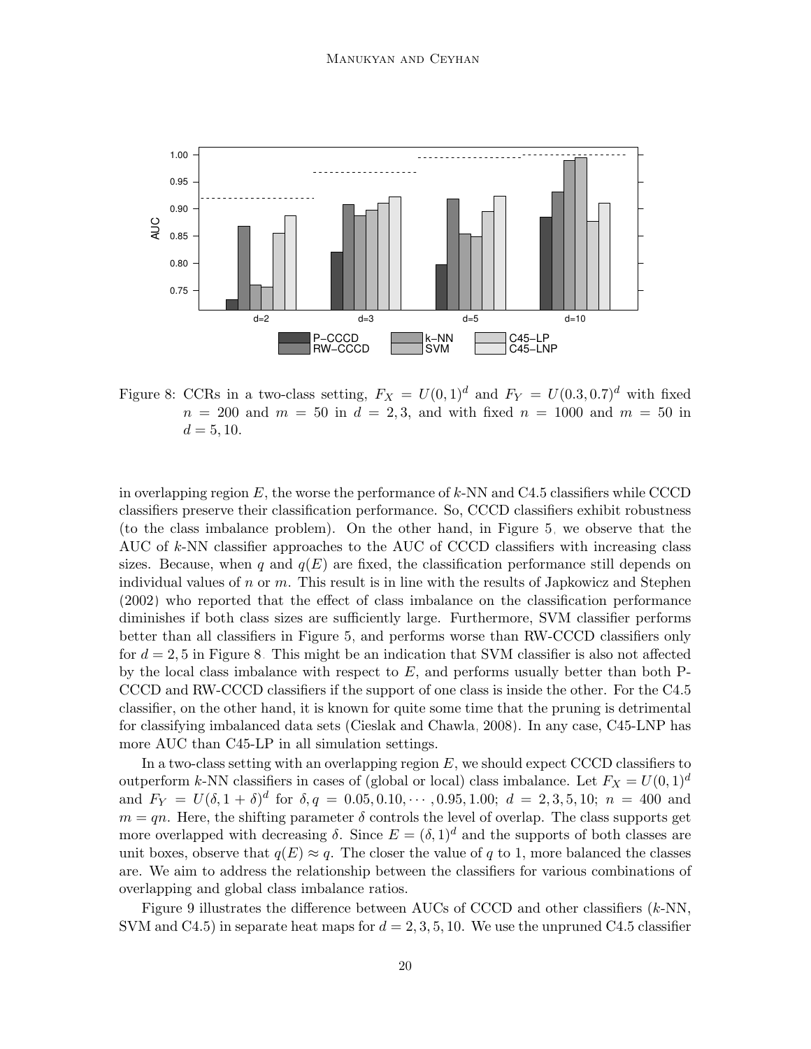Figure 8: CCRs in a two-class setting, $F_X = U(0,1)^d$ and $F_Y = U(0.3,0.7)^d$ with fixed $n = 200$ and $m = 50$ in $d = 2,3$, and with fixed $n = 1000$ and $m = 50$ in $d = 5,10$.

in overlapping region $E$, the worse the performance of $k$-NN and C4.5 classifiers while CCCD classifiers preserve their classification performance. So, CCCD classifiers exhibit robustness (to the class imbalance problem). On the other hand, in Figure 5, we observe that the AUC of $k$-NN classifier approaches to the AUC of CCCD classifiers with increasing class sizes. Because, when $q$ and $q(E)$ are fixed, the classification performance still depends on individual values of $n$ or $m$. This result is in line with the results of Japkowicz and Stephen (2002) who reported that the effect of class imbalance on the classification performance diminishes if both class sizes are sufficiently large. Furthermore, SVM classifier performs better than all classifiers in Figure 5, and performs worse than RW-CCCD classifiers only for $d = 2,5$ in Figure 8. This might be an indication that SVM classifier is also not affected by the local class imbalance with respect to $E$, and performs usually better than both P-CCCD and RW-CCCD classifiers if the support of one class is inside the other. For the C4.5 classifier, on the other hand, it is known for quite some time that the pruning is detrimental for classifying imbalanced data sets (Cieslak and Chawla, 2008). In any case, C45-LNP has more AUC than C45-LP in all simulation settings.

In a two-class setting with an overlapping region $E$, we should expect CCCD classifiers to outperform $k$-NN classifiers in cases of (global or local) class imbalance. Let $F_X = U(0,1)^d$ and $F_Y = U(\delta, 1+\delta)^d$ for $\delta, q = 0.05, 0.10, \cdots, 0.95, 1.00$; $d = 2,3,5,10$; $n = 400$ and $m = qn$. Here, the shifting parameter $\delta$ controls the level of overlap. The class supports get more overlapped with decreasing $\delta$. Since $E = (\delta, 1)^d$ and the supports of both classes are unit boxes, observe that $q(E) \approx q$. The closer the value of $q$ to 1, more balanced the classes are. We aim to address the relationship between the classifiers for various combinations of overlapping and global class imbalance ratios.

Figure 9 illustrates the difference between AUCs of CCCD and other classifiers ($k$-NN, SVM and C4.5) in separate heat maps for $d = 2,3,5,10$. We use the unpruned C4.5 classifier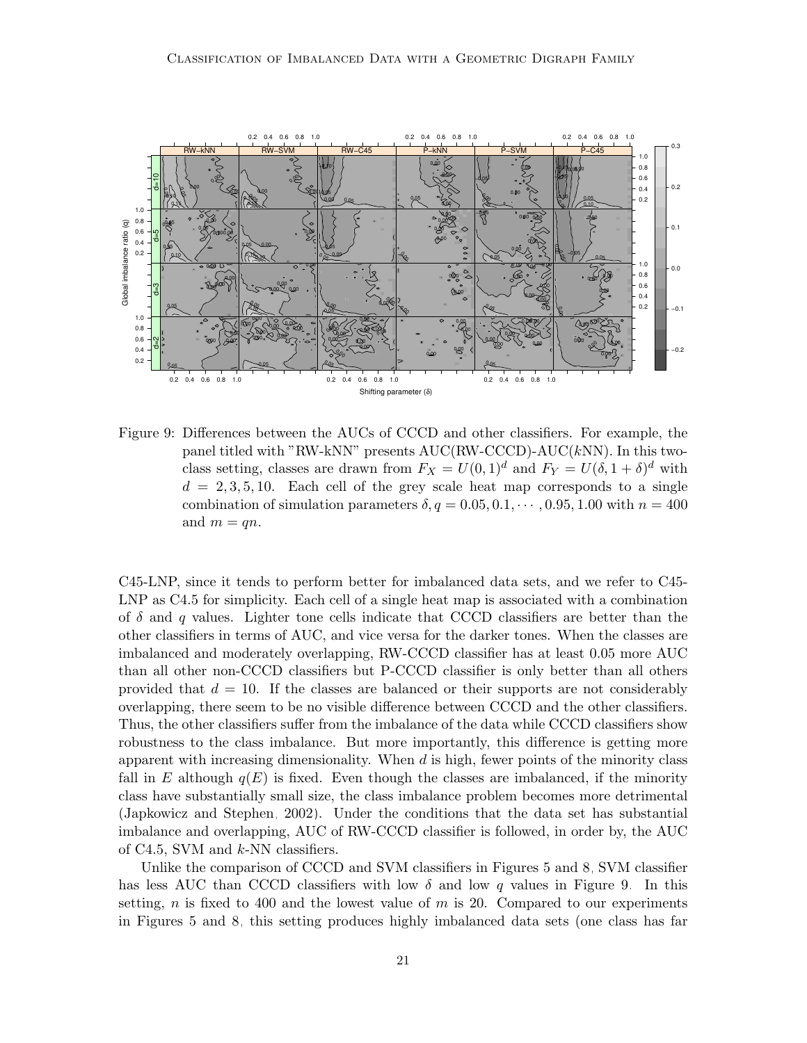Figure 9: Differences between the AUCs of CCCD and other classifiers. For example, the panel titled with "RW-kNN" presents AUC(RW-CCCD)-AUC($k$NN). In this two-class setting, classes are drawn from $F_X = U(0,1)^d$ and $F_Y = U(\delta, 1+\delta)^d$ with $d = 2, 3, 5, 10$. Each cell of the grey scale heat map corresponds to a single combination of simulation parameters $\delta, q = 0.05, 0.1, \cdots, 0.95, 1.00$ with $n = 400$ and $m = qn$.

C45-LNP, since it tends to perform better for imbalanced data sets, and we refer to C45-LNP as C4.5 for simplicity. Each cell of a single heat map is associated with a combination of $\delta$ and $q$ values. Lighter tone cells indicate that CCCD classifiers are better than the other classifiers in terms of AUC, and vice versa for the darker tones. When the classes are imbalanced and moderately overlapping, RW-CCCD classifier has at least 0.05 more AUC than all other non-CCCD classifiers but P-CCCD classifier is only better than all others provided that $d = 10$. If the classes are balanced or their supports are not considerably overlapping, there seem to be no visible difference between CCCD and the other classifiers. Thus, the other classifiers suffer from the imbalance of the data while CCCD classifiers show robustness to the class imbalance. But more importantly, this difference is getting more apparent with increasing dimensionality. When $d$ is high, fewer points of the minority class fall in $E$ although $q(E)$ is fixed. Even though the classes are imbalanced, if the minority class have substantially small size, the class imbalance problem becomes more detrimental (Japkowicz and Stephen, 2002). Under the conditions that the data set has substantial imbalance and overlapping, AUC of RW-CCCD classifier is followed, in order by, the AUC of C4.5, SVM and $k$-NN classifiers.

Unlike the comparison of CCCD and SVM classifiers in Figures 5 and 8, SVM classifier has less AUC than CCCD classifiers with low $\delta$ and low $q$ values in Figure 9. In this setting, $n$ is fixed to 400 and the lowest value of $m$ is 20. Compared to our experiments in Figures 5 and 8, this setting produces highly imbalanced data sets (one class has far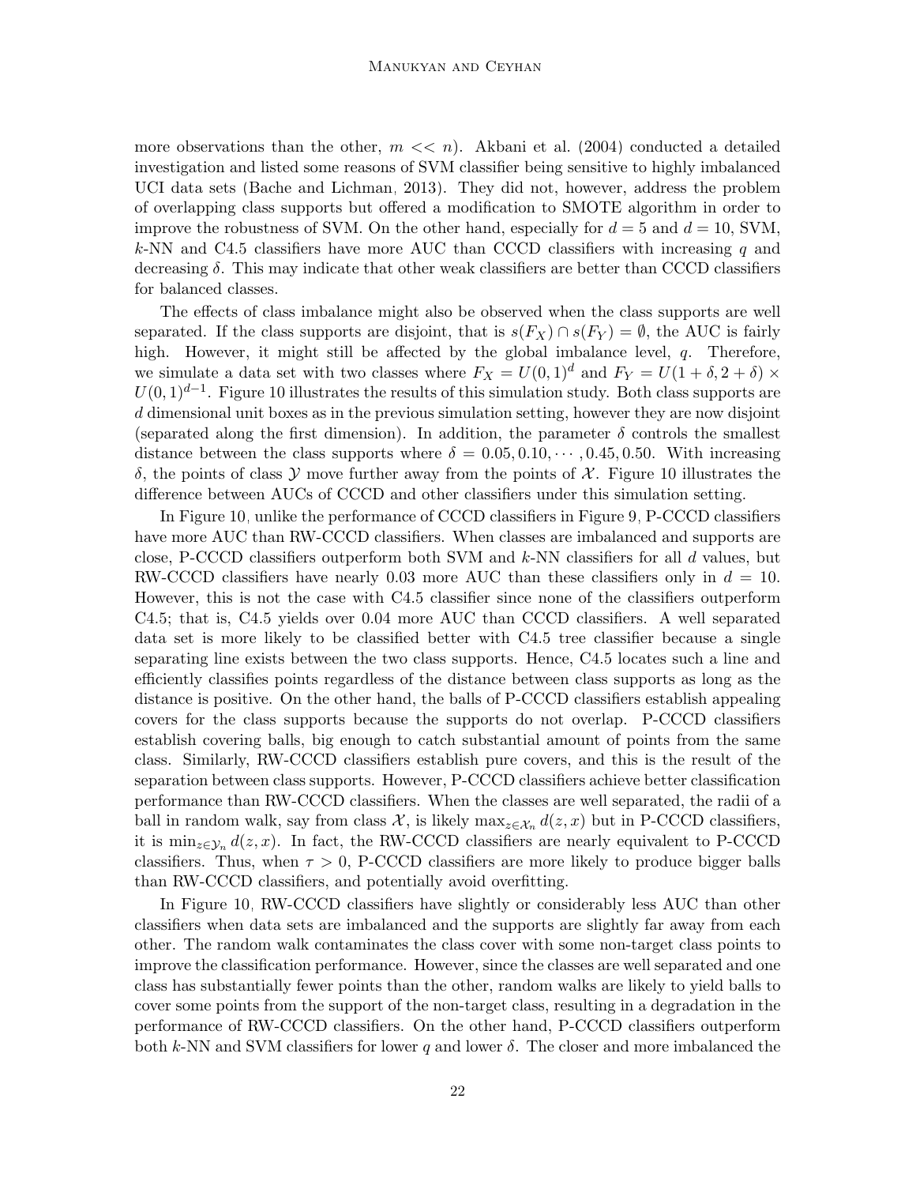more observations than the other, $m << n$). Akbani et al. (2004) conducted a detailed investigation and listed some reasons of SVM classifier being sensitive to highly imbalanced UCI data sets (Bache and Lichman, 2013). They did not, however, address the problem of overlapping class supports but offered a modification to SMOTE algorithm in order to improve the robustness of SVM. On the other hand, especially for $d = 5$ and $d = 10$, SVM, $k$-NN and C4.5 classifiers have more AUC than CCCD classifiers with increasing $q$ and decreasing $\delta$. This may indicate that other weak classifiers are better than CCCD classifiers for balanced classes.

The effects of class imbalance might also be observed when the class supports are well separated. If the class supports are disjoint, that is $s(F_X) \cap s(F_Y) = \emptyset$, the AUC is fairly high. However, it might still be affected by the global imbalance level, $q$. Therefore, we simulate a data set with two classes where $F_X = U(0,1)^d$ and $F_Y = U(1+\delta, 2+\delta) \times U(0,1)^{d-1}$. Figure 10 illustrates the results of this simulation study. Both class supports are $d$ dimensional unit boxes as in the previous simulation setting, however they are now disjoint (separated along the first dimension). In addition, the parameter $\delta$ controls the smallest distance between the class supports where $\delta = 0.05, 0.10, \cdots, 0.45, 0.50$. With increasing $\delta$, the points of class $\mathcal{Y}$ move further away from the points of $\mathcal{X}$. Figure 10 illustrates the difference between AUCs of CCCD and other classifiers under this simulation setting.

In Figure 10, unlike the performance of CCCD classifiers in Figure 9, P-CCCD classifiers have more AUC than RW-CCCD classifiers. When classes are imbalanced and supports are close, P-CCCD classifiers outperform both SVM and $k$-NN classifiers for all $d$ values, but RW-CCCD classifiers have nearly 0.03 more AUC than these classifiers only in $d = 10$. However, this is not the case with C4.5 classifier since none of the classifiers outperform C4.5; that is, C4.5 yields over 0.04 more AUC than CCCD classifiers. A well separated data set is more likely to be classified better with C4.5 tree classifier because a single separating line exists between the two class supports. Hence, C4.5 locates such a line and efficiently classifies points regardless of the distance between class supports as long as the distance is positive. On the other hand, the balls of P-CCCD classifiers establish appealing covers for the class supports because the supports do not overlap. P-CCCD classifiers establish covering balls, big enough to catch substantial amount of points from the same class. Similarly, RW-CCCD classifiers establish pure covers, and this is the result of the separation between class supports. However, P-CCCD classifiers achieve better classification performance than RW-CCCD classifiers. When the classes are well separated, the radii of a ball in random walk, say from class $\mathcal{X}$, is likely $\max_{z \in \mathcal{X}_n} d(z, x)$ but in P-CCCD classifiers, it is $\min_{z \in \mathcal{Y}_n} d(z, x)$. In fact, the RW-CCCD classifiers are nearly equivalent to P-CCCD classifiers. Thus, when $\tau > 0$, P-CCCD classifiers are more likely to produce bigger balls than RW-CCCD classifiers, and potentially avoid overfitting.

In Figure 10, RW-CCCD classifiers have slightly or considerably less AUC than other classifiers when data sets are imbalanced and the supports are slightly far away from each other. The random walk contaminates the class cover with some non-target class points to improve the classification performance. However, since the classes are well separated and one class has substantially fewer points than the other, random walks are likely to yield balls to cover some points from the support of the non-target class, resulting in a degradation in the performance of RW-CCCD classifiers. On the other hand, P-CCCD classifiers outperform both $k$-NN and SVM classifiers for lower $q$ and lower $\delta$. The closer and more imbalanced the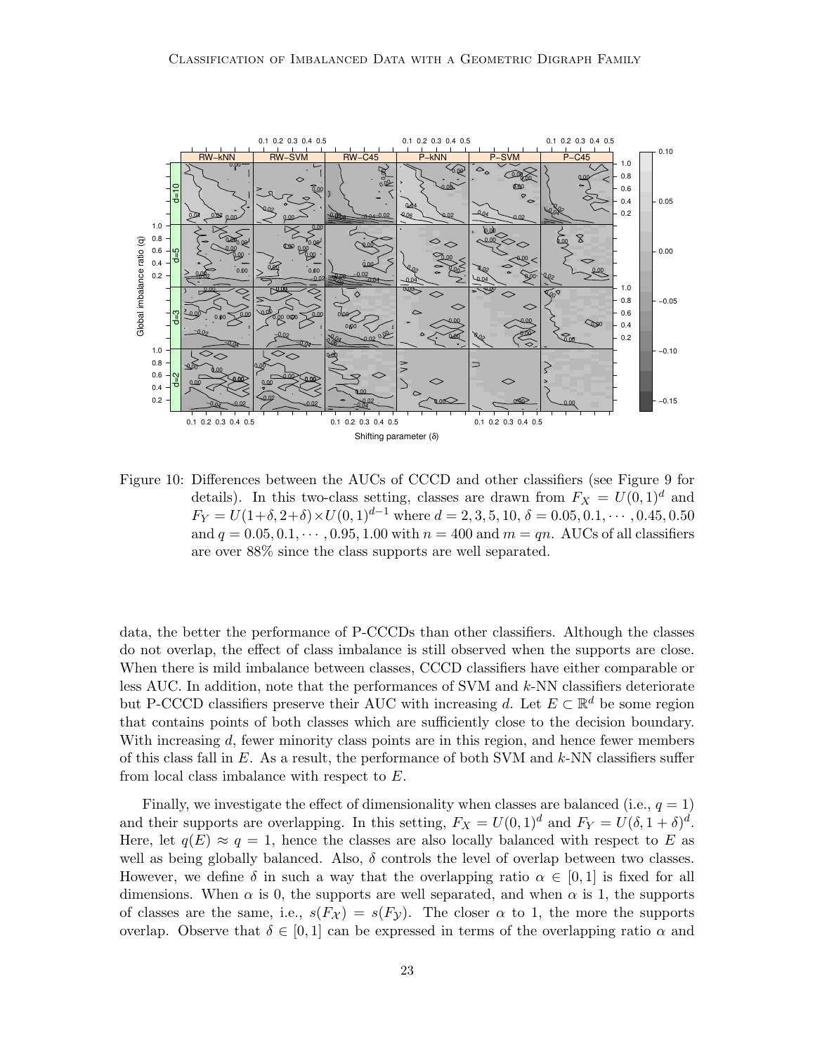Figure 10: Differences between the AUCs of CCCD and other classifiers (see Figure 9 for details). In this two-class setting, classes are drawn from $F_X = U(0, 1)^d$ and $F_Y = U(1+\delta, 2+\delta) \times U(0, 1)^{d-1}$ where $d = 2, 3, 5, 10$, $\delta = 0.05, 0.1, \cdots, 0.45, 0.50$ and $q = 0.05, 0.1, \cdots, 0.95, 1.00$ with $n = 400$ and $m = qn$. AUCs of all classifiers are over 88% since the class supports are well separated.

data, the better the performance of P-CCCDs than other classifiers. Although the classes do not overlap, the effect of class imbalance is still observed when the supports are close. When there is mild imbalance between classes, CCCD classifiers have either comparable or less AUC. In addition, note that the performances of SVM and $k$-NN classifiers deteriorate but P-CCCD classifiers preserve their AUC with increasing $d$. Let $E \subset \mathbb{R}^d$ be some region that contains points of both classes which are sufficiently close to the decision boundary. With increasing $d$, fewer minority class points are in this region, and hence fewer members of this class fall in $E$. As a result, the performance of both SVM and $k$-NN classifiers suffer from local class imbalance with respect to $E$.

Finally, we investigate the effect of dimensionality when classes are balanced (i.e., $q = 1$) and their supports are overlapping. In this setting, $F_X = U(0, 1)^d$ and $F_Y = U(\delta, 1 + \delta)^d$. Here, let $q(E) \approx q = 1$, hence the classes are also locally balanced with respect to $E$ as well as being globally balanced. Also, $\delta$ controls the level of overlap between two classes. However, we define $\delta$ in such a way that the overlapping ratio $\alpha \in [0, 1]$ is fixed for all dimensions. When $\alpha$ is 0, the supports are well separated, and when $\alpha$ is 1, the supports of classes are the same, i.e., $s(F_{\mathcal{X}}) = s(F_{\mathcal{Y}})$. The closer $\alpha$ to 1, the more the supports overlap. Observe that $\delta \in [0, 1]$ can be expressed in terms of the overlapping ratio $\alpha$ and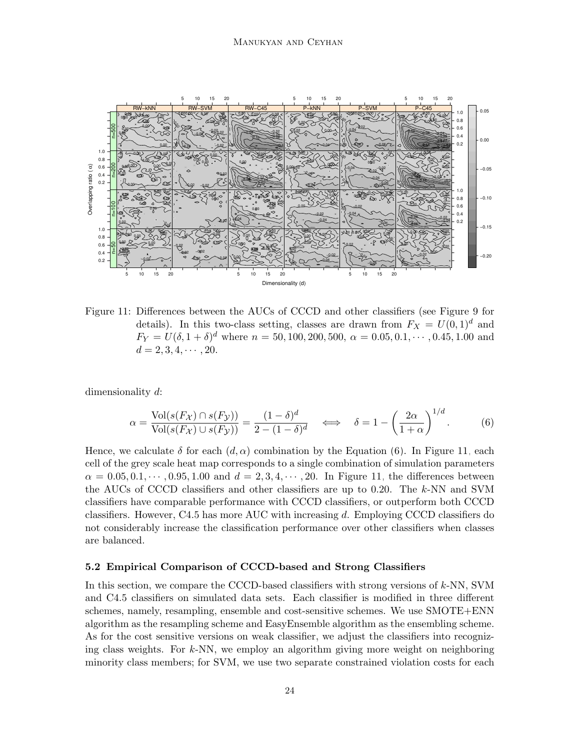Figure 11: Differences between the AUCs of CCCD and other classifiers (see Figure 9 for details). In this two-class setting, classes are drawn from $F_X = U(0,1)^d$ and $F_Y = U(\delta, 1+\delta)^d$ where $n = 50, 100, 200, 500$, $\alpha = 0.05, 0.1, \cdots, 0.45, 1.00$ and $d = 2, 3, 4, \cdots, 20$.

dimensionality $d$:

$$\alpha = \frac{\text{Vol}(s(F_{\mathcal{X}}) \cap s(F_{\mathcal{Y}}))}{\text{Vol}(s(F_{\mathcal{X}}) \cup s(F_{\mathcal{Y}}))} = \frac{(1-\delta)^d}{2-(1-\delta)^d} \quad \Longleftrightarrow \quad \delta = 1 - \left(\frac{2\alpha}{1+\alpha}\right)^{1/d}. \tag{6}$$

Hence, we calculate $\delta$ for each $(d, \alpha)$ combination by the Equation (6). In Figure 11, each cell of the grey scale heat map corresponds to a single combination of simulation parameters $\alpha = 0.05, 0.1, \cdots, 0.95, 1.00$ and $d = 2, 3, 4, \cdots, 20$. In Figure 11, the differences between the AUCs of CCCD classifiers and other classifiers are up to 0.20. The $k$-NN and SVM classifiers have comparable performance with CCCD classifiers, or outperform both CCCD classifiers. However, C4.5 has more AUC with increasing $d$. Employing CCCD classifiers do not considerably increase the classification performance over other classifiers when classes are balanced.

### 5.2 Empirical Comparison of CCCD-based and Strong Classifiers

In this section, we compare the CCCD-based classifiers with strong versions of $k$-NN, SVM and C4.5 classifiers on simulated data sets. Each classifier is modified in three different schemes, namely, resampling, ensemble and cost-sensitive schemes. We use SMOTE+ENN algorithm as the resampling scheme and EasyEnsemble algorithm as the ensembling scheme. As for the cost sensitive versions on weak classifier, we adjust the classifiers into recognizing class weights. For $k$-NN, we employ an algorithm giving more weight on neighboring minority class members; for SVM, we use two separate constrained violation costs for each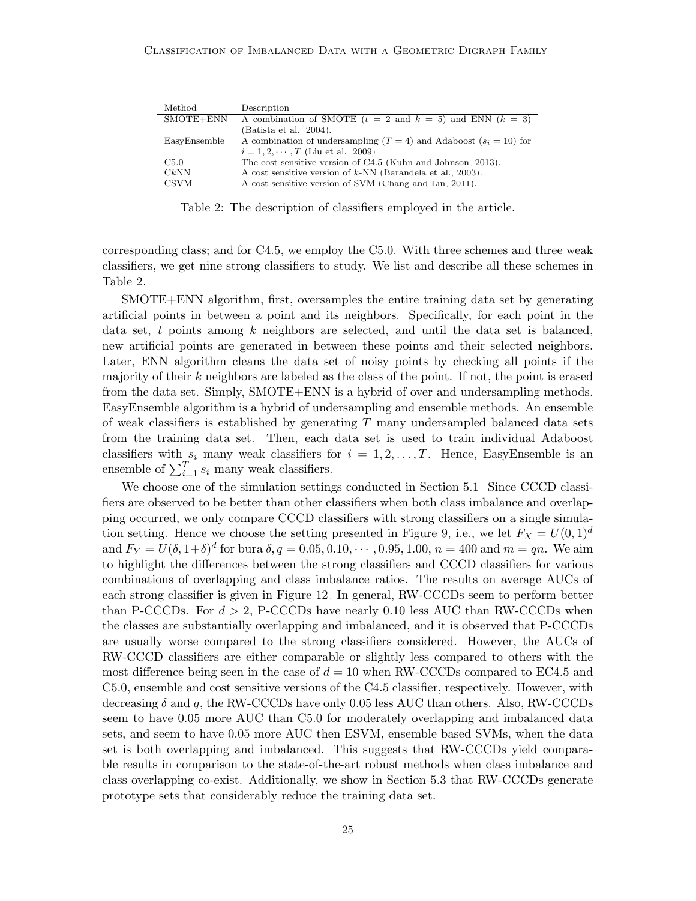| Method | Description |
| --- | --- |
| SMOTE+ENN | A combination of SMOTE ($t = 2$ and $k = 5$) and ENN ($k = 3$) (Batista et al. 2004). |
| EasyEnsemble | A combination of undersampling ($T = 4$) and Adaboost ($s_i = 10$) for $i = 1, 2, \cdots, T$ (Liu et al. 2009) |
| C5.0 | The cost sensitive version of C4.5 (Kuhn and Johnson 2013). |
| C$k$NN | A cost sensitive version of $k$-NN (Barandela et al. 2003). |
| CSVM | A cost sensitive version of SVM (Chang and Lin 2011). |

Table 2: The description of classifiers employed in the article.

corresponding class; and for C4.5, we employ the C5.0. With three schemes and three weak classifiers, we get nine strong classifiers to study. We list and describe all these schemes in Table 2.

SMOTE+ENN algorithm, first, oversamples the entire training data set by generating artificial points in between a point and its neighbors. Specifically, for each point in the data set, $t$ points among $k$ neighbors are selected, and until the data set is balanced, new artificial points are generated in between these points and their selected neighbors. Later, ENN algorithm cleans the data set of noisy points by checking all points if the majority of their $k$ neighbors are labeled as the class of the point. If not, the point is erased from the data set. Simply, SMOTE+ENN is a hybrid of over and undersampling methods. EasyEnsemble algorithm is a hybrid of undersampling and ensemble methods. An ensemble of weak classifiers is established by generating $T$ many undersampled balanced data sets from the training data set. Then, each data set is used to train individual Adaboost classifiers with $s_i$ many weak classifiers for $i = 1, 2, \ldots, T$. Hence, EasyEnsemble is an ensemble of $\sum_{i=1}^{T} s_i$ many weak classifiers.

We choose one of the simulation settings conducted in Section 5.1. Since CCCD classifiers are observed to be better than other classifiers when both class imbalance and overlapping occurred, we only compare CCCD classifiers with strong classifiers on a single simulation setting. Hence we choose the setting presented in Figure 9, i.e., we let $F_X = U(0,1)^d$ and $F_Y = U(\delta, 1+\delta)^d$ for bura $\delta, q = 0.05, 0.10, \cdots, 0.95, 1.00$, $n = 400$ and $m = qn$. We aim to highlight the differences between the strong classifiers and CCCD classifiers for various combinations of overlapping and class imbalance ratios. The results on average AUCs of each strong classifier is given in Figure 12. In general, RW-CCCDs seem to perform better than P-CCCDs. For $d > 2$, P-CCCDs have nearly 0.10 less AUC than RW-CCCDs when the classes are substantially overlapping and imbalanced, and it is observed that P-CCCDs are usually worse compared to the strong classifiers considered. However, the AUCs of RW-CCCD classifiers are either comparable or slightly less compared to others with the most difference being seen in the case of $d = 10$ when RW-CCCDs compared to EC4.5 and C5.0, ensemble and cost sensitive versions of the C4.5 classifier, respectively. However, with decreasing $\delta$ and $q$, the RW-CCCDs have only 0.05 less AUC than others. Also, RW-CCCDs seem to have 0.05 more AUC than C5.0 for moderately overlapping and imbalanced data sets, and seem to have 0.05 more AUC then ESVM, ensemble based SVMs, when the data set is both overlapping and imbalanced. This suggests that RW-CCCDs yield comparable results in comparison to the state-of-the-art robust methods when class imbalance and class overlapping co-exist. Additionally, we show in Section 5.3 that RW-CCCDs generate prototype sets that considerably reduce the training data set.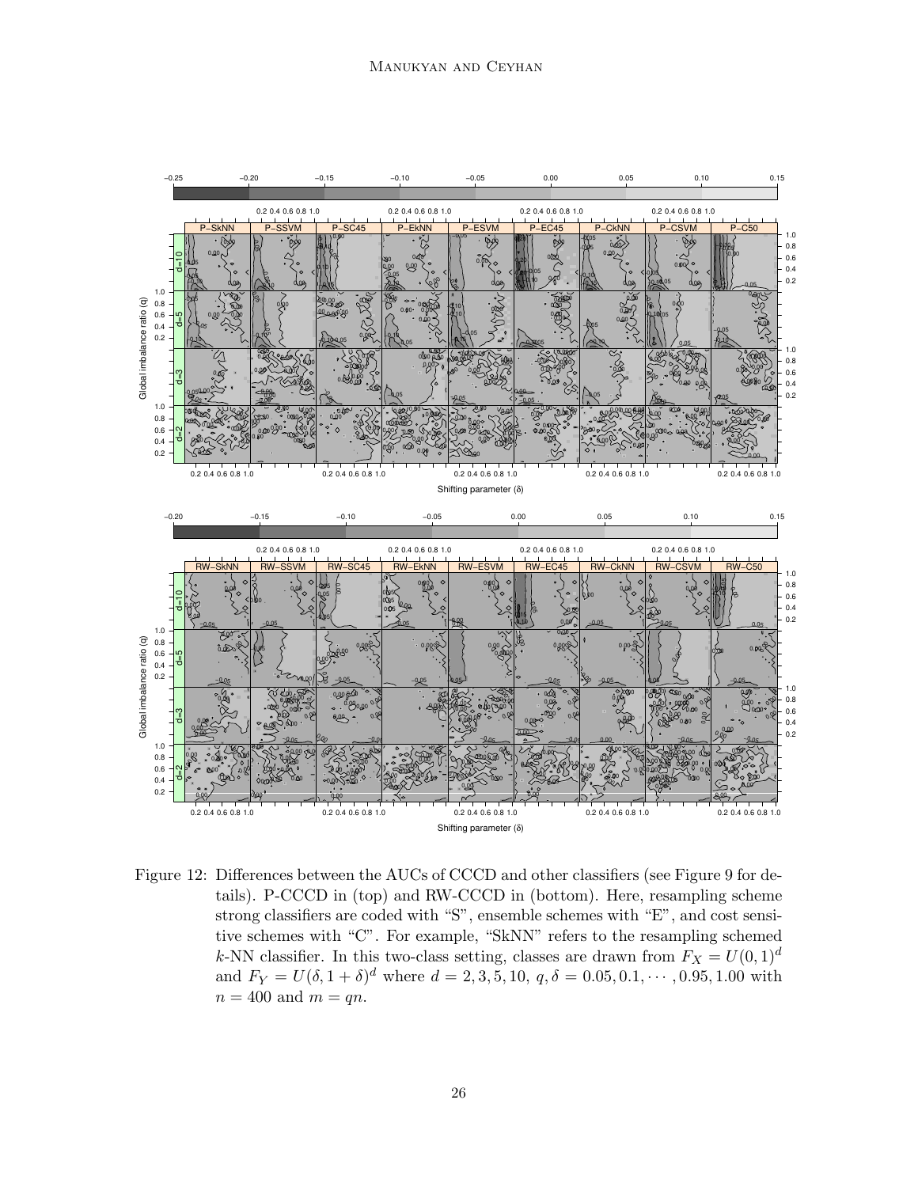Figure 12: Differences between the AUCs of CCCD and other classifiers (see Figure 9 for details). P-CCCD in (top) and RW-CCCD in (bottom). Here, resampling scheme strong classifiers are coded with "S", ensemble schemes with "E", and cost sensitive schemes with "C". For example, "SkNN" refers to the resampling schemed $k$-NN classifier. In this two-class setting, classes are drawn from $F_X = U(0,1)^d$ and $F_Y = U(\delta, 1+\delta)^d$ where $d = 2, 3, 5, 10$, $q, \delta = 0.05, 0.1, \cdots, 0.95, 1.00$ with $n = 400$ and $m = qn$.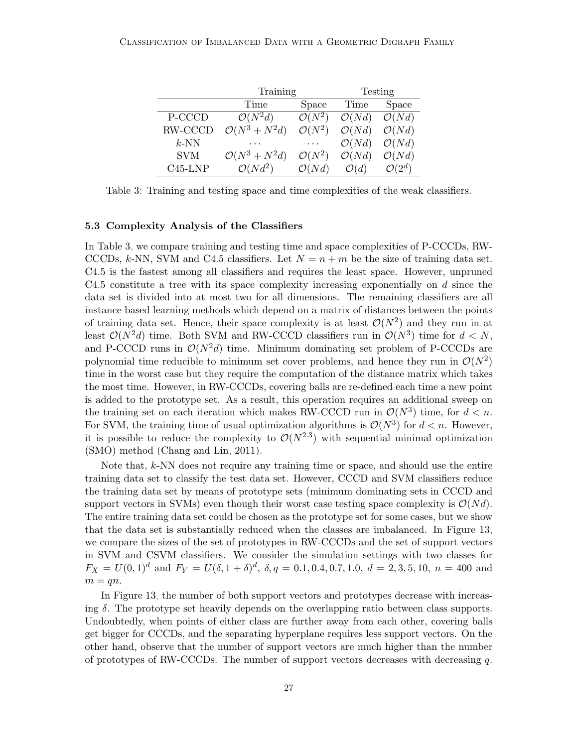|  | Training |  | Testing |  |
|---|---|---|---|---|
|  | Time | Space | Time | Space |
| P-CCCD | $\mathcal{O}(N^2 d)$ | $\mathcal{O}(N^2)$ | $\mathcal{O}(Nd)$ | $\mathcal{O}(Nd)$ |
| RW-CCCD | $\mathcal{O}(N^3 + N^2 d)$ | $\mathcal{O}(N^2)$ | $\mathcal{O}(Nd)$ | $\mathcal{O}(Nd)$ |
| $k$-NN | $\cdots$ | $\cdots$ | $\mathcal{O}(Nd)$ | $\mathcal{O}(Nd)$ |
| SVM | $\mathcal{O}(N^3 + N^2 d)$ | $\mathcal{O}(N^2)$ | $\mathcal{O}(Nd)$ | $\mathcal{O}(Nd)$ |
| C45-LNP | $\mathcal{O}(Nd^2)$ | $\mathcal{O}(Nd)$ | $\mathcal{O}(d)$ | $\mathcal{O}(2^d)$ |

Table 3: Training and testing space and time complexities of the weak classifiers.

### 5.3 Complexity Analysis of the Classifiers

In Table 3, we compare training and testing time and space complexities of P-CCCDs, RW-CCCDs, $k$-NN, SVM and C4.5 classifiers. Let $N = n + m$ be the size of training data set. C4.5 is the fastest among all classifiers and requires the least space. However, unpruned C4.5 constitute a tree with its space complexity increasing exponentially on $d$ since the data set is divided into at most two for all dimensions. The remaining classifiers are all instance based learning methods which depend on a matrix of distances between the points of training data set. Hence, their space complexity is at least $\mathcal{O}(N^2)$ and they run in at least $\mathcal{O}(N^2 d)$ time. Both SVM and RW-CCCD classifiers run in $\mathcal{O}(N^3)$ time for $d < N$, and P-CCCD runs in $\mathcal{O}(N^2 d)$ time. Minimum dominating set problem of P-CCCDs are polynomial time reducible to minimum set cover problems, and hence they run in $\mathcal{O}(N^2)$ time in the worst case but they require the computation of the distance matrix which takes the most time. However, in RW-CCCDs, covering balls are re-defined each time a new point is added to the prototype set. As a result, this operation requires an additional sweep on the training set on each iteration which makes RW-CCCD run in $\mathcal{O}(N^3)$ time, for $d < n$. For SVM, the training time of usual optimization algorithms is $\mathcal{O}(N^3)$ for $d < n$. However, it is possible to reduce the complexity to $\mathcal{O}(N^{2.3})$ with sequential minimal optimization (SMO) method (Chang and Lin, 2011).

Note that, $k$-NN does not require any training time or space, and should use the entire training data set to classify the test data set. However, CCCD and SVM classifiers reduce the training data set by means of prototype sets (minimum dominating sets in CCCD and support vectors in SVMs) even though their worst case testing space complexity is $\mathcal{O}(Nd)$. The entire training data set could be chosen as the prototype set for some cases, but we show that the data set is substantially reduced when the classes are imbalanced. In Figure 13, we compare the sizes of the set of prototypes in RW-CCCDs and the set of support vectors in SVM and CSVM classifiers. We consider the simulation settings with two classes for $F_X = U(0, 1)^d$ and $F_Y = U(\delta, 1 + \delta)^d$, $\delta, q = 0.1, 0.4, 0.7, 1.0$, $d = 2, 3, 5, 10$, $n = 400$ and $m = qn$.

In Figure 13, the number of both support vectors and prototypes decrease with increasing $\delta$. The prototype set heavily depends on the overlapping ratio between class supports. Undoubtedly, when points of either class are further away from each other, covering balls get bigger for CCCDs, and the separating hyperplane requires less support vectors. On the other hand, observe that the number of support vectors are much higher than the number of prototypes of RW-CCCDs. The number of support vectors decreases with decreasing $q$.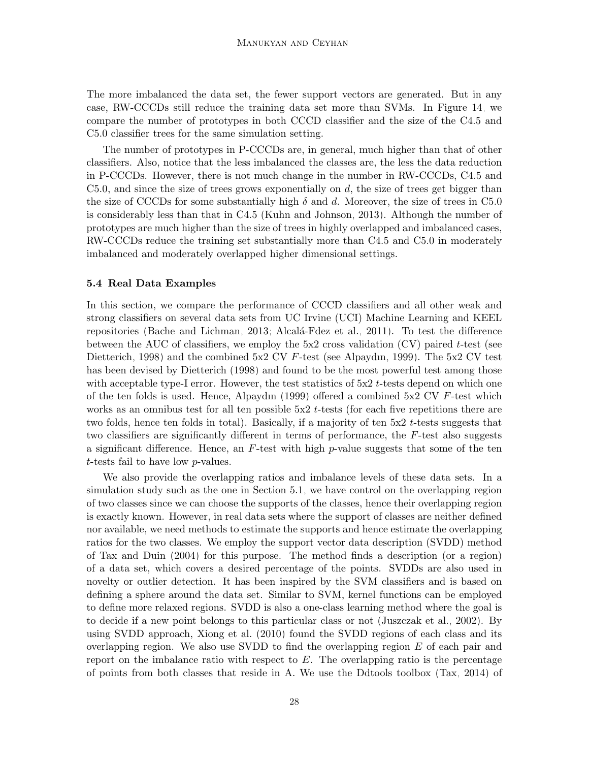The more imbalanced the data set, the fewer support vectors are generated. But in any case, RW-CCCDs still reduce the training data set more than SVMs. In Figure 14, we compare the number of prototypes in both CCCD classifier and the size of the C4.5 and C5.0 classifier trees for the same simulation setting.

The number of prototypes in P-CCCDs are, in general, much higher than that of other classifiers. Also, notice that the less imbalanced the classes are, the less the data reduction in P-CCCDs. However, there is not much change in the number in RW-CCCDs, C4.5 and C5.0, and since the size of trees grows exponentially on $d$, the size of trees get bigger than the size of CCCDs for some substantially high $\delta$ and $d$. Moreover, the size of trees in C5.0 is considerably less than that in C4.5 (Kuhn and Johnson, 2013). Although the number of prototypes are much higher than the size of trees in highly overlapped and imbalanced cases, RW-CCCDs reduce the training set substantially more than C4.5 and C5.0 in moderately imbalanced and moderately overlapped higher dimensional settings.

### 5.4 Real Data Examples

In this section, we compare the performance of CCCD classifiers and all other weak and strong classifiers on several data sets from UC Irvine (UCI) Machine Learning and KEEL repositories (Bache and Lichman, 2013; Alcalá-Fdez et al., 2011). To test the difference between the AUC of classifiers, we employ the 5x2 cross validation (CV) paired $t$-test (see Dietterich, 1998) and the combined 5x2 CV $F$-test (see Alpaydın, 1999). The 5x2 CV test has been devised by Dietterich (1998) and found to be the most powerful test among those with acceptable type-I error. However, the test statistics of 5x2 $t$-tests depend on which one of the ten folds is used. Hence, Alpaydın (1999) offered a combined 5x2 CV $F$-test which works as an omnibus test for all ten possible 5x2 $t$-tests (for each five repetitions there are two folds, hence ten folds in total). Basically, if a majority of ten 5x2 $t$-tests suggests that two classifiers are significantly different in terms of performance, the $F$-test also suggests a significant difference. Hence, an $F$-test with high $p$-value suggests that some of the ten $t$-tests fail to have low $p$-values.

We also provide the overlapping ratios and imbalance levels of these data sets. In a simulation study such as the one in Section 5.1, we have control on the overlapping region of two classes since we can choose the supports of the classes, hence their overlapping region is exactly known. However, in real data sets where the support of classes are neither defined nor available, we need methods to estimate the supports and hence estimate the overlapping ratios for the two classes. We employ the support vector data description (SVDD) method of Tax and Duin (2004) for this purpose. The method finds a description (or a region) of a data set, which covers a desired percentage of the points. SVDDs are also used in novelty or outlier detection. It has been inspired by the SVM classifiers and is based on defining a sphere around the data set. Similar to SVM, kernel functions can be employed to define more relaxed regions. SVDD is also a one-class learning method where the goal is to decide if a new point belongs to this particular class or not (Juszczak et al., 2002). By using SVDD approach, Xiong et al. (2010) found the SVDD regions of each class and its overlapping region. We also use SVDD to find the overlapping region $E$ of each pair and report on the imbalance ratio with respect to $E$. The overlapping ratio is the percentage of points from both classes that reside in A. We use the Ddtools toolbox (Tax, 2014) of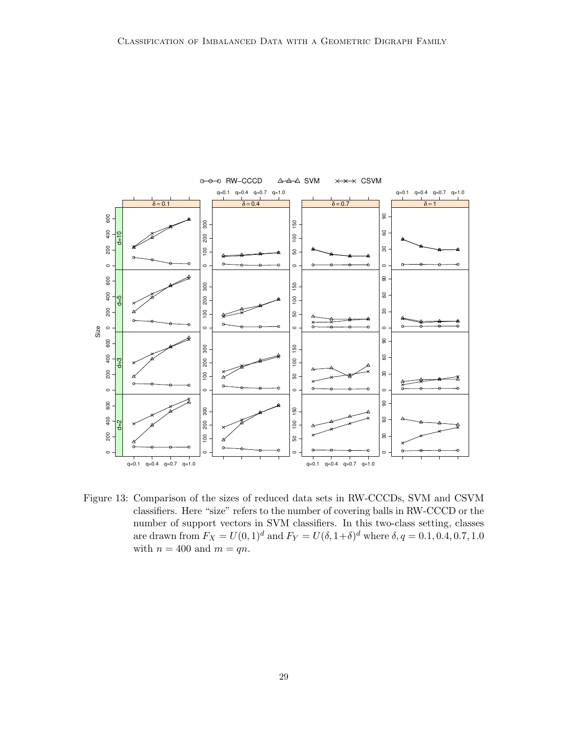Figure 13: Comparison of the sizes of reduced data sets in RW-CCCDs, SVM and CSVM classifiers. Here "size" refers to the number of covering balls in RW-CCCD or the number of support vectors in SVM classifiers. In this two-class setting, classes are drawn from $F_X = U(0,1)^d$ and $F_Y = U(\delta, 1+\delta)^d$ where $\delta, q = 0.1, 0.4, 0.7, 1.0$ with $n = 400$ and $m = qn$.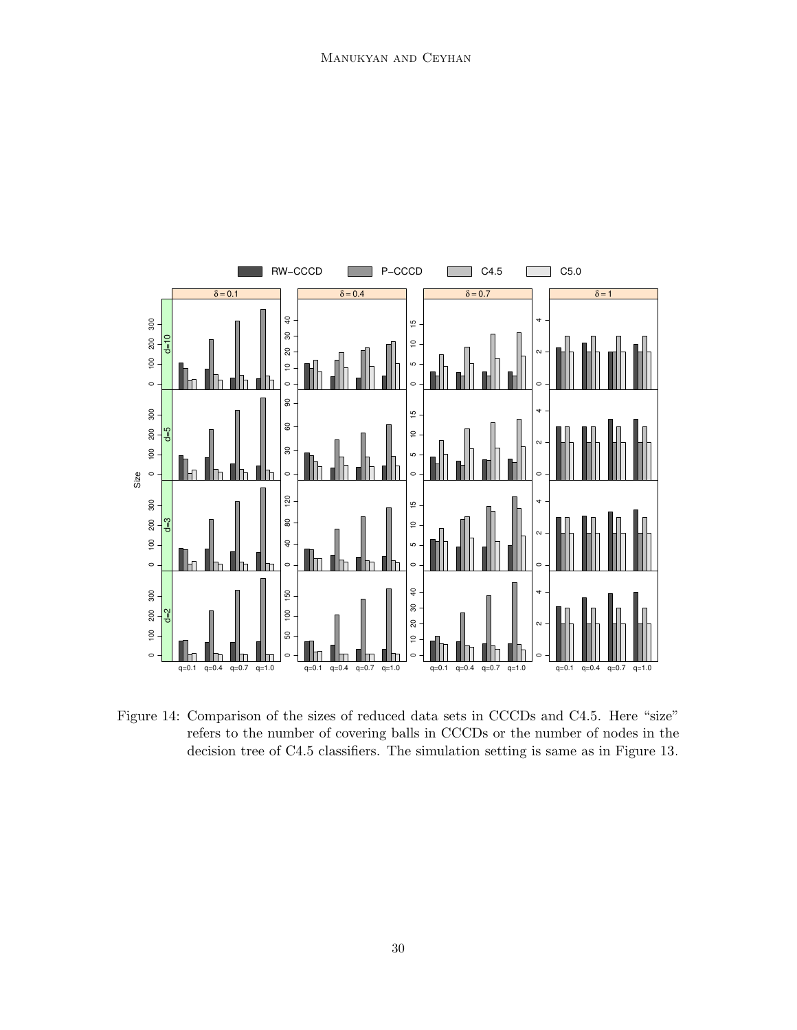Figure 14: Comparison of the sizes of reduced data sets in CCCDs and C4.5. Here "size" refers to the number of covering balls in CCCDs or the number of nodes in the decision tree of C4.5 classifiers. The simulation setting is same as in Figure 13.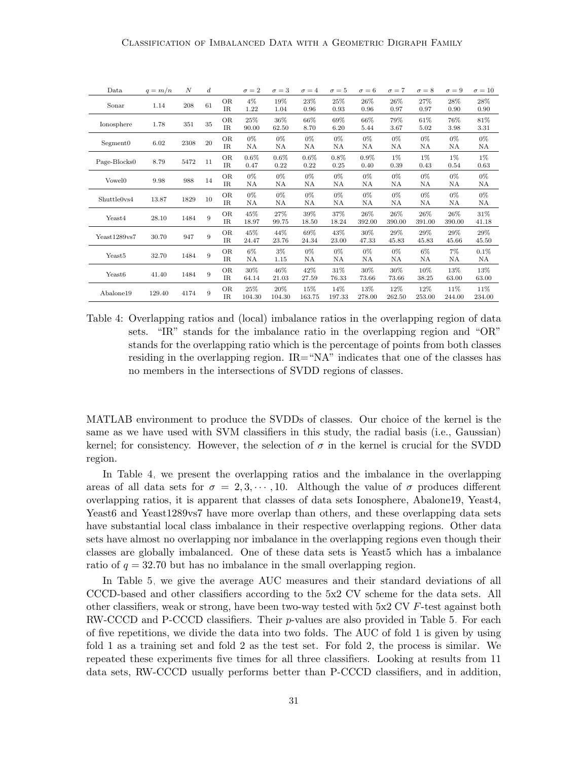| Data | $q = m/n$ | $N$ | $d$ | | $\sigma = 2$ | $\sigma = 3$ | $\sigma = 4$ | $\sigma = 5$ | $\sigma = 6$ | $\sigma = 7$ | $\sigma = 8$ | $\sigma = 9$ | $\sigma = 10$ |
|---|---|---|---|---|---|---|---|---|---|---|---|---|---|
| Sonar | 1.14 | 208 | 61 | OR | 4% | 19% | 23% | 25% | 26% | 26% | 27% | 28% | 28% |
| | | | | IR | 1.22 | 1.04 | 0.96 | 0.93 | 0.96 | 0.97 | 0.97 | 0.90 | 0.90 |
| Ionosphere | 1.78 | 351 | 35 | OR | 25% | 36% | 66% | 69% | 66% | 79% | 61% | 76% | 81% |
| | | | | IR | 90.00 | 62.50 | 8.70 | 6.20 | 5.44 | 3.67 | 5.02 | 3.98 | 3.31 |
| Segment0 | 6.02 | 2308 | 20 | OR | 0% | 0% | 0% | 0% | 0% | 0% | 0% | 0% | 0% |
| | | | | IR | NA | NA | NA | NA | NA | NA | NA | NA | NA |
| Page-Blocks0 | 8.79 | 5472 | 11 | OR | 0.6% | 0.6% | 0.6% | 0.8% | 0.9% | 1% | 1% | 1% | 1% |
| | | | | IR | 0.47 | 0.22 | 0.22 | 0.25 | 0.40 | 0.39 | 0.43 | 0.54 | 0.63 |
| Vowel0 | 9.98 | 988 | 14 | OR | 0% | 0% | 0% | 0% | 0% | 0% | 0% | 0% | 0% |
| | | | | IR | NA | NA | NA | NA | NA | NA | NA | NA | NA |
| Shuttle0vs4 | 13.87 | 1829 | 10 | OR | 0% | 0% | 0% | 0% | 0% | 0% | 0% | 0% | 0% |
| | | | | IR | NA | NA | NA | NA | NA | NA | NA | NA | NA |
| Yeast4 | 28.10 | 1484 | 9 | OR | 45% | 27% | 39% | 37% | 26% | 26% | 26% | 26% | 31% |
| | | | | IR | 18.97 | 99.75 | 18.50 | 18.24 | 392.00 | 390.00 | 391.00 | 390.00 | 41.18 |
| Yeast1289vs7 | 30.70 | 947 | 9 | OR | 45% | 44% | 69% | 43% | 30% | 29% | 29% | 29% | 29% |
| | | | | IR | 24.47 | 23.76 | 24.34 | 23.00 | 47.33 | 45.83 | 45.83 | 45.66 | 45.50 |
| Yeast5 | 32.70 | 1484 | 9 | OR | 6% | 3% | 0% | 0% | 0% | 0% | 6% | 7% | 0.1% |
| | | | | IR | NA | 1.15 | NA | NA | NA | NA | NA | NA | NA |
| Yeast6 | 41.40 | 1484 | 9 | OR | 30% | 46% | 42% | 31% | 30% | 30% | 10% | 13% | 13% |
| | | | | IR | 64.14 | 21.03 | 27.59 | 76.33 | 73.66 | 73.66 | 38.25 | 63.00 | 63.00 |
| Abalone19 | 129.40 | 4174 | 9 | OR | 25% | 20% | 15% | 14% | 13% | 12% | 12% | 11% | 11% |
| | | | | IR | 104.30 | 104.30 | 163.75 | 197.33 | 278.00 | 262.50 | 253.00 | 244.00 | 234.00 |

Table 4: Overlapping ratios and (local) imbalance ratios in the overlapping region of data sets. "IR" stands for the imbalance ratio in the overlapping region and "OR" stands for the overlapping ratio which is the percentage of points from both classes residing in the overlapping region. IR="NA" indicates that one of the classes has no members in the intersections of SVDD regions of classes.

MATLAB environment to produce the SVDDs of classes. Our choice of the kernel is the same as we have used with SVM classifiers in this study, the radial basis (i.e., Gaussian) kernel; for consistency. However, the selection of $\sigma$ in the kernel is crucial for the SVDD region.

In Table 4, we present the overlapping ratios and the imbalance in the overlapping areas of all data sets for $\sigma = 2, 3, \cdots, 10$. Although the value of $\sigma$ produces different overlapping ratios, it is apparent that classes of data sets Ionosphere, Abalone19, Yeast4, Yeast6 and Yeast1289vs7 have more overlap than others, and these overlapping data sets have substantial local class imbalance in their respective overlapping regions. Other data sets have almost no overlapping nor imbalance in the overlapping regions even though their classes are globally imbalanced. One of these data sets is Yeast5 which has a imbalance ratio of $q = 32.70$ but has no imbalance in the small overlapping region.

In Table 5, we give the average AUC measures and their standard deviations of all CCCD-based and other classifiers according to the 5x2 CV scheme for the data sets. All other classifiers, weak or strong, have been two-way tested with 5x2 CV $F$-test against both RW-CCCD and P-CCCD classifiers. Their $p$-values are also provided in Table 5. For each of five repetitions, we divide the data into two folds. The AUC of fold 1 is given by using fold 1 as a training set and fold 2 as the test set. For fold 2, the process is similar. We repeated these experiments five times for all three classifiers. Looking at results from 11 data sets, RW-CCCD usually performs better than P-CCCD classifiers, and in addition,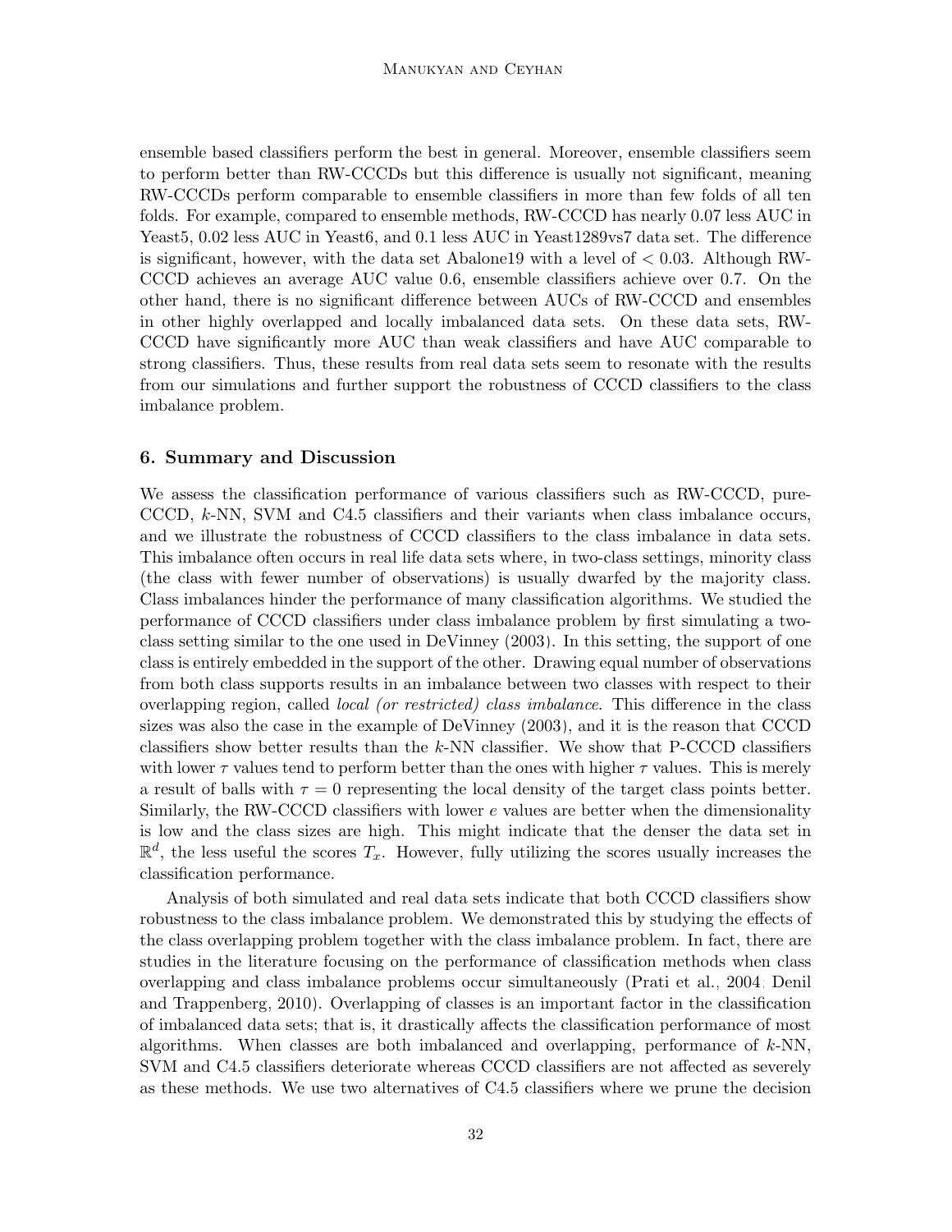ensemble based classifiers perform the best in general. Moreover, ensemble classifiers seem to perform better than RW-CCCDs but this difference is usually not significant, meaning RW-CCCDs perform comparable to ensemble classifiers in more than few folds of all ten folds. For example, compared to ensemble methods, RW-CCCD has nearly 0.07 less AUC in Yeast5, 0.02 less AUC in Yeast6, and 0.1 less AUC in Yeast1289vs7 data set. The difference is significant, however, with the data set Abalone19 with a level of $< 0.03$. Although RW-CCCD achieves an average AUC value 0.6, ensemble classifiers achieve over 0.7. On the other hand, there is no significant difference between AUCs of RW-CCCD and ensembles in other highly overlapped and locally imbalanced data sets. On these data sets, RW-CCCD have significantly more AUC than weak classifiers and have AUC comparable to strong classifiers. Thus, these results from real data sets seem to resonate with the results from our simulations and further support the robustness of CCCD classifiers to the class imbalance problem.

## 6. Summary and Discussion

We assess the classification performance of various classifiers such as RW-CCCD, pure-CCCD, $k$-NN, SVM and C4.5 classifiers and their variants when class imbalance occurs, and we illustrate the robustness of CCCD classifiers to the class imbalance in data sets. This imbalance often occurs in real life data sets where, in two-class settings, minority class (the class with fewer number of observations) is usually dwarfed by the majority class. Class imbalances hinder the performance of many classification algorithms. We studied the performance of CCCD classifiers under class imbalance problem by first simulating a two-class setting similar to the one used in DeVinney (2003). In this setting, the support of one class is entirely embedded in the support of the other. Drawing equal number of observations from both class supports results in an imbalance between two classes with respect to their overlapping region, called *local (or restricted) class imbalance*. This difference in the class sizes was also the case in the example of DeVinney (2003), and it is the reason that CCCD classifiers show better results than the $k$-NN classifier. We show that P-CCCD classifiers with lower $\tau$ values tend to perform better than the ones with higher $\tau$ values. This is merely a result of balls with $\tau = 0$ representing the local density of the target class points better. Similarly, the RW-CCCD classifiers with lower $e$ values are better when the dimensionality is low and the class sizes are high. This might indicate that the denser the data set in $\mathbb{R}^d$, the less useful the scores $T_x$. However, fully utilizing the scores usually increases the classification performance.

Analysis of both simulated and real data sets indicate that both CCCD classifiers show robustness to the class imbalance problem. We demonstrated this by studying the effects of the class overlapping problem together with the class imbalance problem. In fact, there are studies in the literature focusing on the performance of classification methods when class overlapping and class imbalance problems occur simultaneously (Prati et al., 2004; Denil and Trappenberg, 2010). Overlapping of classes is an important factor in the classification of imbalanced data sets; that is, it drastically affects the classification performance of most algorithms. When classes are both imbalanced and overlapping, performance of $k$-NN, SVM and C4.5 classifiers deteriorate whereas CCCD classifiers are not affected as severely as these methods. We use two alternatives of C4.5 classifiers where we prune the decision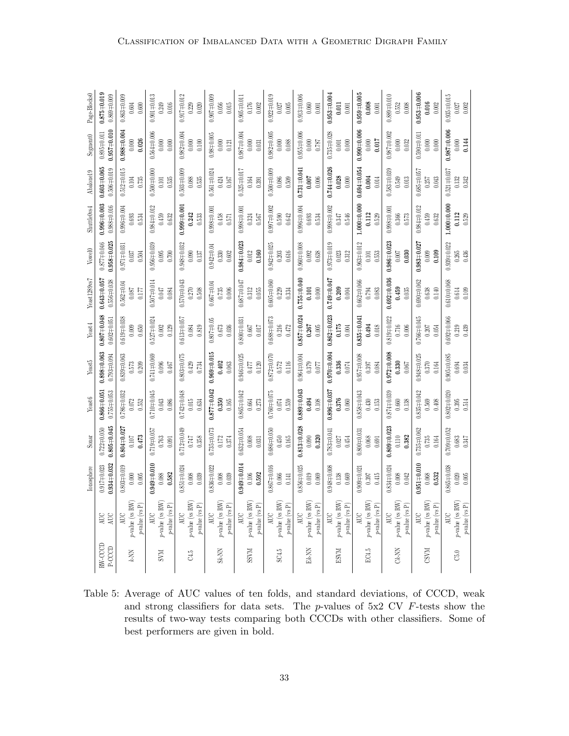| | | Ionosphere | Sonar | Yeast6 | Yeast5 | Yeast4 | Yeast1289vs7 | Vowel0 | Shuttle0vs4 | Abalone19 | Segment0 | Page-Blocks0 |
|---|---|---|---|---|---|---|---|---|---|---|---|---|
| RW-CCCD | AUC | 0.917±0.023 | 0.722±0.050 | **0.866±0.051** | **0.898±0.063** | **0.807±0.048** | **0.643±0.057** | 0.877±0.046 | **0.996±0.003** | **0.603±0.065** | 0.895±0.011 | **0.875±0.019** |
| P-CCCD | AUC | **0.934±0.032** | **0.805±0.045** | 0.755±0.053 | 0.793±0.094 | 0.602±0.051 | 0.556±0.038 | **0.958±0.025** | 0.988±0.016 | 0.506±0.019 | **0.957±0.010** | 0.869±0.009 |
| $k$-NN | AUC | 0.803±0.019 | **0.804±0.027** | 0.786±0.032 | 0.839±0.063 | 0.619±0.038 | 0.562±0.04 | 0.971±0.031 | 0.996±0.004 | 0.512±0.015 | **0.988±0.004** | 0.863±0.009 |
| | $p$-value (vs RW) | 0.000 | 0.107 | 0.072 | 0.573 | 0.009 | 0.087 | 0.037 | 0.693 | 0.104 | 0.000 | 0.604 |
| | $p$-value (vs P) | 0.005 | **0.473** | 0.552 | 0.209 | 0.650 | 0.177 | 0.504 | 0.534 | 0.735 | **0.026** | 0.600 |
| SVM | AUC | **0.949±0.010** | 0.719±0.057 | 0.710±0.045 | 0.741±0.069 | 0.527±0.024 | 0.507±0.014 | 0.956±0.039 | 0.984±0.012 | 0.500±0.000 | 0.564±0.006 | 0.901±0.013 |
| | $p$-value (vs RW) | 0.088 | 0.763 | 0.043 | 0.096 | 0.002 | 0.047 | 0.095 | 0.459 | 0.101 | 0.000 | 0.249 |
| | $p$-value (vs P) | **0.582** | 0.091 | 0.086 | 0.467 | 0.129 | 0.084 | 0.700 | 0.632 | 0.535 | 0.000 | 0.016 |
| C4.5 | AUC | 0.851±0.024 | 0.712±0.049 | 0.742±0.048 | 0.803±0.075 | 0.613±0.057 | 0.570±0.043 | 0.948±0.032 | **0.999±0.001** | 0.503±0.009 | 0.982±0.004 | 0.917±0.012 |
| | $p$-value (vs RW) | 0.008 | 0.747 | 0.015 | 0.429 | 0.084 | 0.270 | 0.090 | **0.242** | 0.088 | 0.000 | 0.229 |
| | $p$-value (vs P) | 0.039 | 0.358 | 0.634 | 0.734 | 0.819 | 0.508 | 0.137 | 0.533 | 0.535 | 0.100 | 0.020 |
| S$k$-NN | AUC | 0.836±0.022 | 0.735±0.073 | **0.877±0.042** | **0.969±0.015** | 0.807±0.05 | 0.667±0.04 | 0.942±0.04 | 0.998±0.001 | 0.561±0.024 | 0.98±0.005 | 0.907±0.009 |
| | $p$-value (vs RW) | 0.008 | 0.172 | **0.350** | **0.402** | 0.673 | 0.735 | 0.330 | 0.458 | 0.424 | 0.000 | 0.056 |
| | $p$-value (vs P) | 0.039 | 0.374 | 0.165 | 0.063 | 0.036 | 0.006 | 0.602 | 0.571 | 0.167 | 0.121 | 0.015 |
| SSVM | AUC | **0.949±0.014** | 0.632±0.054 | 0.865±0.042 | 0.946±0.025 | 0.800±0.031 | 0.687±0.047 | **0.984±0.023** | 0.998±0.001 | 0.525±0.017 | 0.987±0.004 | 0.905±0.011 |
| | $p$-value (vs RW) | 0.106 | 0.008 | 0.664 | 0.477 | 0.667 | 0.312 | 0.012 | 0.324 | 0.164 | 0.000 | 0.176 |
| | $p$-value (vs P) | **0.592** | 0.031 | 0.273 | 0.120 | 0.017 | 0.055 | **0.160** | 0.567 | 0.391 | 0.031 | 0.002 |
| SC4.5 | AUC | 0.867±0.016 | 0.686±0.050 | 0.760±0.075 | 0.872±0.070 | 0.688±0.073 | 0.605±0.060 | 0.942±0.025 | 0.997±0.002 | 0.500±0.009 | 0.982±0.005 | 0.922±0.019 |
| | $p$-value (vs RW) | 0.066 | 0.450 | 0.074 | 0.572 | 0.216 | 0.229 | 0.203 | 0.590 | 0.086 | 0.000 | 0.027 |
| | $p$-value (vs P) | 0.141 | 0.165 | 0.559 | 0.116 | 0.472 | 0.334 | 0.616 | 0.642 | 0.509 | 0.088 | 0.005 |
| E$k$-NN | AUC | 0.856±0.025 | **0.813±0.028** | **0.889±0.043** | 0.964±0.004 | **0.857±0.024** | **0.755±0.040** | 0.960±0.008 | 0.996±0.004 | **0.731±0.041** | 0.955±0.006 | 0.913±0.006 |
| | $p$-value (vs RW) | 0.019 | 0.090 | **0.494** | 0.379 | **0.267** | **0.101** | 0.092 | 0.693 | **0.007** | 0.000 | 0.060 |
| | $p$-value (vs P) | 0.069 | **0.320** | 0.108 | 0.077 | 0.005 | 0.000 | 0.658 | 0.534 | 0.006 | 0.787 | 0.001 |
| ESVM | AUC | 0.948±0.008 | 0.783±0.041 | **0.896±0.037** | **0.970±0.004** | **0.862±0.023** | **0.749±0.047** | 0.973±0.019 | 0.998±0.002 | **0.744±0.026** | 0.735±0.028 | **0.953±0.004** |
| | $p$-value (vs RW) | 0.138 | 0.027 | **0.376** | **0.336** | **0.175** | **0.209** | 0.023 | 0.347 | **0.028** | 0.001 | **0.011** |
| | $p$-value (vs P) | 0.669 | 0.454 | 0.060 | 0.074 | 0.004 | 0.004 | 0.312 | 0.546 | 0.000 | 0.000 | 0.001 |
| EC4.5 | AUC | 0.909±0.021 | 0.800±0.031 | 0.858±0.043 | 0.957±0.008 | **0.835±0.041** | 0.662±0.066 | 0.963±0.012 | **1.000±0.000** | **0.694±0.054** | **0.990±0.006** | **0.959±0.005** |
| | $p$-value (vs RW) | 0.397 | 0.068 | 0.430 | 0.397 | **0.494** | 0.794 | 0.101 | **0.112** | **0.004** | 0.000 | **0.008** |
| | $p$-value (vs P) | 0.415 | 0.691 | 0.153 | 0.084 | 0.018 | 0.083 | 0.553 | 0.529 | 0.014 | **0.017** | 0.001 |
| C$k$-NN | AUC | 0.834±0.024 | **0.809±0.023** | 0.874±0.039 | **0.972±0.008** | 0.819±0.022 | **0.692±0.036** | **0.986±0.023** | 0.998±0.001 | 0.583±0.039 | 0.987±0.002 | 0.889±0.010 |
| | $p$-value (vs RW) | 0.008 | 0.110 | 0.660 | **0.330** | 0.716 | **0.459** | 0.007 | 0.366 | 0.549 | 0.000 | 0.552 |
| | $p$-value (vs P) | 0.042 | **0.382** | 0.138 | 0.067 | 0.006 | 0.035 | **0.030** | 0.573 | 0.013 | 0.032 | 0.008 |
| CSVM | AUC | **0.951±0.010** | 0.735±0.062 | 0.835±0.042 | 0.948±0.025 | 0.766±0.045 | 0.690±0.062 | **0.983±0.027** | 0.984±0.012 | 0.685±0.057 | 0.590±0.011 | **0.953±0.006** |
| | $p$-value (vs RW) | 0.068 | 0.735 | 0.569 | 0.370 | 0.207 | 0.638 | 0.009 | 0.459 | 0.257 | 0.000 | **0.016** |
| | $p$-value (vs P) | **0.532** | 0.164 | 0.408 | 0.164 | 0.054 | 0.140 | **0.109** | 0.632 | 0.043 | 0.000 | 0.002 |
| C5.0 | AUC | 0.865±0.038 | 0.709±0.052 | 0.802±0.020 | 0.905±0.085 | 0.692±0.066 | 0.610±0.068 | 0.939±0.022 | **1.000±0.000** | 0.521±0.037 | **0.987±0.006** | 0.935±0.015 |
| | $p$-value (vs RW) | 0.020 | 0.683 | 0.395 | 0.694 | 0.219 | 0.614 | 0.265 | **0.112** | 0.132 | 0.000 | 0.027 |
| | $p$-value (vs P) | 0.005 | 0.347 | 0.514 | 0.034 | 0.439 | 0.109 | 0.436 | 0.529 | 0.342 | **0.144** | 0.002 |

Table 5: Average of AUC values of ten folds, and standard deviations, of CCCD, weak and strong classifiers for data sets. The $p$-values of 5x2 CV $F$-tests show the results of two-way tests comparing both CCCDs with other classifiers. Some of best performers are given in bold.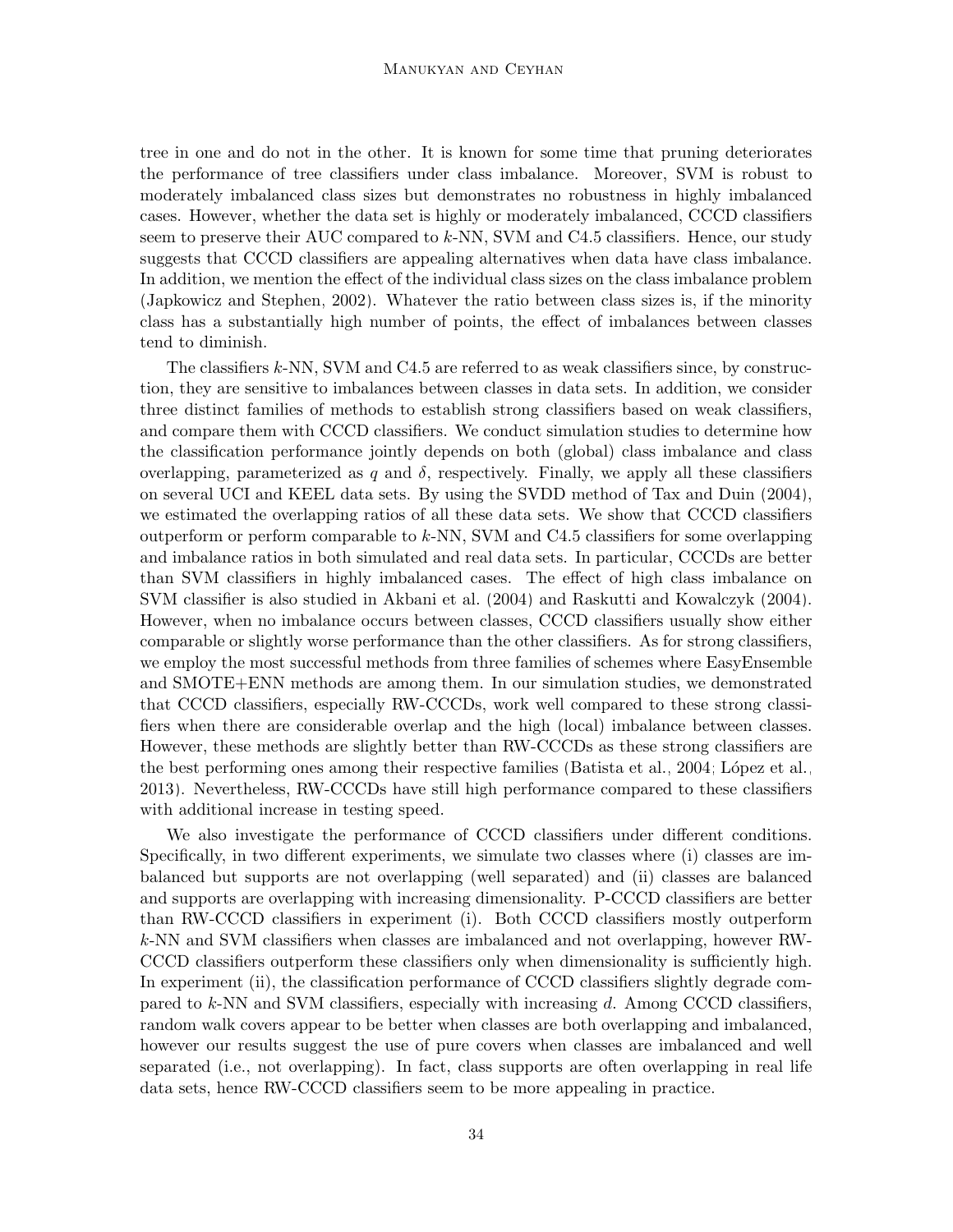tree in one and do not in the other. It is known for some time that pruning deteriorates the performance of tree classifiers under class imbalance. Moreover, SVM is robust to moderately imbalanced class sizes but demonstrates no robustness in highly imbalanced cases. However, whether the data set is highly or moderately imbalanced, CCCD classifiers seem to preserve their AUC compared to $k$-NN, SVM and C4.5 classifiers. Hence, our study suggests that CCCD classifiers are appealing alternatives when data have class imbalance. In addition, we mention the effect of the individual class sizes on the class imbalance problem (Japkowicz and Stephen, 2002). Whatever the ratio between class sizes is, if the minority class has a substantially high number of points, the effect of imbalances between classes tend to diminish.

The classifiers $k$-NN, SVM and C4.5 are referred to as weak classifiers since, by construction, they are sensitive to imbalances between classes in data sets. In addition, we consider three distinct families of methods to establish strong classifiers based on weak classifiers, and compare them with CCCD classifiers. We conduct simulation studies to determine how the classification performance jointly depends on both (global) class imbalance and class overlapping, parameterized as $q$ and $\delta$, respectively. Finally, we apply all these classifiers on several UCI and KEEL data sets. By using the SVDD method of Tax and Duin (2004), we estimated the overlapping ratios of all these data sets. We show that CCCD classifiers outperform or perform comparable to $k$-NN, SVM and C4.5 classifiers for some overlapping and imbalance ratios in both simulated and real data sets. In particular, CCCDs are better than SVM classifiers in highly imbalanced cases. The effect of high class imbalance on SVM classifier is also studied in Akbani et al. (2004) and Raskutti and Kowalczyk (2004). However, when no imbalance occurs between classes, CCCD classifiers usually show either comparable or slightly worse performance than the other classifiers. As for strong classifiers, we employ the most successful methods from three families of schemes where EasyEnsemble and SMOTE+ENN methods are among them. In our simulation studies, we demonstrated that CCCD classifiers, especially RW-CCCDs, work well compared to these strong classifiers when there are considerable overlap and the high (local) imbalance between classes. However, these methods are slightly better than RW-CCCDs as these strong classifiers are the best performing ones among their respective families (Batista et al., 2004; López et al., 2013). Nevertheless, RW-CCCDs have still high performance compared to these classifiers with additional increase in testing speed.

We also investigate the performance of CCCD classifiers under different conditions. Specifically, in two different experiments, we simulate two classes where (i) classes are imbalanced but supports are not overlapping (well separated) and (ii) classes are balanced and supports are overlapping with increasing dimensionality. P-CCCD classifiers are better than RW-CCCD classifiers in experiment (i). Both CCCD classifiers mostly outperform $k$-NN and SVM classifiers when classes are imbalanced and not overlapping, however RW-CCCD classifiers outperform these classifiers only when dimensionality is sufficiently high. In experiment (ii), the classification performance of CCCD classifiers slightly degrade compared to $k$-NN and SVM classifiers, especially with increasing $d$. Among CCCD classifiers, random walk covers appear to be better when classes are both overlapping and imbalanced, however our results suggest the use of pure covers when classes are imbalanced and well separated (i.e., not overlapping). In fact, class supports are often overlapping in real life data sets, hence RW-CCCD classifiers seem to be more appealing in practice.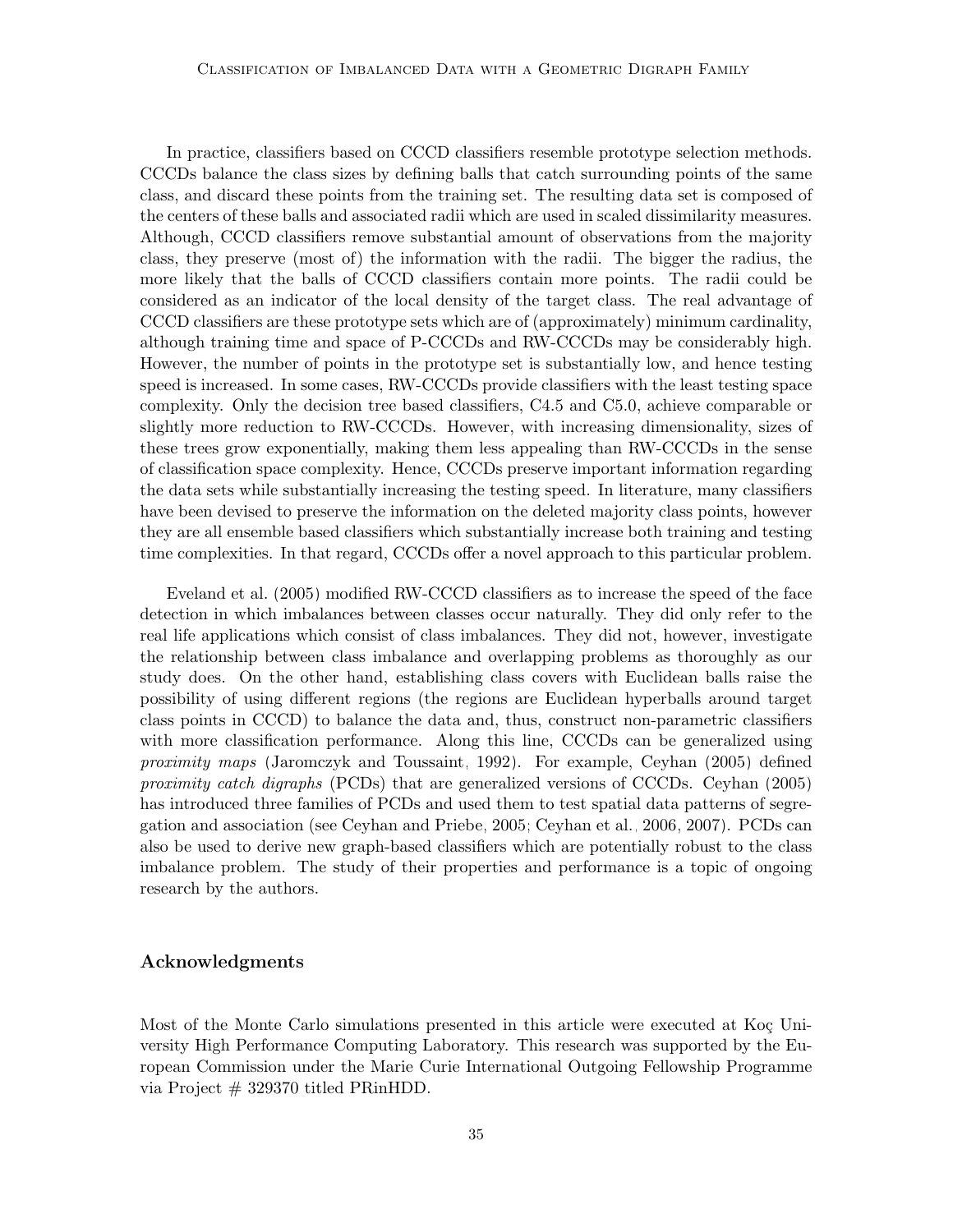In practice, classifiers based on CCCD classifiers resemble prototype selection methods. CCCDs balance the class sizes by defining balls that catch surrounding points of the same class, and discard these points from the training set. The resulting data set is composed of the centers of these balls and associated radii which are used in scaled dissimilarity measures. Although, CCCD classifiers remove substantial amount of observations from the majority class, they preserve (most of) the information with the radii. The bigger the radius, the more likely that the balls of CCCD classifiers contain more points. The radii could be considered as an indicator of the local density of the target class. The real advantage of CCCD classifiers are these prototype sets which are of (approximately) minimum cardinality, although training time and space of P-CCCDs and RW-CCCDs may be considerably high. However, the number of points in the prototype set is substantially low, and hence testing speed is increased. In some cases, RW-CCCDs provide classifiers with the least testing space complexity. Only the decision tree based classifiers, C4.5 and C5.0, achieve comparable or slightly more reduction to RW-CCCDs. However, with increasing dimensionality, sizes of these trees grow exponentially, making them less appealing than RW-CCCDs in the sense of classification space complexity. Hence, CCCDs preserve important information regarding the data sets while substantially increasing the testing speed. In literature, many classifiers have been devised to preserve the information on the deleted majority class points, however they are all ensemble based classifiers which substantially increase both training and testing time complexities. In that regard, CCCDs offer a novel approach to this particular problem.

Eveland et al. (2005) modified RW-CCCD classifiers as to increase the speed of the face detection in which imbalances between classes occur naturally. They did only refer to the real life applications which consist of class imbalances. They did not, however, investigate the relationship between class imbalance and overlapping problems as thoroughly as our study does. On the other hand, establishing class covers with Euclidean balls raise the possibility of using different regions (the regions are Euclidean hyperballs around target class points in CCCD) to balance the data and, thus, construct non-parametric classifiers with more classification performance. Along this line, CCCDs can be generalized using *proximity maps* (Jaromczyk and Toussaint, 1992). For example, Ceyhan (2005) defined *proximity catch digraphs* (PCDs) that are generalized versions of CCCDs. Ceyhan (2005) has introduced three families of PCDs and used them to test spatial data patterns of segregation and association (see Ceyhan and Priebe, 2005; Ceyhan et al., 2006, 2007). PCDs can also be used to derive new graph-based classifiers which are potentially robust to the class imbalance problem. The study of their properties and performance is a topic of ongoing research by the authors.

## Acknowledgments

Most of the Monte Carlo simulations presented in this article were executed at Koç University High Performance Computing Laboratory. This research was supported by the European Commission under the Marie Curie International Outgoing Fellowship Programme via Project # 329370 titled PRinHDD.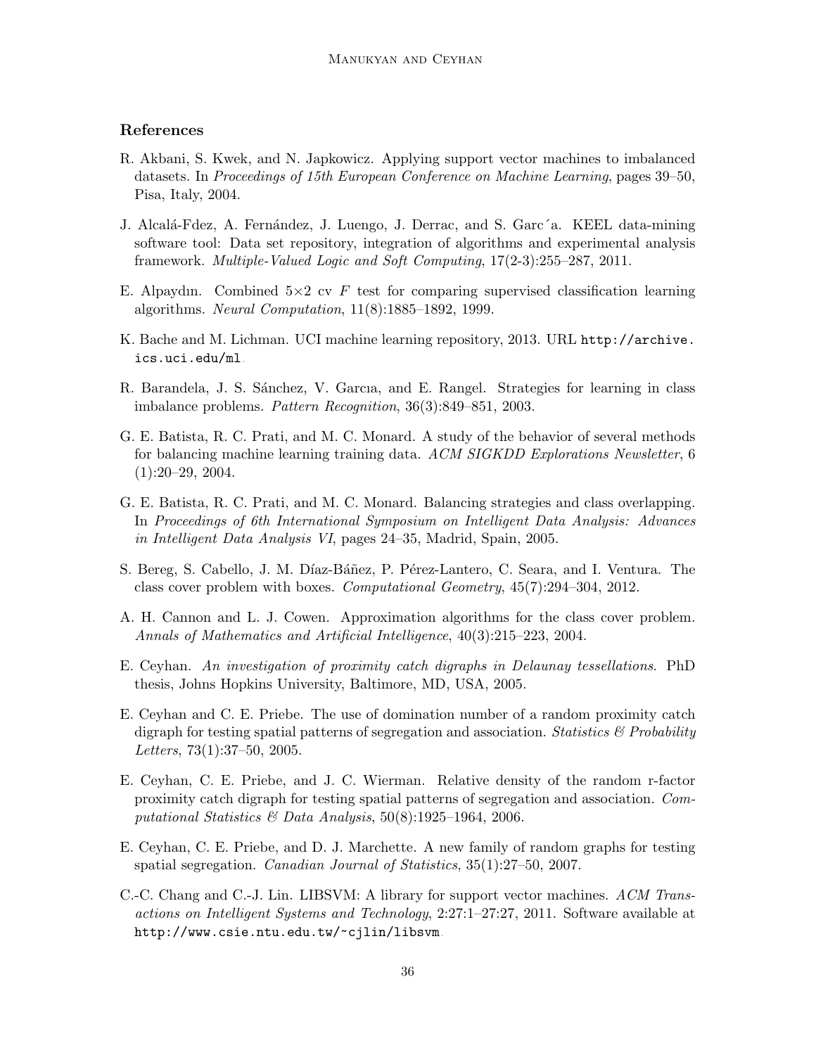## References

R. Akbani, S. Kwek, and N. Japkowicz. Applying support vector machines to imbalanced datasets. In *Proceedings of 15th European Conference on Machine Learning*, pages 39–50, Pisa, Italy, 2004.

J. Alcalá-Fdez, A. Fernández, J. Luengo, J. Derrac, and S. Garc´a. KEEL data-mining software tool: Data set repository, integration of algorithms and experimental analysis framework. *Multiple-Valued Logic and Soft Computing*, 17(2-3):255–287, 2011.

E. Alpaydın. Combined 5×2 cv $F$ test for comparing supervised classification learning algorithms. *Neural Computation*, 11(8):1885–1892, 1999.

K. Bache and M. Lichman. UCI machine learning repository, 2013. URL `http://archive.ics.uci.edu/ml`.

R. Barandela, J. S. Sánchez, V. Garcıa, and E. Rangel. Strategies for learning in class imbalance problems. *Pattern Recognition*, 36(3):849–851, 2003.

G. E. Batista, R. C. Prati, and M. C. Monard. A study of the behavior of several methods for balancing machine learning training data. *ACM SIGKDD Explorations Newsletter*, 6 (1):20–29, 2004.

G. E. Batista, R. C. Prati, and M. C. Monard. Balancing strategies and class overlapping. In *Proceedings of 6th International Symposium on Intelligent Data Analysis: Advances in Intelligent Data Analysis VI*, pages 24–35, Madrid, Spain, 2005.

S. Bereg, S. Cabello, J. M. Díaz-Báñez, P. Pérez-Lantero, C. Seara, and I. Ventura. The class cover problem with boxes. *Computational Geometry*, 45(7):294–304, 2012.

A. H. Cannon and L. J. Cowen. Approximation algorithms for the class cover problem. *Annals of Mathematics and Artificial Intelligence*, 40(3):215–223, 2004.

E. Ceyhan. *An investigation of proximity catch digraphs in Delaunay tessellations*. PhD thesis, Johns Hopkins University, Baltimore, MD, USA, 2005.

E. Ceyhan and C. E. Priebe. The use of domination number of a random proximity catch digraph for testing spatial patterns of segregation and association. *Statistics & Probability Letters*, 73(1):37–50, 2005.

E. Ceyhan, C. E. Priebe, and J. C. Wierman. Relative density of the random r-factor proximity catch digraph for testing spatial patterns of segregation and association. *Computational Statistics & Data Analysis*, 50(8):1925–1964, 2006.

E. Ceyhan, C. E. Priebe, and D. J. Marchette. A new family of random graphs for testing spatial segregation. *Canadian Journal of Statistics*, 35(1):27–50, 2007.

C.-C. Chang and C.-J. Lin. LIBSVM: A library for support vector machines. *ACM Transactions on Intelligent Systems and Technology*, 2:27:1–27:27, 2011. Software available at `http://www.csie.ntu.edu.tw/~cjlin/libsvm`.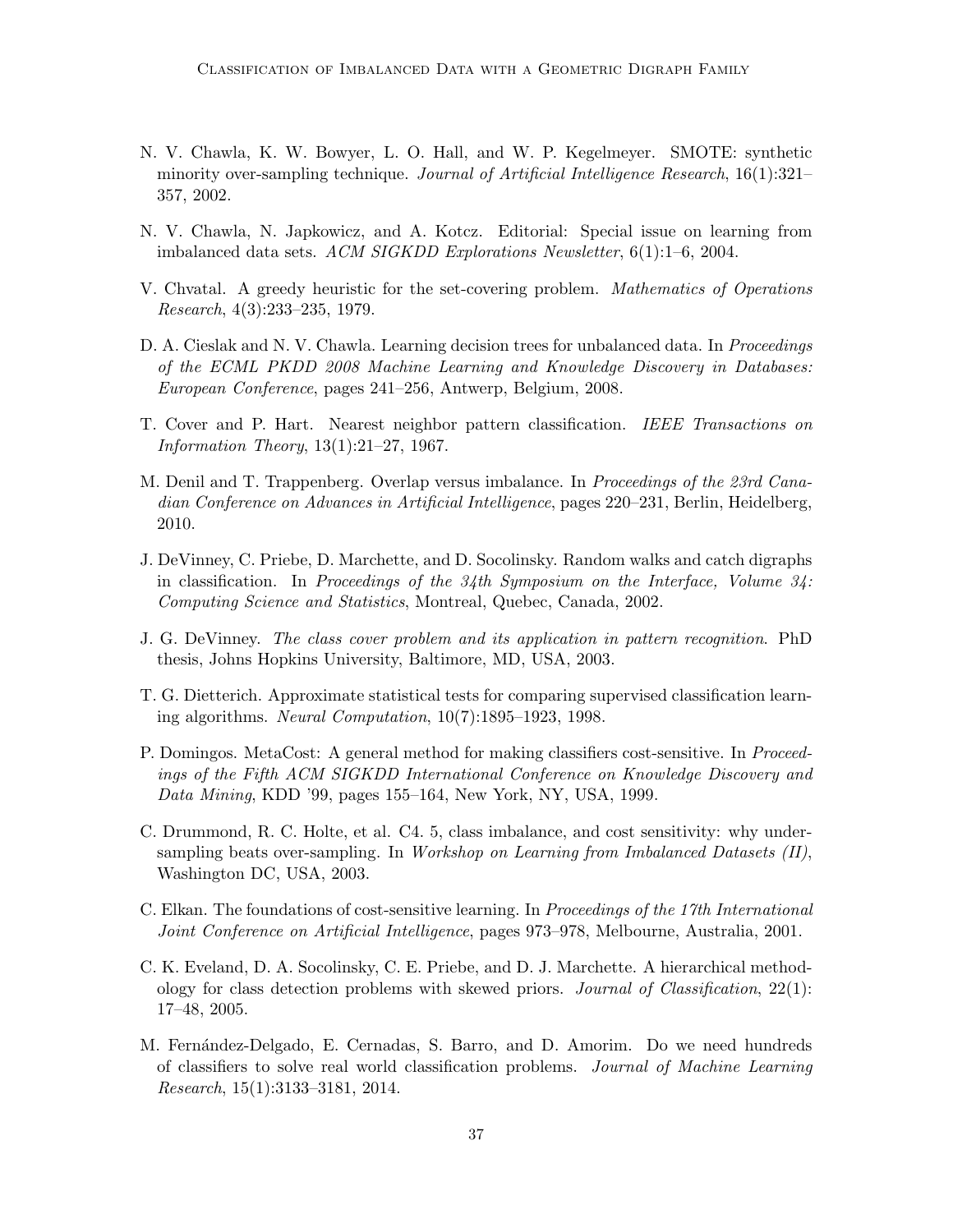N. V. Chawla, K. W. Bowyer, L. O. Hall, and W. P. Kegelmeyer. SMOTE: synthetic minority over-sampling technique. *Journal of Artificial Intelligence Research*, 16(1):321–357, 2002.

N. V. Chawla, N. Japkowicz, and A. Kotcz. Editorial: Special issue on learning from imbalanced data sets. *ACM SIGKDD Explorations Newsletter*, 6(1):1–6, 2004.

V. Chvatal. A greedy heuristic for the set-covering problem. *Mathematics of Operations Research*, 4(3):233–235, 1979.

D. A. Cieslak and N. V. Chawla. Learning decision trees for unbalanced data. In *Proceedings of the ECML PKDD 2008 Machine Learning and Knowledge Discovery in Databases: European Conference*, pages 241–256, Antwerp, Belgium, 2008.

T. Cover and P. Hart. Nearest neighbor pattern classification. *IEEE Transactions on Information Theory*, 13(1):21–27, 1967.

M. Denil and T. Trappenberg. Overlap versus imbalance. In *Proceedings of the 23rd Canadian Conference on Advances in Artificial Intelligence*, pages 220–231, Berlin, Heidelberg, 2010.

J. DeVinney, C. Priebe, D. Marchette, and D. Socolinsky. Random walks and catch digraphs in classification. In *Proceedings of the 34th Symposium on the Interface, Volume 34: Computing Science and Statistics*, Montreal, Quebec, Canada, 2002.

J. G. DeVinney. *The class cover problem and its application in pattern recognition*. PhD thesis, Johns Hopkins University, Baltimore, MD, USA, 2003.

T. G. Dietterich. Approximate statistical tests for comparing supervised classification learning algorithms. *Neural Computation*, 10(7):1895–1923, 1998.

P. Domingos. MetaCost: A general method for making classifiers cost-sensitive. In *Proceedings of the Fifth ACM SIGKDD International Conference on Knowledge Discovery and Data Mining*, KDD '99, pages 155–164, New York, NY, USA, 1999.

C. Drummond, R. C. Holte, et al. C4. 5, class imbalance, and cost sensitivity: why under-sampling beats over-sampling. In *Workshop on Learning from Imbalanced Datasets (II)*, Washington DC, USA, 2003.

C. Elkan. The foundations of cost-sensitive learning. In *Proceedings of the 17th International Joint Conference on Artificial Intelligence*, pages 973–978, Melbourne, Australia, 2001.

C. K. Eveland, D. A. Socolinsky, C. E. Priebe, and D. J. Marchette. A hierarchical methodology for class detection problems with skewed priors. *Journal of Classification*, 22(1): 17–48, 2005.

M. Fernández-Delgado, E. Cernadas, S. Barro, and D. Amorim. Do we need hundreds of classifiers to solve real world classification problems. *Journal of Machine Learning Research*, 15(1):3133–3181, 2014.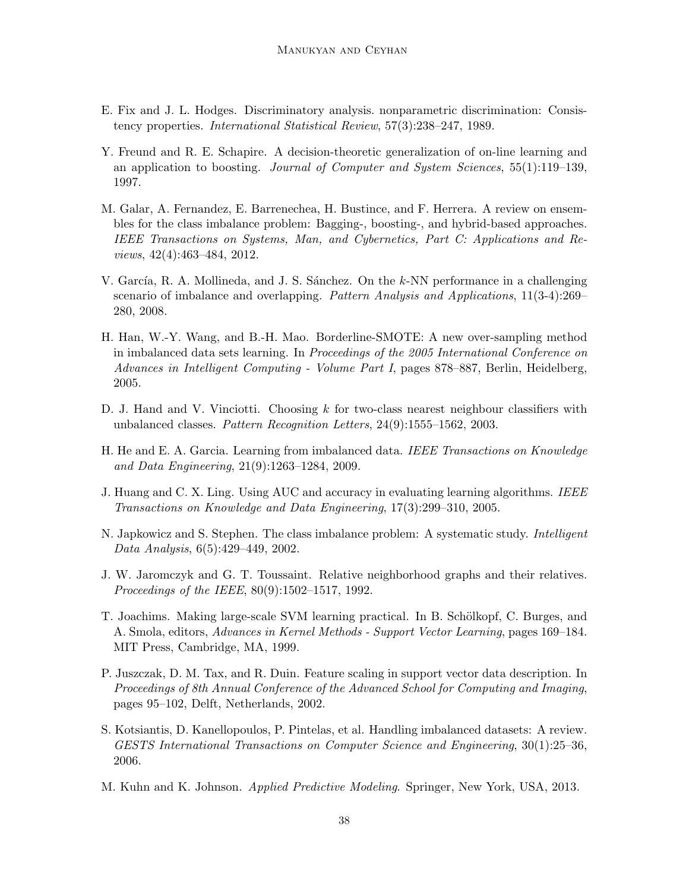E. Fix and J. L. Hodges. Discriminatory analysis. nonparametric discrimination: Consistency properties. *International Statistical Review*, 57(3):238–247, 1989.

Y. Freund and R. E. Schapire. A decision-theoretic generalization of on-line learning and an application to boosting. *Journal of Computer and System Sciences*, 55(1):119–139, 1997.

M. Galar, A. Fernandez, E. Barrenechea, H. Bustince, and F. Herrera. A review on ensembles for the class imbalance problem: Bagging-, boosting-, and hybrid-based approaches. *IEEE Transactions on Systems, Man, and Cybernetics, Part C: Applications and Reviews*, 42(4):463–484, 2012.

V. García, R. A. Mollineda, and J. S. Sánchez. On the $k$-NN performance in a challenging scenario of imbalance and overlapping. *Pattern Analysis and Applications*, 11(3-4):269–280, 2008.

H. Han, W.-Y. Wang, and B.-H. Mao. Borderline-SMOTE: A new over-sampling method in imbalanced data sets learning. In *Proceedings of the 2005 International Conference on Advances in Intelligent Computing - Volume Part I*, pages 878–887, Berlin, Heidelberg, 2005.

D. J. Hand and V. Vinciotti. Choosing $k$ for two-class nearest neighbour classifiers with unbalanced classes. *Pattern Recognition Letters*, 24(9):1555–1562, 2003.

H. He and E. A. Garcia. Learning from imbalanced data. *IEEE Transactions on Knowledge and Data Engineering*, 21(9):1263–1284, 2009.

J. Huang and C. X. Ling. Using AUC and accuracy in evaluating learning algorithms. *IEEE Transactions on Knowledge and Data Engineering*, 17(3):299–310, 2005.

N. Japkowicz and S. Stephen. The class imbalance problem: A systematic study. *Intelligent Data Analysis*, 6(5):429–449, 2002.

J. W. Jaromczyk and G. T. Toussaint. Relative neighborhood graphs and their relatives. *Proceedings of the IEEE*, 80(9):1502–1517, 1992.

T. Joachims. Making large-scale SVM learning practical. In B. Schölkopf, C. Burges, and A. Smola, editors, *Advances in Kernel Methods - Support Vector Learning*, pages 169–184. MIT Press, Cambridge, MA, 1999.

P. Juszczak, D. M. Tax, and R. Duin. Feature scaling in support vector data description. In *Proceedings of 8th Annual Conference of the Advanced School for Computing and Imaging*, pages 95–102, Delft, Netherlands, 2002.

S. Kotsiantis, D. Kanellopoulos, P. Pintelas, et al. Handling imbalanced datasets: A review. *GESTS International Transactions on Computer Science and Engineering*, 30(1):25–36, 2006.

M. Kuhn and K. Johnson. *Applied Predictive Modeling*. Springer, New York, USA, 2013.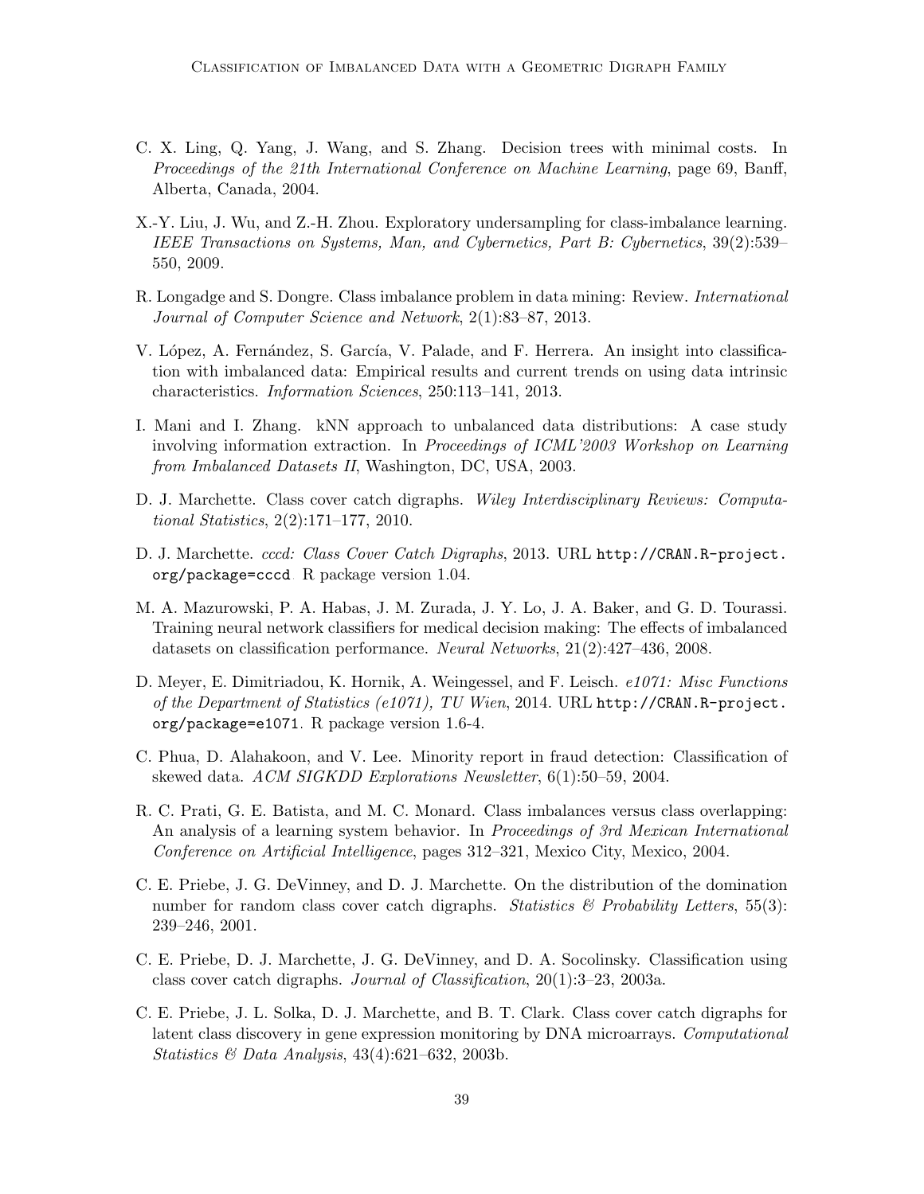C. X. Ling, Q. Yang, J. Wang, and S. Zhang. Decision trees with minimal costs. In *Proceedings of the 21th International Conference on Machine Learning*, page 69, Banff, Alberta, Canada, 2004.

X.-Y. Liu, J. Wu, and Z.-H. Zhou. Exploratory undersampling for class-imbalance learning. *IEEE Transactions on Systems, Man, and Cybernetics, Part B: Cybernetics*, 39(2):539–550, 2009.

R. Longadge and S. Dongre. Class imbalance problem in data mining: Review. *International Journal of Computer Science and Network*, 2(1):83–87, 2013.

V. López, A. Fernández, S. García, V. Palade, and F. Herrera. An insight into classification with imbalanced data: Empirical results and current trends on using data intrinsic characteristics. *Information Sciences*, 250:113–141, 2013.

I. Mani and I. Zhang. kNN approach to unbalanced data distributions: A case study involving information extraction. In *Proceedings of ICML'2003 Workshop on Learning from Imbalanced Datasets II*, Washington, DC, USA, 2003.

D. J. Marchette. Class cover catch digraphs. *Wiley Interdisciplinary Reviews: Computational Statistics*, 2(2):171–177, 2010.

D. J. Marchette. *cccd: Class Cover Catch Digraphs*, 2013. URL http://CRAN.R-project.org/package=cccd. R package version 1.04.

M. A. Mazurowski, P. A. Habas, J. M. Zurada, J. Y. Lo, J. A. Baker, and G. D. Tourassi. Training neural network classifiers for medical decision making: The effects of imbalanced datasets on classification performance. *Neural Networks*, 21(2):427–436, 2008.

D. Meyer, E. Dimitriadou, K. Hornik, A. Weingessel, and F. Leisch. *e1071: Misc Functions of the Department of Statistics (e1071), TU Wien*, 2014. URL http://CRAN.R-project.org/package=e1071. R package version 1.6-4.

C. Phua, D. Alahakoon, and V. Lee. Minority report in fraud detection: Classification of skewed data. *ACM SIGKDD Explorations Newsletter*, 6(1):50–59, 2004.

R. C. Prati, G. E. Batista, and M. C. Monard. Class imbalances versus class overlapping: An analysis of a learning system behavior. In *Proceedings of 3rd Mexican International Conference on Artificial Intelligence*, pages 312–321, Mexico City, Mexico, 2004.

C. E. Priebe, J. G. DeVinney, and D. J. Marchette. On the distribution of the domination number for random class cover catch digraphs. *Statistics & Probability Letters*, 55(3): 239–246, 2001.

C. E. Priebe, D. J. Marchette, J. G. DeVinney, and D. A. Socolinsky. Classification using class cover catch digraphs. *Journal of Classification*, 20(1):3–23, 2003a.

C. E. Priebe, J. L. Solka, D. J. Marchette, and B. T. Clark. Class cover catch digraphs for latent class discovery in gene expression monitoring by DNA microarrays. *Computational Statistics & Data Analysis*, 43(4):621–632, 2003b.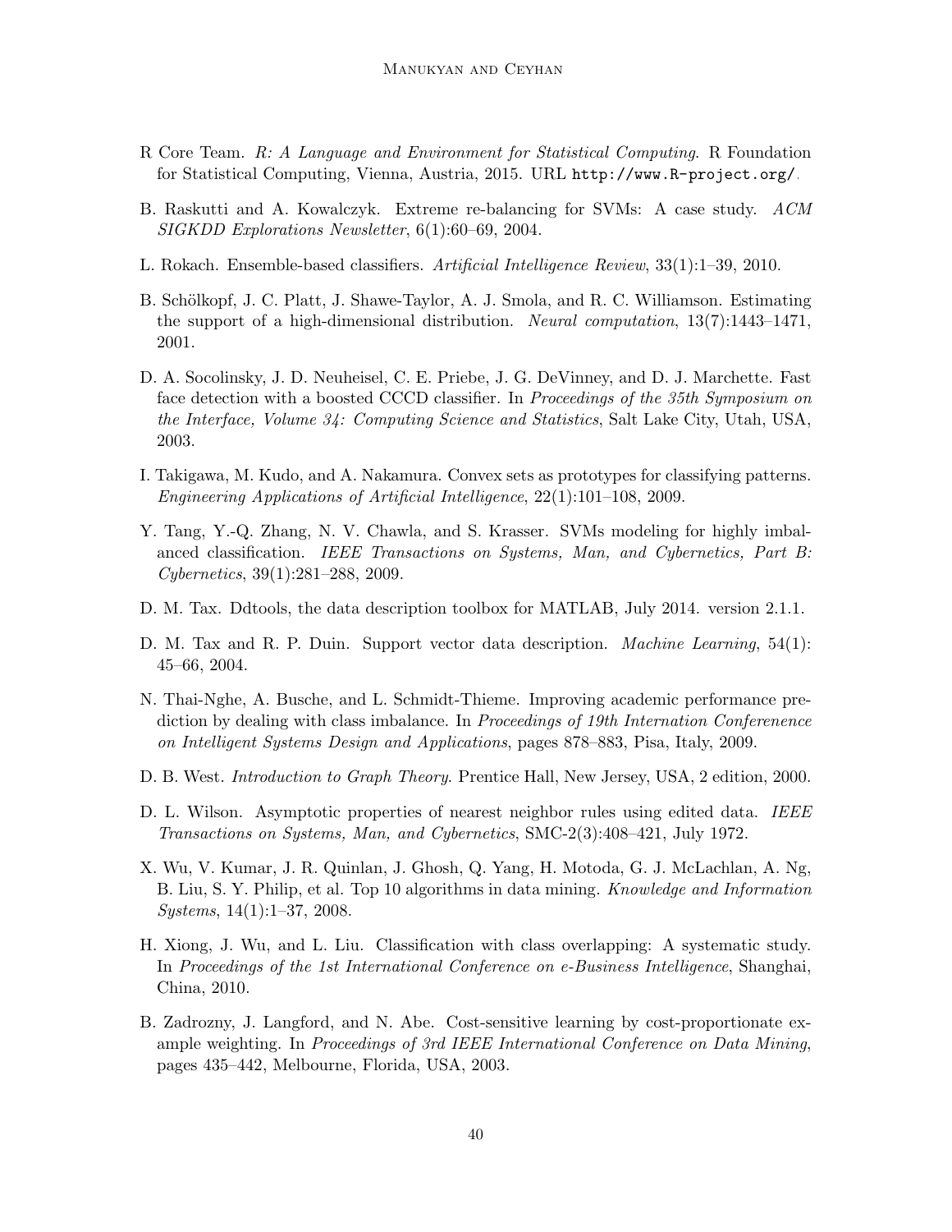R Core Team. *R: A Language and Environment for Statistical Computing*. R Foundation for Statistical Computing, Vienna, Austria, 2015. URL `http://www.R-project.org/`.

B. Raskutti and A. Kowalczyk. Extreme re-balancing for SVMs: A case study. *ACM SIGKDD Explorations Newsletter*, 6(1):60–69, 2004.

L. Rokach. Ensemble-based classifiers. *Artificial Intelligence Review*, 33(1):1–39, 2010.

B. Schölkopf, J. C. Platt, J. Shawe-Taylor, A. J. Smola, and R. C. Williamson. Estimating the support of a high-dimensional distribution. *Neural computation*, 13(7):1443–1471, 2001.

D. A. Socolinsky, J. D. Neuheisel, C. E. Priebe, J. G. DeVinney, and D. J. Marchette. Fast face detection with a boosted CCCD classifier. In *Proceedings of the 35th Symposium on the Interface, Volume 34: Computing Science and Statistics*, Salt Lake City, Utah, USA, 2003.

I. Takigawa, M. Kudo, and A. Nakamura. Convex sets as prototypes for classifying patterns. *Engineering Applications of Artificial Intelligence*, 22(1):101–108, 2009.

Y. Tang, Y.-Q. Zhang, N. V. Chawla, and S. Krasser. SVMs modeling for highly imbalanced classification. *IEEE Transactions on Systems, Man, and Cybernetics, Part B: Cybernetics*, 39(1):281–288, 2009.

D. M. Tax. Ddtools, the data description toolbox for MATLAB, July 2014. version 2.1.1.

D. M. Tax and R. P. Duin. Support vector data description. *Machine Learning*, 54(1): 45–66, 2004.

N. Thai-Nghe, A. Busche, and L. Schmidt-Thieme. Improving academic performance prediction by dealing with class imbalance. In *Proceedings of 19th Internation Conference on Intelligent Systems Design and Applications*, pages 878–883, Pisa, Italy, 2009.

D. B. West. *Introduction to Graph Theory*. Prentice Hall, New Jersey, USA, 2 edition, 2000.

D. L. Wilson. Asymptotic properties of nearest neighbor rules using edited data. *IEEE Transactions on Systems, Man, and Cybernetics*, SMC-2(3):408–421, July 1972.

X. Wu, V. Kumar, J. R. Quinlan, J. Ghosh, Q. Yang, H. Motoda, G. J. McLachlan, A. Ng, B. Liu, S. Y. Philip, et al. Top 10 algorithms in data mining. *Knowledge and Information Systems*, 14(1):1–37, 2008.

H. Xiong, J. Wu, and L. Liu. Classification with class overlapping: A systematic study. In *Proceedings of the 1st International Conference on e-Business Intelligence*, Shanghai, China, 2010.

B. Zadrozny, J. Langford, and N. Abe. Cost-sensitive learning by cost-proportionate example weighting. In *Proceedings of 3rd IEEE International Conference on Data Mining*, pages 435–442, Melbourne, Florida, USA, 2003.